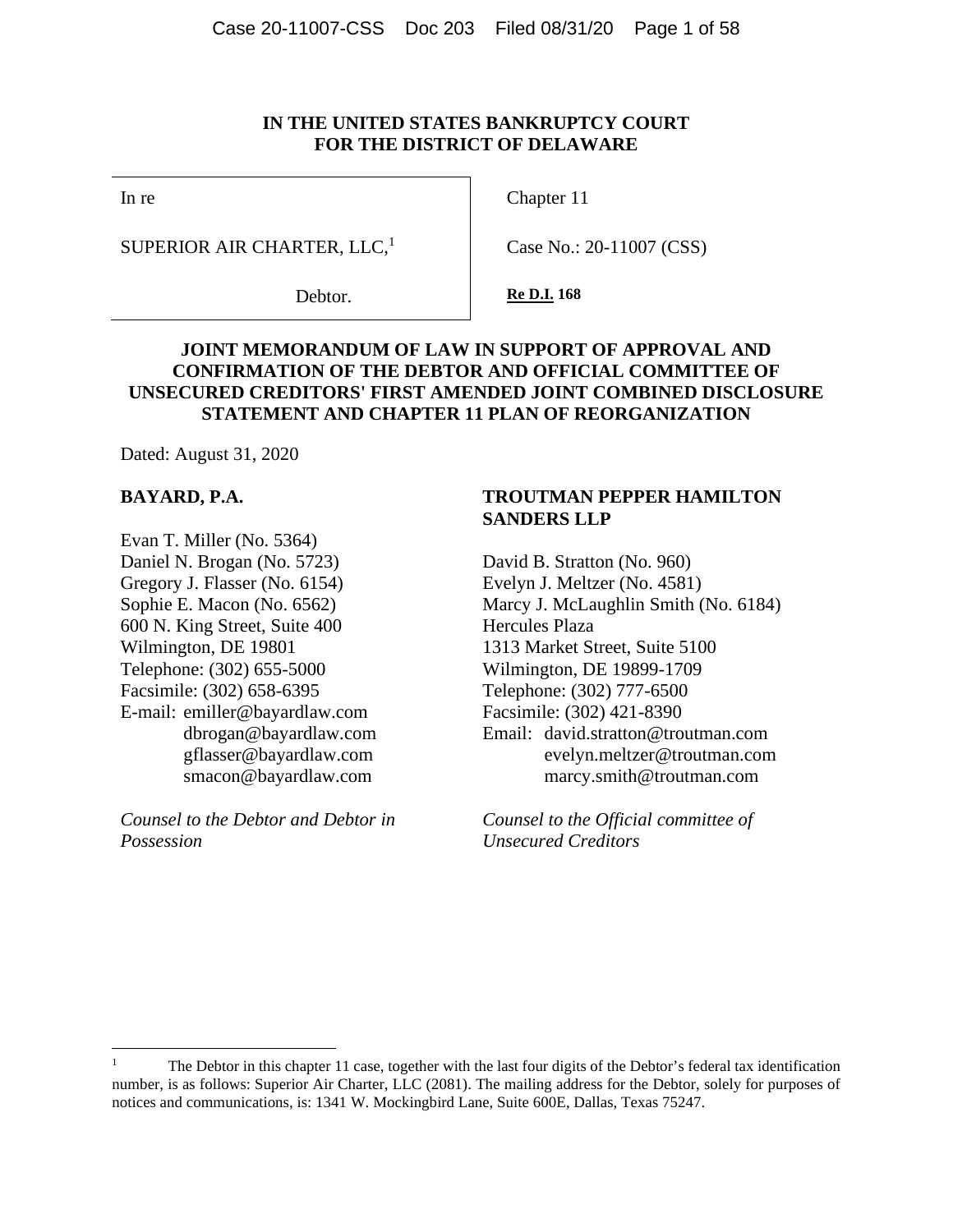**IN THE UNITED STATES BANKRUPTCY COURT**
**FOR THE DISTRICT OF DELAWARE**

| | |
|---|---|
| In re | Chapter 11 |
| SUPERIOR AIR CHARTER, LLC,[1] | Case No.: 20-11007 (CSS) |
| Debtor. | **Re D.I. 168** |

**JOINT MEMORANDUM OF LAW IN SUPPORT OF APPROVAL AND CONFIRMATION OF THE DEBTOR AND OFFICIAL COMMITTEE OF UNSECURED CREDITORS' FIRST AMENDED JOINT COMBINED DISCLOSURE STATEMENT AND CHAPTER 11 PLAN OF REORGANIZATION**

Dated: August 31, 2020

**BAYARD, P.A.**

Evan T. Miller (No. 5364)
Daniel N. Brogan (No. 5723)
Gregory J. Flasser (No. 6154)
Sophie E. Macon (No. 6562)
600 N. King Street, Suite 400
Wilmington, DE 19801
Telephone: (302) 655-5000
Facsimile: (302) 658-6395
E-mail: emiller@bayardlaw.com
dbrogan@bayardlaw.com
gflasser@bayardlaw.com
smacon@bayardlaw.com

*Counsel to the Debtor and Debtor in Possession*

**TROUTMAN PEPPER HAMILTON SANDERS LLP**

David B. Stratton (No. 960)
Evelyn J. Meltzer (No. 4581)
Marcy J. McLaughlin Smith (No. 6184)
Hercules Plaza
1313 Market Street, Suite 5100
Wilmington, DE 19899-1709
Telephone: (302) 777-6500
Facsimile: (302) 421-8390
Email: david.stratton@troutman.com
evelyn.meltzer@troutman.com
marcy.smith@troutman.com

*Counsel to the Official committee of Unsecured Creditors*

---

[1] The Debtor in this chapter 11 case, together with the last four digits of the Debtor's federal tax identification number, is as follows: Superior Air Charter, LLC (2081). The mailing address for the Debtor, solely for purposes of notices and communications, is: 1341 W. Mockingbird Lane, Suite 600E, Dallas, Texas 75247.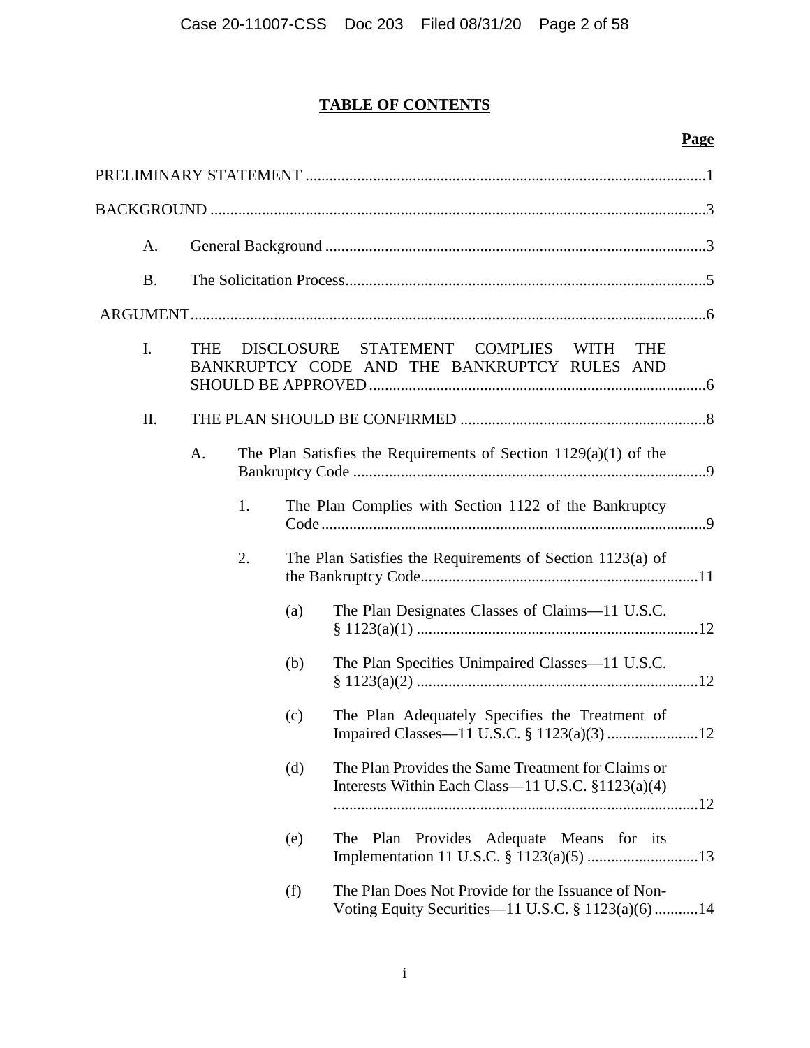## TABLE OF CONTENTS

**Page**

PRELIMINARY STATEMENT ....................................................................................................1

BACKGROUND ............................................................................................................................3

- A. General Background ...............................................................................................3
- B. The Solicitation Process..........................................................................................5

ARGUMENT.................................................................................................................................6

- I. THE DISCLOSURE STATEMENT COMPLIES WITH THE BANKRUPTCY CODE AND THE BANKRUPTCY RULES AND SHOULD BE APPROVED ....................................................................................6
- II. THE PLAN SHOULD BE CONFIRMED .............................................................8
  - A. The Plan Satisfies the Requirements of Section 1129(a)(1) of the Bankruptcy Code ........................................................................................9
    - 1. The Plan Complies with Section 1122 of the Bankruptcy Code ..................................................................................................9
    - 2. The Plan Satisfies the Requirements of Section 1123(a) of the Bankruptcy Code.....................................................................11
      - (a) The Plan Designates Classes of Claims—11 U.S.C. § 1123(a)(1) .......................................................................12
      - (b) The Plan Specifies Unimpaired Classes—11 U.S.C. § 1123(a)(2) .......................................................................12
      - (c) The Plan Adequately Specifies the Treatment of Impaired Classes—11 U.S.C. § 1123(a)(3) .......................12
      - (d) The Plan Provides the Same Treatment for Claims or Interests Within Each Class—11 U.S.C. §1123(a)(4) ............................................................................................12
      - (e) The Plan Provides Adequate Means for its Implementation 11 U.S.C. § 1123(a)(5) ............................13
      - (f) The Plan Does Not Provide for the Issuance of Non-Voting Equity Securities—11 U.S.C. § 1123(a)(6) ...........14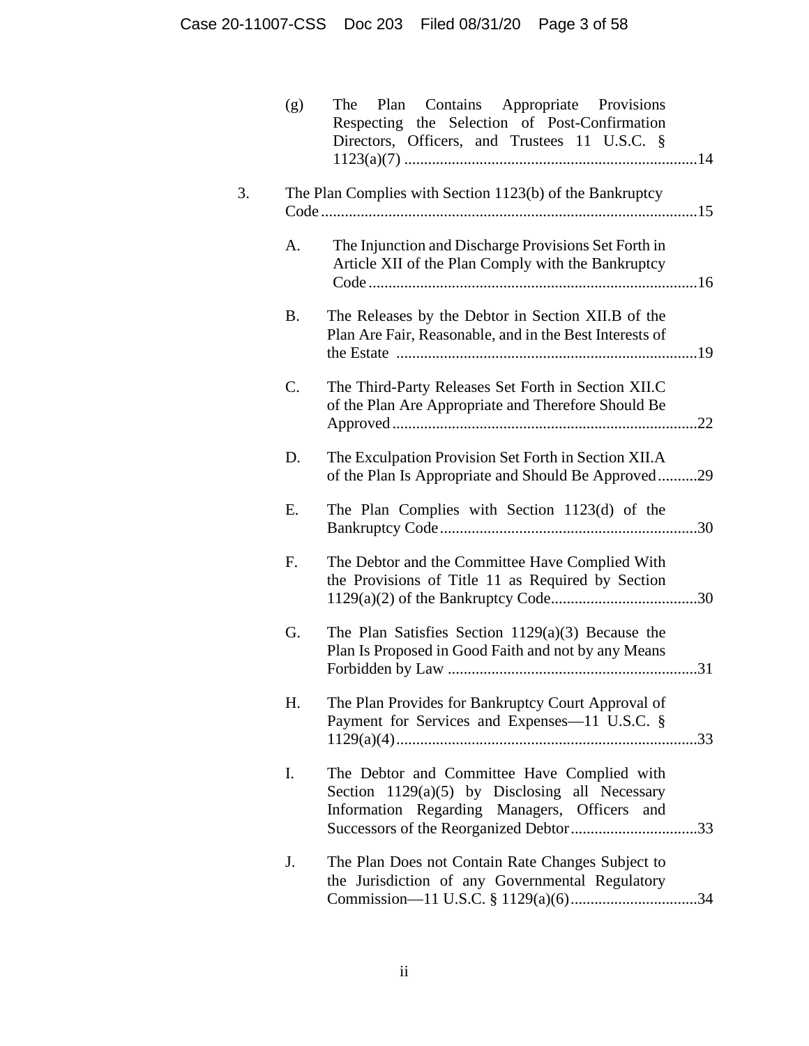(g) The Plan Contains Appropriate Provisions Respecting the Selection of Post-Confirmation Directors, Officers, and Trustees 11 U.S.C. § 1123(a)(7) ....................14

3. The Plan Complies with Section 1123(b) of the Bankruptcy Code ....................15

A. The Injunction and Discharge Provisions Set Forth in Article XII of the Plan Comply with the Bankruptcy Code ....................16

B. The Releases by the Debtor in Section XII.B of the Plan Are Fair, Reasonable, and in the Best Interests of the Estate ....................19

C. The Third-Party Releases Set Forth in Section XII.C of the Plan Are Appropriate and Therefore Should Be Approved ....................22

D. The Exculpation Provision Set Forth in Section XII.A of the Plan Is Appropriate and Should Be Approved ....................29

E. The Plan Complies with Section 1123(d) of the Bankruptcy Code ....................30

F. The Debtor and the Committee Have Complied With the Provisions of Title 11 as Required by Section 1129(a)(2) of the Bankruptcy Code ....................30

G. The Plan Satisfies Section 1129(a)(3) Because the Plan Is Proposed in Good Faith and not by any Means Forbidden by Law ....................31

H. The Plan Provides for Bankruptcy Court Approval of Payment for Services and Expenses—11 U.S.C. § 1129(a)(4) ....................33

I. The Debtor and Committee Have Complied with Section 1129(a)(5) by Disclosing all Necessary Information Regarding Managers, Officers and Successors of the Reorganized Debtor ....................33

J. The Plan Does not Contain Rate Changes Subject to the Jurisdiction of any Governmental Regulatory Commission—11 U.S.C. § 1129(a)(6) ....................34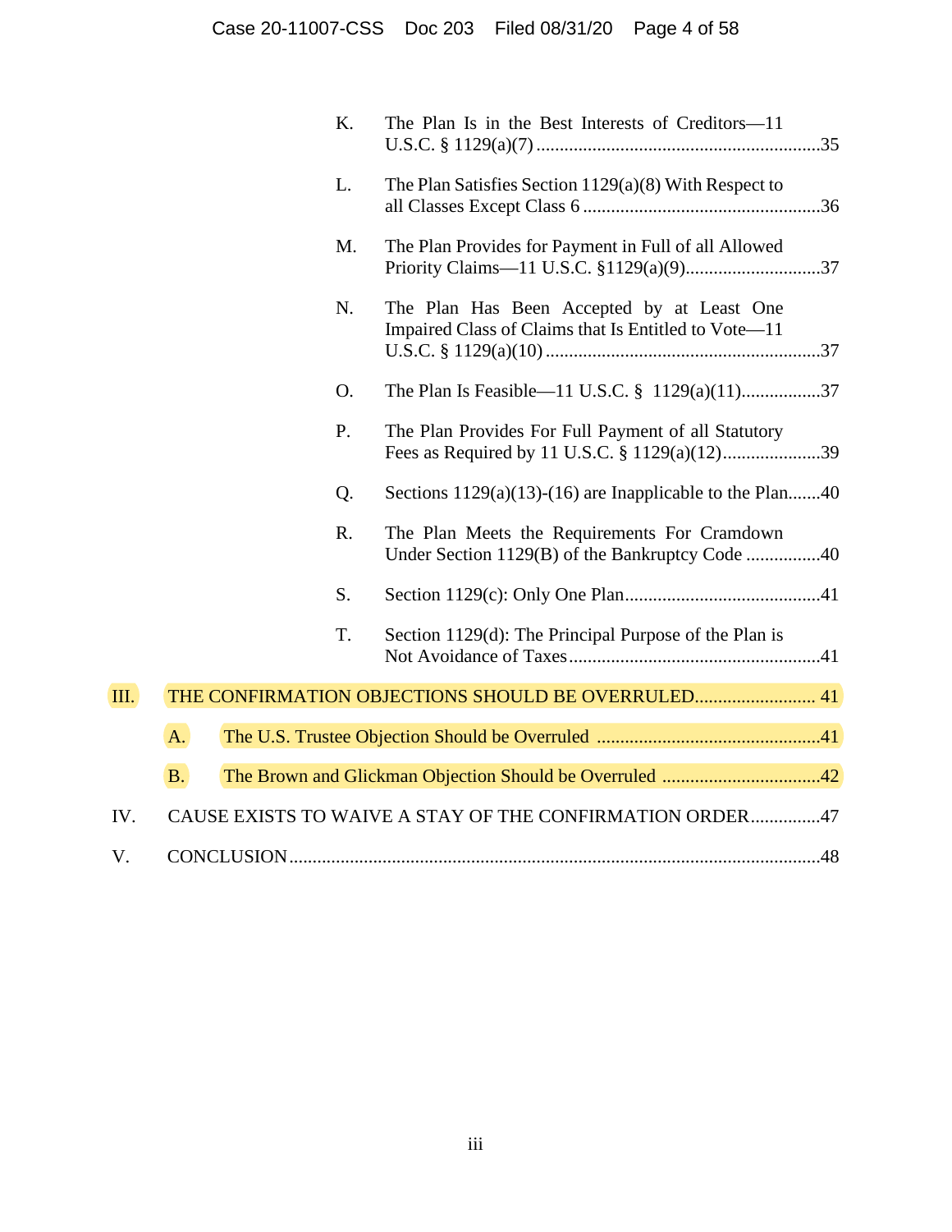K. The Plan Is in the Best Interests of Creditors—11 U.S.C. § 1129(a)(7) ....35

L. The Plan Satisfies Section 1129(a)(8) With Respect to all Classes Except Class 6 ....36

M. The Plan Provides for Payment in Full of all Allowed Priority Claims—11 U.S.C. §1129(a)(9)....37

N. The Plan Has Been Accepted by at Least One Impaired Class of Claims that Is Entitled to Vote—11 U.S.C. § 1129(a)(10) ....37

O. The Plan Is Feasible—11 U.S.C. § 1129(a)(11)....37

P. The Plan Provides For Full Payment of all Statutory Fees as Required by 11 U.S.C. § 1129(a)(12)....39

Q. Sections 1129(a)(13)-(16) are Inapplicable to the Plan....40

R. The Plan Meets the Requirements For Cramdown Under Section 1129(B) of the Bankruptcy Code ....40

S. Section 1129(c): Only One Plan....41

T. Section 1129(d): The Principal Purpose of the Plan is Not Avoidance of Taxes....41

III. THE CONFIRMATION OBJECTIONS SHOULD BE OVERRULED.... 41

A. The U.S. Trustee Objection Should be Overruled ....41

B. The Brown and Glickman Objection Should be Overruled ....42

IV. CAUSE EXISTS TO WAIVE A STAY OF THE CONFIRMATION ORDER....47

V. CONCLUSION....48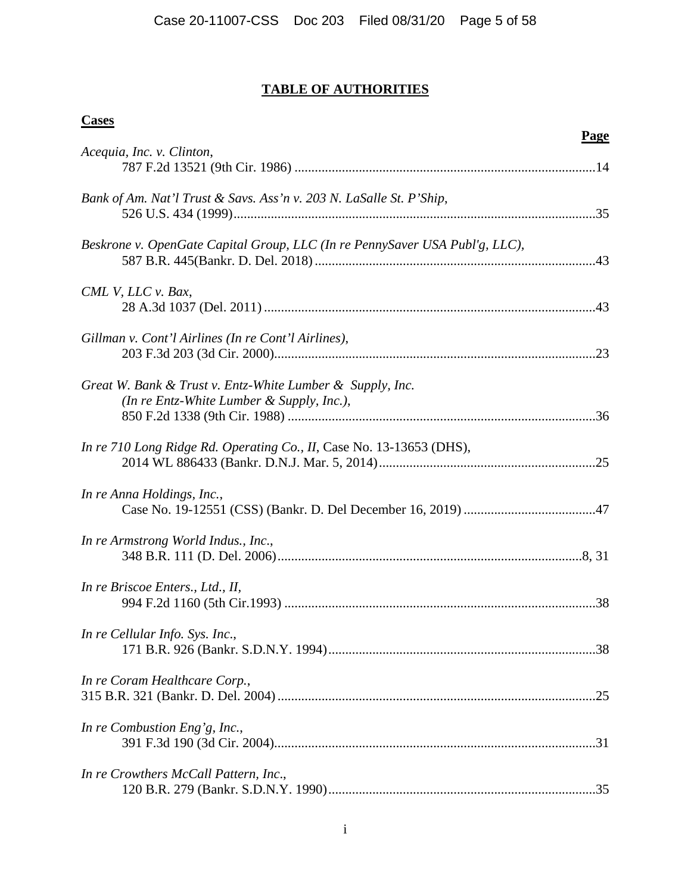# TABLE OF AUTHORITIES

**Cases**

**Page**

*Acequia, Inc. v. Clinton*,
787 F.2d 13521 (9th Cir. 1986) ........................................................................................14

*Bank of Am. Nat'l Trust & Savs. Ass'n v. 203 N. LaSalle St. P'Ship*,
526 U.S. 434 (1999)..........................................................................................................35

*Beskrone v. OpenGate Capital Group, LLC (In re PennySaver USA Publ'g, LLC)*,
587 B.R. 445(Bankr. D. Del. 2018) ..................................................................................43

*CML V, LLC v. Bax*,
28 A.3d 1037 (Del. 2011) .................................................................................................43

*Gillman v. Cont'l Airlines (In re Cont'l Airlines)*,
203 F.3d 203 (3d Cir. 2000)..............................................................................................23

*Great W. Bank & Trust v. Entz-White Lumber & Supply, Inc. (In re Entz-White Lumber & Supply, Inc.)*,
850 F.2d 1338 (9th Cir. 1988) ..........................................................................................36

*In re 710 Long Ridge Rd. Operating Co., II*, Case No. 13-13653 (DHS),
2014 WL 886433 (Bankr. D.N.J. Mar. 5, 2014)................................................................25

*In re Anna Holdings, Inc.*,
Case No. 19-12551 (CSS) (Bankr. D. Del December 16, 2019) .......................................47

*In re Armstrong World Indus., Inc.*,
348 B.R. 111 (D. Del. 2006).........................................................................................8, 31

*In re Briscoe Enters., Ltd., II*,
994 F.2d 1160 (5th Cir.1993) ...........................................................................................38

*In re Cellular Info. Sys. Inc.*,
171 B.R. 926 (Bankr. S.D.N.Y. 1994)..............................................................................38

*In re Coram Healthcare Corp.*,
315 B.R. 321 (Bankr. D. Del. 2004).............................................................................................25

*In re Combustion Eng'g, Inc.*,
391 F.3d 190 (3d Cir. 2004)..............................................................................................31

*In re Crowthers McCall Pattern, Inc*.,
120 B.R. 279 (Bankr. S.D.N.Y. 1990)..............................................................................35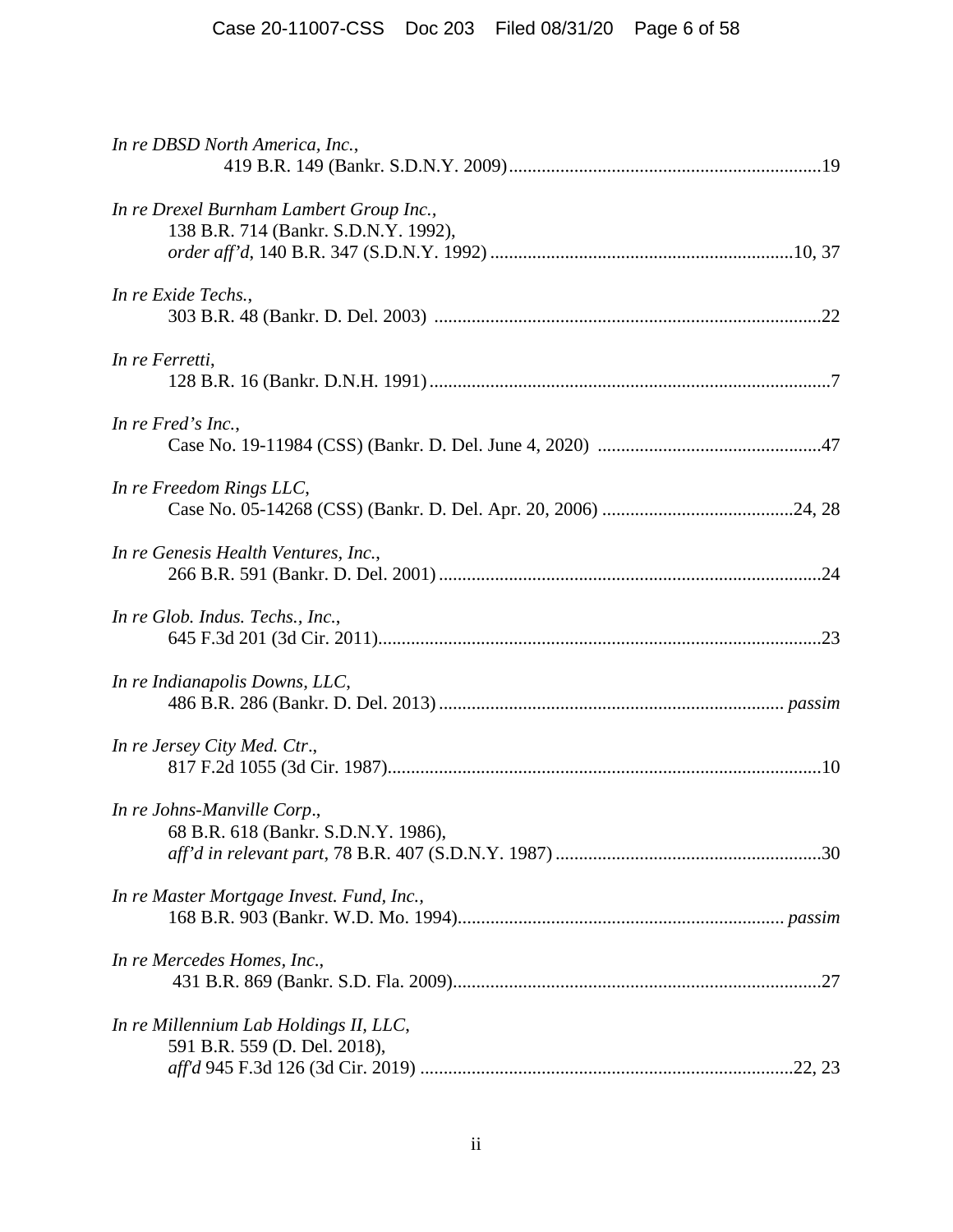*In re DBSD North America, Inc.*,
419 B.R. 149 (Bankr. S.D.N.Y. 2009) .......... 19

*In re Drexel Burnham Lambert Group Inc.*,
138 B.R. 714 (Bankr. S.D.N.Y. 1992),
*order aff'd*, 140 B.R. 347 (S.D.N.Y. 1992) .......... 10, 37

*In re Exide Techs.*,
303 B.R. 48 (Bankr. D. Del. 2003) .......... 22

*In re Ferretti*,
128 B.R. 16 (Bankr. D.N.H. 1991) .......... 7

*In re Fred's Inc.*,
Case No. 19-11984 (CSS) (Bankr. D. Del. June 4, 2020) .......... 47

*In re Freedom Rings LLC*,
Case No. 05-14268 (CSS) (Bankr. D. Del. Apr. 20, 2006) .......... 24, 28

*In re Genesis Health Ventures, Inc.*,
266 B.R. 591 (Bankr. D. Del. 2001) .......... 24

*In re Glob. Indus. Techs., Inc.*,
645 F.3d 201 (3d Cir. 2011) .......... 23

*In re Indianapolis Downs, LLC*,
486 B.R. 286 (Bankr. D. Del. 2013) .......... *passim*

*In re Jersey City Med. Ctr.*,
817 F.2d 1055 (3d Cir. 1987) .......... 10

*In re Johns-Manville Corp.*,
68 B.R. 618 (Bankr. S.D.N.Y. 1986),
*aff'd in relevant part*, 78 B.R. 407 (S.D.N.Y. 1987) .......... 30

*In re Master Mortgage Invest. Fund, Inc.*,
168 B.R. 903 (Bankr. W.D. Mo. 1994) .......... *passim*

*In re Mercedes Homes, Inc.*,
431 B.R. 869 (Bankr. S.D. Fla. 2009) .......... 27

*In re Millennium Lab Holdings II, LLC*,
591 B.R. 559 (D. Del. 2018),
*aff'd* 945 F.3d 126 (3d Cir. 2019) .......... 22, 23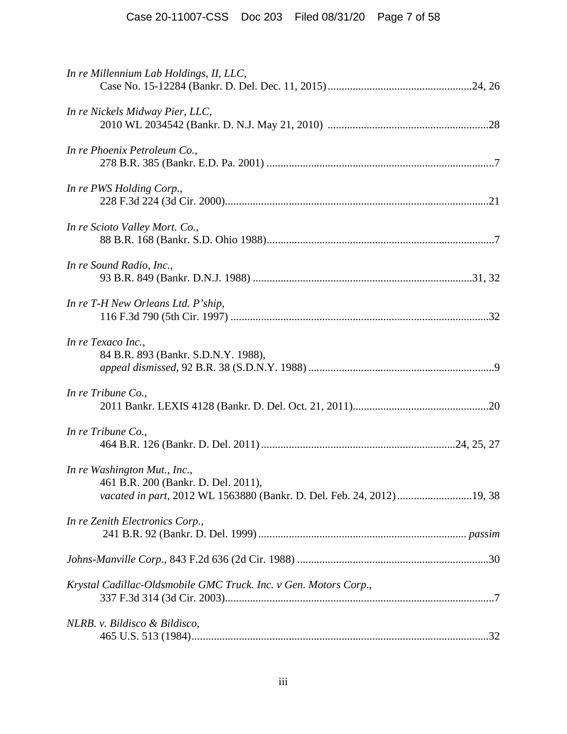*In re Millennium Lab Holdings, II, LLC*,
Case No. 15-12284 (Bankr. D. Del. Dec. 11, 2015) ....................................................24, 26

*In re Nickels Midway Pier, LLC*,
2010 WL 2034542 (Bankr. D. N.J. May 21, 2010) .........................................................28

*In re Phoenix Petroleum Co.*,
278 B.R. 385 (Bankr. E.D. Pa. 2001) .................................................................................7

*In re PWS Holding Corp.*,
228 F.3d 224 (3d Cir. 2000)..............................................................................................21

*In re Scioto Valley Mort. Co.*,
88 B.R. 168 (Bankr. S.D. Ohio 1988).................................................................................7

*In re Sound Radio, Inc.*,
93 B.R. 849 (Bankr. D.N.J. 1988) ...............................................................................31, 32

*In re T-H New Orleans Ltd. P'ship*,
116 F.3d 790 (5th Cir. 1997) ............................................................................................32

*In re Texaco Inc.*,
84 B.R. 893 (Bankr. S.D.N.Y. 1988),
*appeal dismissed*, 92 B.R. 38 (S.D.N.Y. 1988) ...................................................................9

*In re Tribune Co.*,
2011 Bankr. LEXIS 4128 (Bankr. D. Del. Oct. 21, 2011).................................................20

*In re Tribune Co.*,
464 B.R. 126 (Bankr. D. Del. 2011) .....................................................................24, 25, 27

*In re Washington Mut., Inc.*,
461 B.R. 200 (Bankr. D. Del. 2011),
*vacated in part*, 2012 WL 1563880 (Bankr. D. Del. Feb. 24, 2012)...........................19, 38

*In re Zenith Electronics Corp.*,
241 B.R. 92 (Bankr. D. Del. 1999) .......................................................................... *passim*

*Johns-Manville Corp.*, 843 F.2d 636 (2d Cir. 1988) .....................................................................30

*Krystal Cadillac-Oldsmobile GMC Truck. Inc. v Gen. Motors Corp.*,
337 F.3d 314 (3d Cir. 2003)................................................................................................7

*NLRB. v. Bildisco & Bildisco*,
465 U.S. 513 (1984)..........................................................................................................32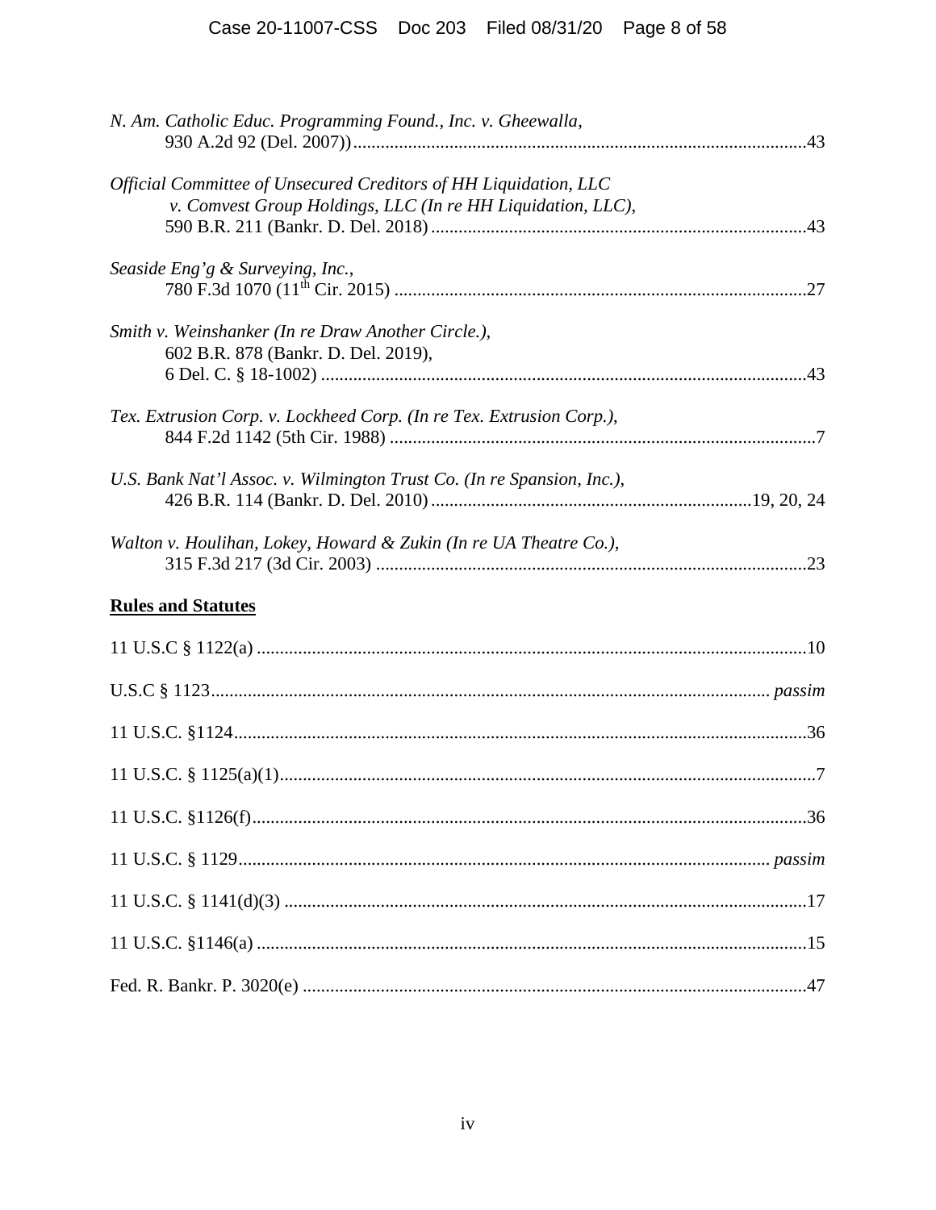*N. Am. Catholic Educ. Programming Found., Inc. v. Gheewalla*,
930 A.2d 92 (Del. 2007)) ....................................................................................................43

*Official Committee of Unsecured Creditors of HH Liquidation, LLC v. Comvest Group Holdings, LLC (In re HH Liquidation, LLC)*,
590 B.R. 211 (Bankr. D. Del. 2018) ..................................................................................43

*Seaside Eng'g & Surveying, Inc.*,
780 F.3d 1070 (11th Cir. 2015) ..........................................................................................27

*Smith v. Weinshanker (In re Draw Another Circle.)*,
602 B.R. 878 (Bankr. D. Del. 2019),
6 Del. C. § 18-1002) ..........................................................................................................43

*Tex. Extrusion Corp. v. Lockheed Corp. (In re Tex. Extrusion Corp.)*,
844 F.2d 1142 (5th Cir. 1988) .............................................................................................7

*U.S. Bank Nat'l Assoc. v. Wilmington Trust Co. (In re Spansion, Inc.)*,
426 B.R. 114 (Bankr. D. Del. 2010) .....................................................................19, 20, 24

*Walton v. Houlihan, Lokey, Howard & Zukin (In re UA Theatre Co.)*,
315 F.3d 217 (3d Cir. 2003) ..............................................................................................23

**Rules and Statutes**

11 U.S.C § 1122(a) ........................................................................................................10

U.S.C § 1123........................................................................................................ *passim*

11 U.S.C. §1124.............................................................................................................36

11 U.S.C. § 1125(a)(1).....................................................................................................7

11 U.S.C. §1126(f)..........................................................................................................36

11 U.S.C. § 1129.................................................................................................. *passim*

11 U.S.C. § 1141(d)(3) ..................................................................................................17

11 U.S.C. §1146(a) ........................................................................................................15

Fed. R. Bankr. P. 3020(e) ..............................................................................................47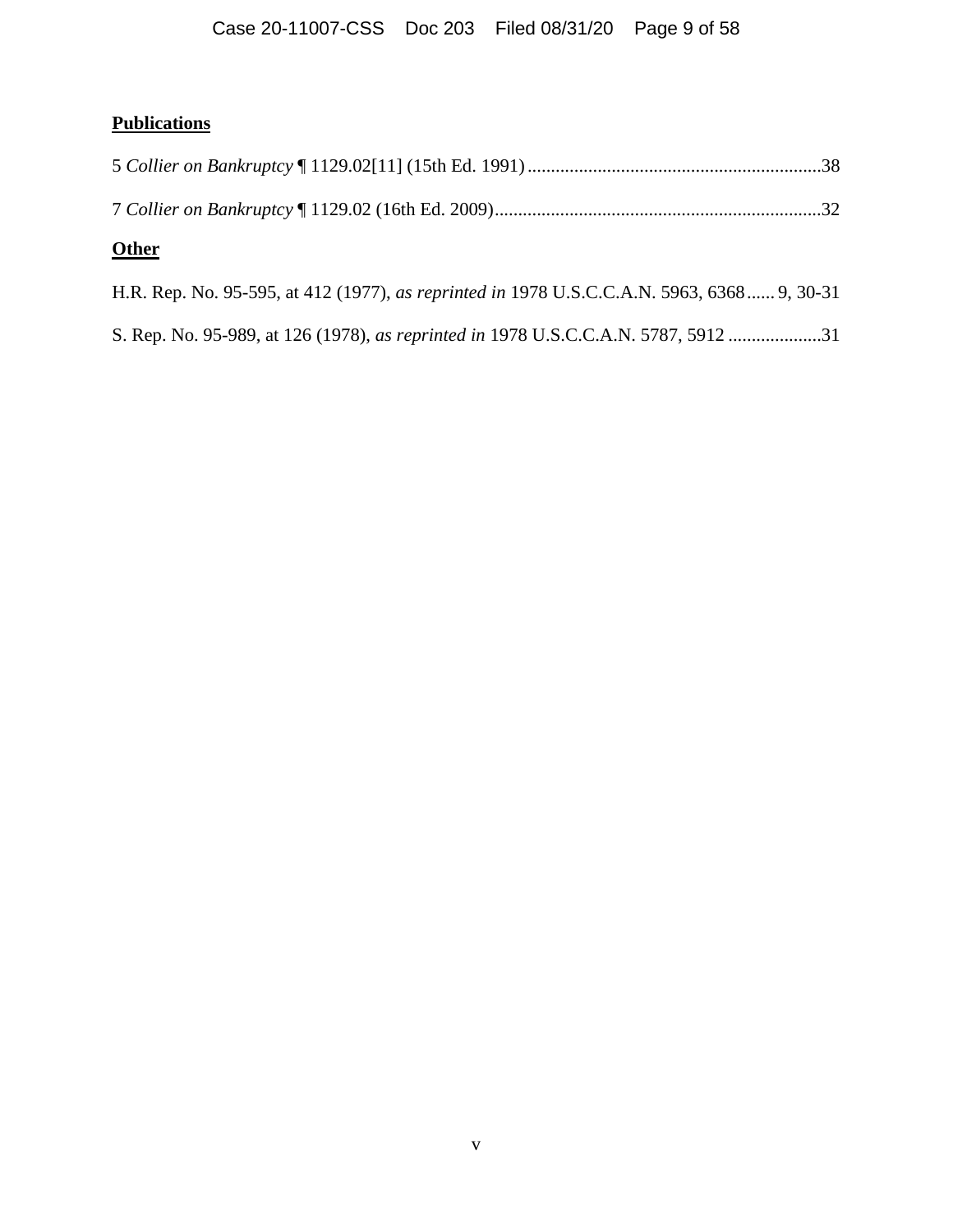**Publications**

5 *Collier on Bankruptcy* ¶ 1129.02[11] (15th Ed. 1991) ............................................................38

7 *Collier on Bankruptcy* ¶ 1129.02 (16th Ed. 2009) ..................................................................32

**Other**

H.R. Rep. No. 95-595, at 412 (1977), *as reprinted in* 1978 U.S.C.C.A.N. 5963, 6368 ...... 9, 30-31

S. Rep. No. 95-989, at 126 (1978), *as reprinted in* 1978 U.S.C.C.A.N. 5787, 5912 ....................31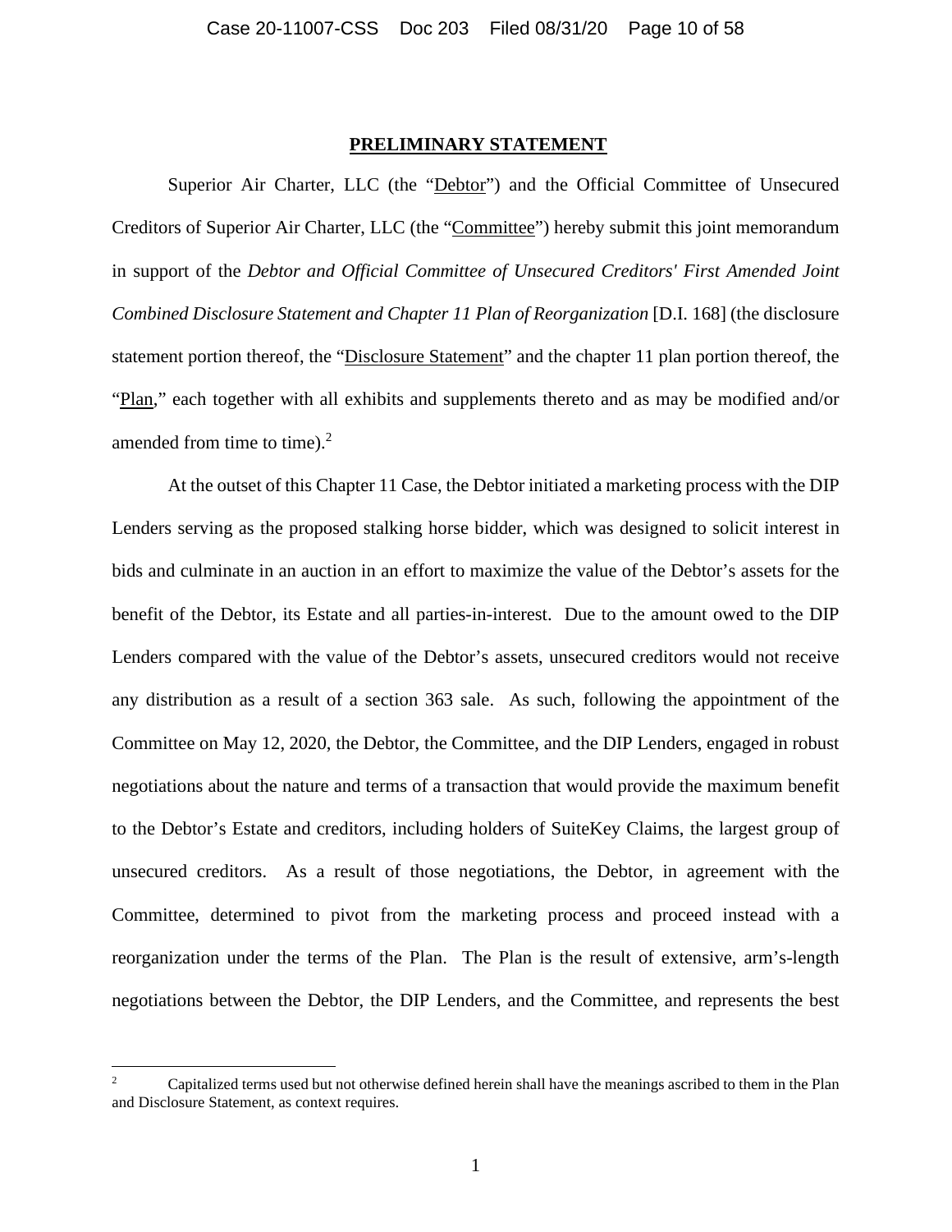## PRELIMINARY STATEMENT

Superior Air Charter, LLC (the "Debtor") and the Official Committee of Unsecured Creditors of Superior Air Charter, LLC (the "Committee") hereby submit this joint memorandum in support of the *Debtor and Official Committee of Unsecured Creditors' First Amended Joint Combined Disclosure Statement and Chapter 11 Plan of Reorganization* [D.I. 168] (the disclosure statement portion thereof, the "Disclosure Statement" and the chapter 11 plan portion thereof, the "Plan," each together with all exhibits and supplements thereto and as may be modified and/or amended from time to time).[2]

At the outset of this Chapter 11 Case, the Debtor initiated a marketing process with the DIP Lenders serving as the proposed stalking horse bidder, which was designed to solicit interest in bids and culminate in an auction in an effort to maximize the value of the Debtor's assets for the benefit of the Debtor, its Estate and all parties-in-interest. Due to the amount owed to the DIP Lenders compared with the value of the Debtor's assets, unsecured creditors would not receive any distribution as a result of a section 363 sale. As such, following the appointment of the Committee on May 12, 2020, the Debtor, the Committee, and the DIP Lenders, engaged in robust negotiations about the nature and terms of a transaction that would provide the maximum benefit to the Debtor's Estate and creditors, including holders of SuiteKey Claims, the largest group of unsecured creditors. As a result of those negotiations, the Debtor, in agreement with the Committee, determined to pivot from the marketing process and proceed instead with a reorganization under the terms of the Plan. The Plan is the result of extensive, arm's-length negotiations between the Debtor, the DIP Lenders, and the Committee, and represents the best

[2] Capitalized terms used but not otherwise defined herein shall have the meanings ascribed to them in the Plan and Disclosure Statement, as context requires.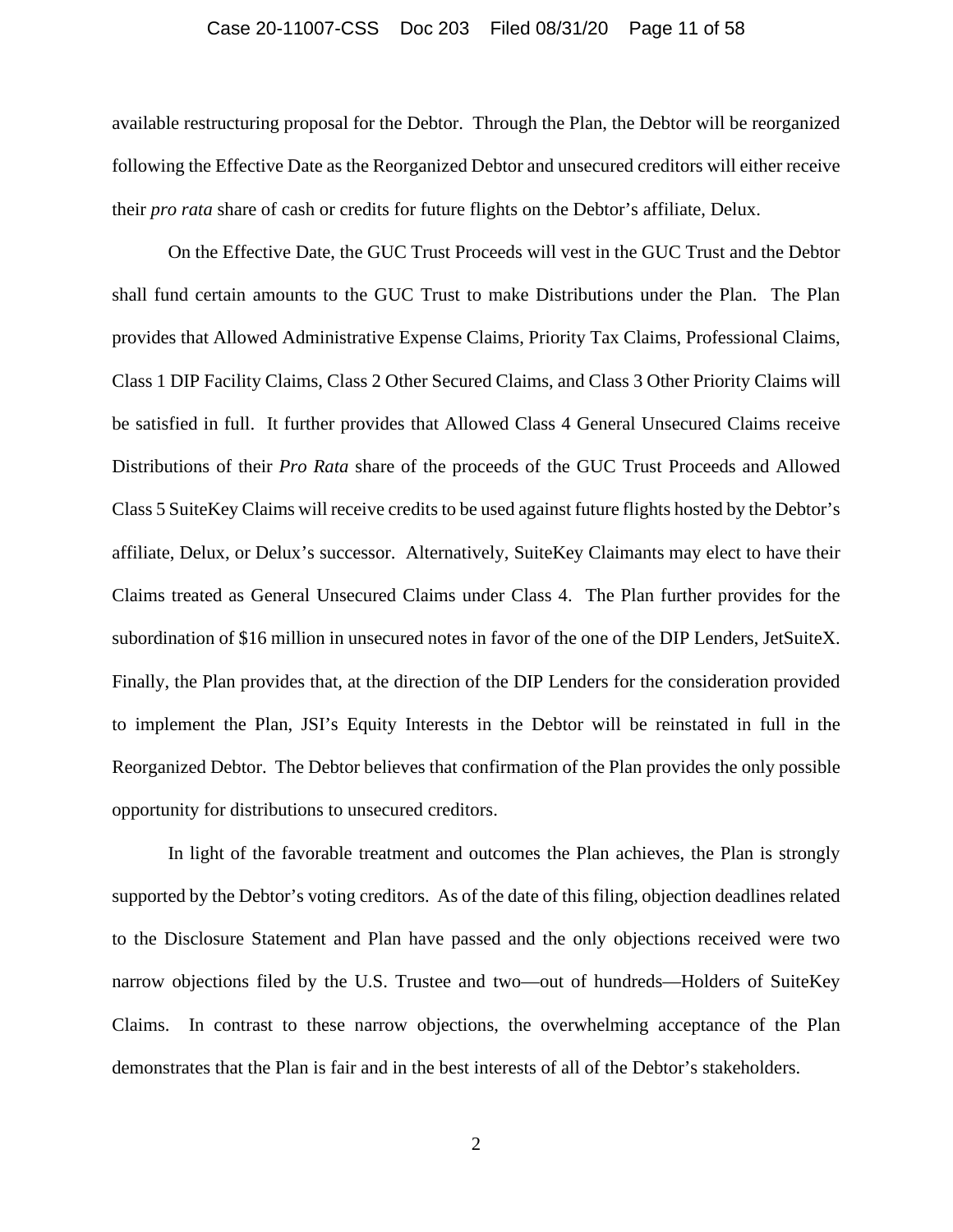available restructuring proposal for the Debtor. Through the Plan, the Debtor will be reorganized following the Effective Date as the Reorganized Debtor and unsecured creditors will either receive their *pro rata* share of cash or credits for future flights on the Debtor's affiliate, Delux.

On the Effective Date, the GUC Trust Proceeds will vest in the GUC Trust and the Debtor shall fund certain amounts to the GUC Trust to make Distributions under the Plan. The Plan provides that Allowed Administrative Expense Claims, Priority Tax Claims, Professional Claims, Class 1 DIP Facility Claims, Class 2 Other Secured Claims, and Class 3 Other Priority Claims will be satisfied in full. It further provides that Allowed Class 4 General Unsecured Claims receive Distributions of their *Pro Rata* share of the proceeds of the GUC Trust Proceeds and Allowed Class 5 SuiteKey Claims will receive credits to be used against future flights hosted by the Debtor's affiliate, Delux, or Delux's successor. Alternatively, SuiteKey Claimants may elect to have their Claims treated as General Unsecured Claims under Class 4. The Plan further provides for the subordination of $16 million in unsecured notes in favor of the one of the DIP Lenders, JetSuiteX. Finally, the Plan provides that, at the direction of the DIP Lenders for the consideration provided to implement the Plan, JSI's Equity Interests in the Debtor will be reinstated in full in the Reorganized Debtor. The Debtor believes that confirmation of the Plan provides the only possible opportunity for distributions to unsecured creditors.

In light of the favorable treatment and outcomes the Plan achieves, the Plan is strongly supported by the Debtor's voting creditors. As of the date of this filing, objection deadlines related to the Disclosure Statement and Plan have passed and the only objections received were two narrow objections filed by the U.S. Trustee and two—out of hundreds—Holders of SuiteKey Claims. In contrast to these narrow objections, the overwhelming acceptance of the Plan demonstrates that the Plan is fair and in the best interests of all of the Debtor's stakeholders.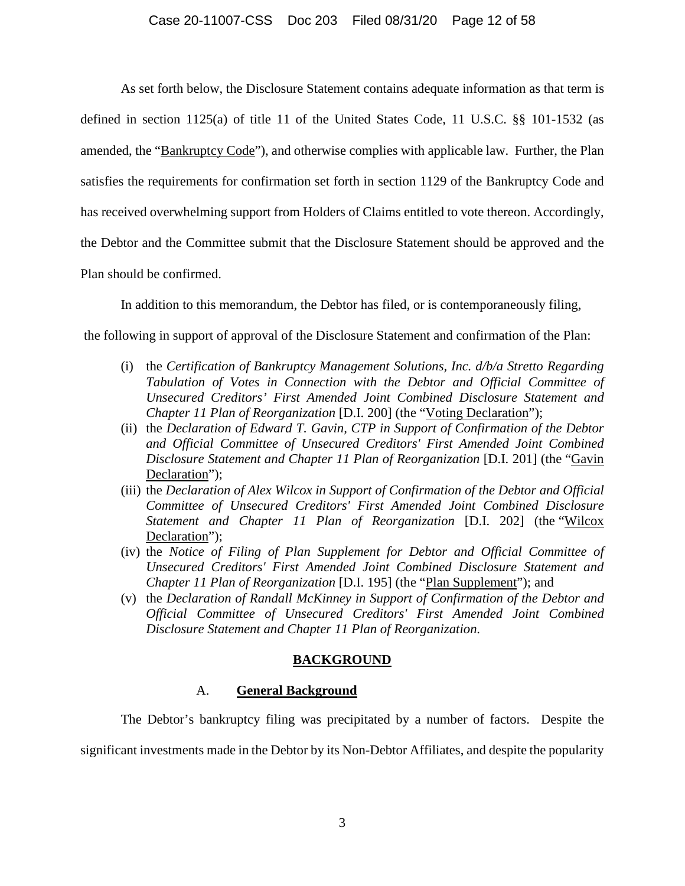As set forth below, the Disclosure Statement contains adequate information as that term is defined in section 1125(a) of title 11 of the United States Code, 11 U.S.C. §§ 101-1532 (as amended, the "Bankruptcy Code"), and otherwise complies with applicable law. Further, the Plan satisfies the requirements for confirmation set forth in section 1129 of the Bankruptcy Code and has received overwhelming support from Holders of Claims entitled to vote thereon. Accordingly, the Debtor and the Committee submit that the Disclosure Statement should be approved and the Plan should be confirmed.

In addition to this memorandum, the Debtor has filed, or is contemporaneously filing, the following in support of approval of the Disclosure Statement and confirmation of the Plan:

(i) the *Certification of Bankruptcy Management Solutions, Inc. d/b/a Stretto Regarding Tabulation of Votes in Connection with the Debtor and Official Committee of Unsecured Creditors' First Amended Joint Combined Disclosure Statement and Chapter 11 Plan of Reorganization* [D.I. 200] (the "Voting Declaration");

(ii) the *Declaration of Edward T. Gavin, CTP in Support of Confirmation of the Debtor and Official Committee of Unsecured Creditors' First Amended Joint Combined Disclosure Statement and Chapter 11 Plan of Reorganization* [D.I. 201] (the "Gavin Declaration");

(iii) the *Declaration of Alex Wilcox in Support of Confirmation of the Debtor and Official Committee of Unsecured Creditors' First Amended Joint Combined Disclosure Statement and Chapter 11 Plan of Reorganization* [D.I. 202] (the "Wilcox Declaration");

(iv) the *Notice of Filing of Plan Supplement for Debtor and Official Committee of Unsecured Creditors' First Amended Joint Combined Disclosure Statement and Chapter 11 Plan of Reorganization* [D.I. 195] (the "Plan Supplement"); and

(v) the *Declaration of Randall McKinney in Support of Confirmation of the Debtor and Official Committee of Unsecured Creditors' First Amended Joint Combined Disclosure Statement and Chapter 11 Plan of Reorganization.*

## BACKGROUND

### A. General Background

The Debtor's bankruptcy filing was precipitated by a number of factors. Despite the significant investments made in the Debtor by its Non-Debtor Affiliates, and despite the popularity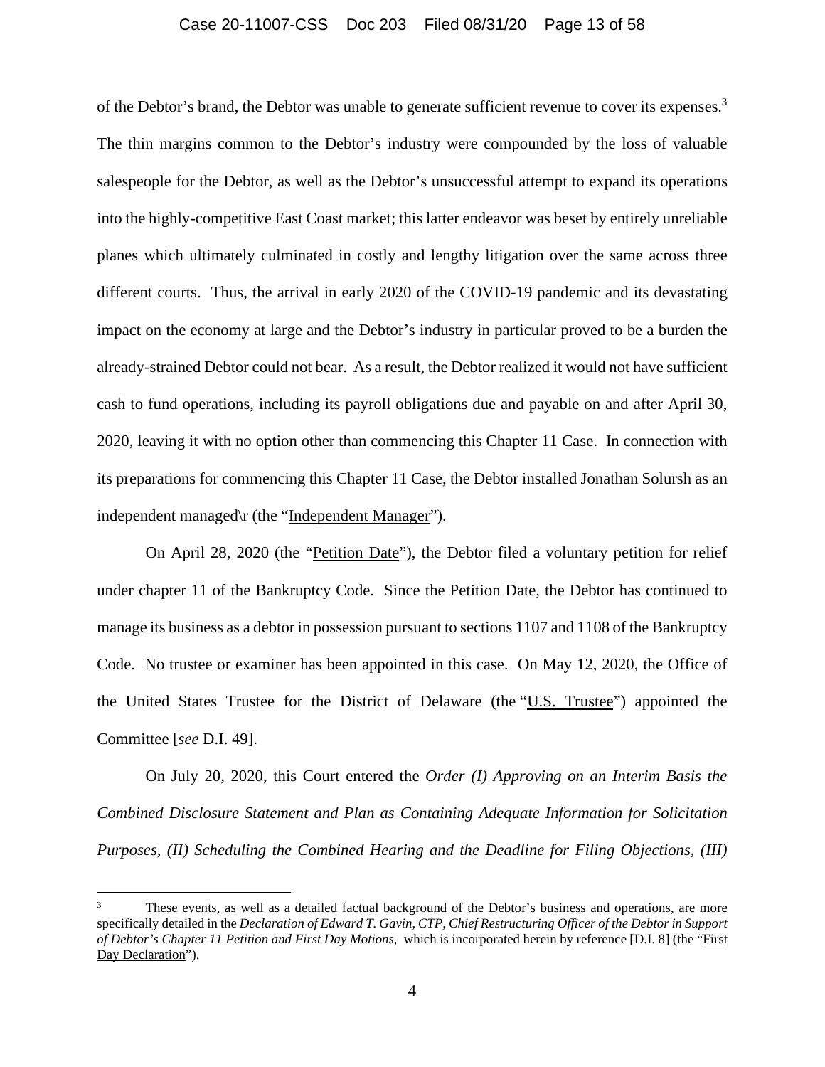of the Debtor's brand, the Debtor was unable to generate sufficient revenue to cover its expenses.[3] The thin margins common to the Debtor's industry were compounded by the loss of valuable salespeople for the Debtor, as well as the Debtor's unsuccessful attempt to expand its operations into the highly-competitive East Coast market; this latter endeavor was beset by entirely unreliable planes which ultimately culminated in costly and lengthy litigation over the same across three different courts. Thus, the arrival in early 2020 of the COVID-19 pandemic and its devastating impact on the economy at large and the Debtor's industry in particular proved to be a burden the already-strained Debtor could not bear. As a result, the Debtor realized it would not have sufficient cash to fund operations, including its payroll obligations due and payable on and after April 30, 2020, leaving it with no option other than commencing this Chapter 11 Case. In connection with its preparations for commencing this Chapter 11 Case, the Debtor installed Jonathan Solursh as an independent managed\r (the "Independent Manager").

On April 28, 2020 (the "Petition Date"), the Debtor filed a voluntary petition for relief under chapter 11 of the Bankruptcy Code. Since the Petition Date, the Debtor has continued to manage its business as a debtor in possession pursuant to sections 1107 and 1108 of the Bankruptcy Code. No trustee or examiner has been appointed in this case. On May 12, 2020, the Office of the United States Trustee for the District of Delaware (the "U.S. Trustee") appointed the Committee [*see* D.I. 49].

On July 20, 2020, this Court entered the *Order (I) Approving on an Interim Basis the Combined Disclosure Statement and Plan as Containing Adequate Information for Solicitation Purposes, (II) Scheduling the Combined Hearing and the Deadline for Filing Objections, (III)*

---

[3] These events, as well as a detailed factual background of the Debtor's business and operations, are more specifically detailed in the *Declaration of Edward T. Gavin, CTP, Chief Restructuring Officer of the Debtor in Support of Debtor's Chapter 11 Petition and First Day Motions,* which is incorporated herein by reference [D.I. 8] (the "First Day Declaration").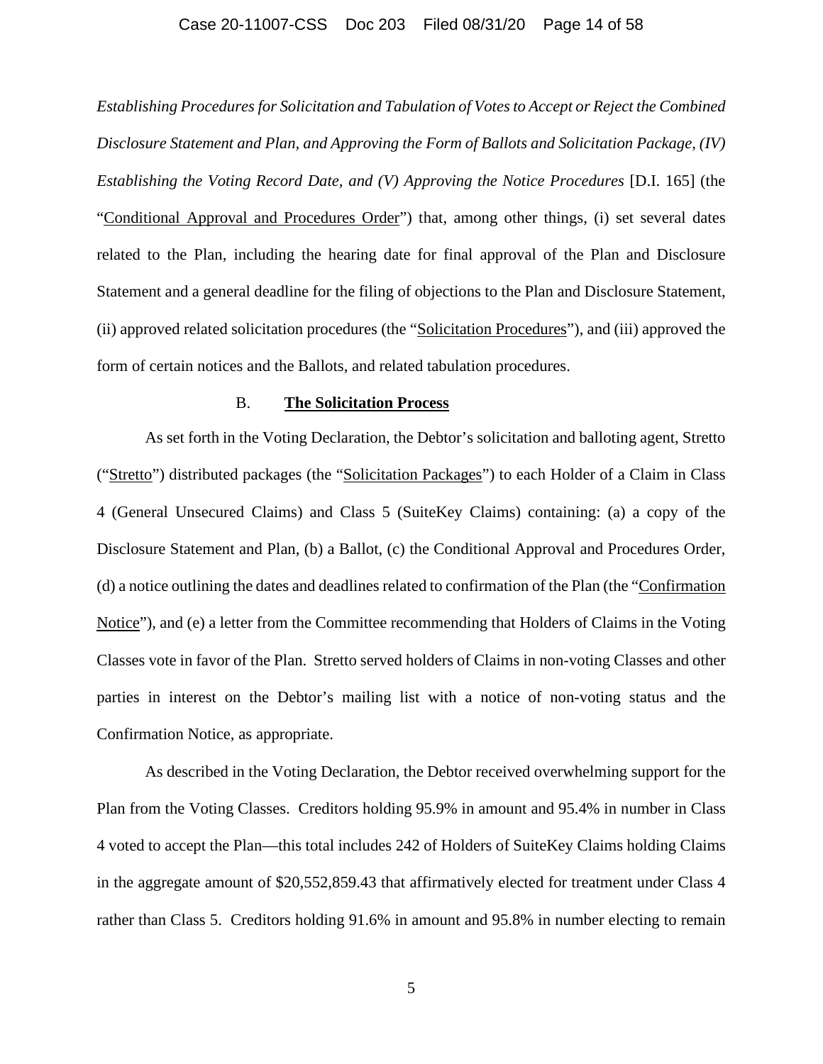*Establishing Procedures for Solicitation and Tabulation of Votes to Accept or Reject the Combined Disclosure Statement and Plan, and Approving the Form of Ballots and Solicitation Package, (IV) Establishing the Voting Record Date, and (V) Approving the Notice Procedures* [D.I. 165] (the "Conditional Approval and Procedures Order") that, among other things, (i) set several dates related to the Plan, including the hearing date for final approval of the Plan and Disclosure Statement and a general deadline for the filing of objections to the Plan and Disclosure Statement, (ii) approved related solicitation procedures (the "Solicitation Procedures"), and (iii) approved the form of certain notices and the Ballots, and related tabulation procedures.

### B. **The Solicitation Process**

As set forth in the Voting Declaration, the Debtor's solicitation and balloting agent, Stretto ("Stretto") distributed packages (the "Solicitation Packages") to each Holder of a Claim in Class 4 (General Unsecured Claims) and Class 5 (SuiteKey Claims) containing: (a) a copy of the Disclosure Statement and Plan, (b) a Ballot, (c) the Conditional Approval and Procedures Order, (d) a notice outlining the dates and deadlines related to confirmation of the Plan (the "Confirmation Notice"), and (e) a letter from the Committee recommending that Holders of Claims in the Voting Classes vote in favor of the Plan. Stretto served holders of Claims in non-voting Classes and other parties in interest on the Debtor's mailing list with a notice of non-voting status and the Confirmation Notice, as appropriate.

As described in the Voting Declaration, the Debtor received overwhelming support for the Plan from the Voting Classes. Creditors holding 95.9% in amount and 95.4% in number in Class 4 voted to accept the Plan—this total includes 242 of Holders of SuiteKey Claims holding Claims in the aggregate amount of $20,552,859.43 that affirmatively elected for treatment under Class 4 rather than Class 5. Creditors holding 91.6% in amount and 95.8% in number electing to remain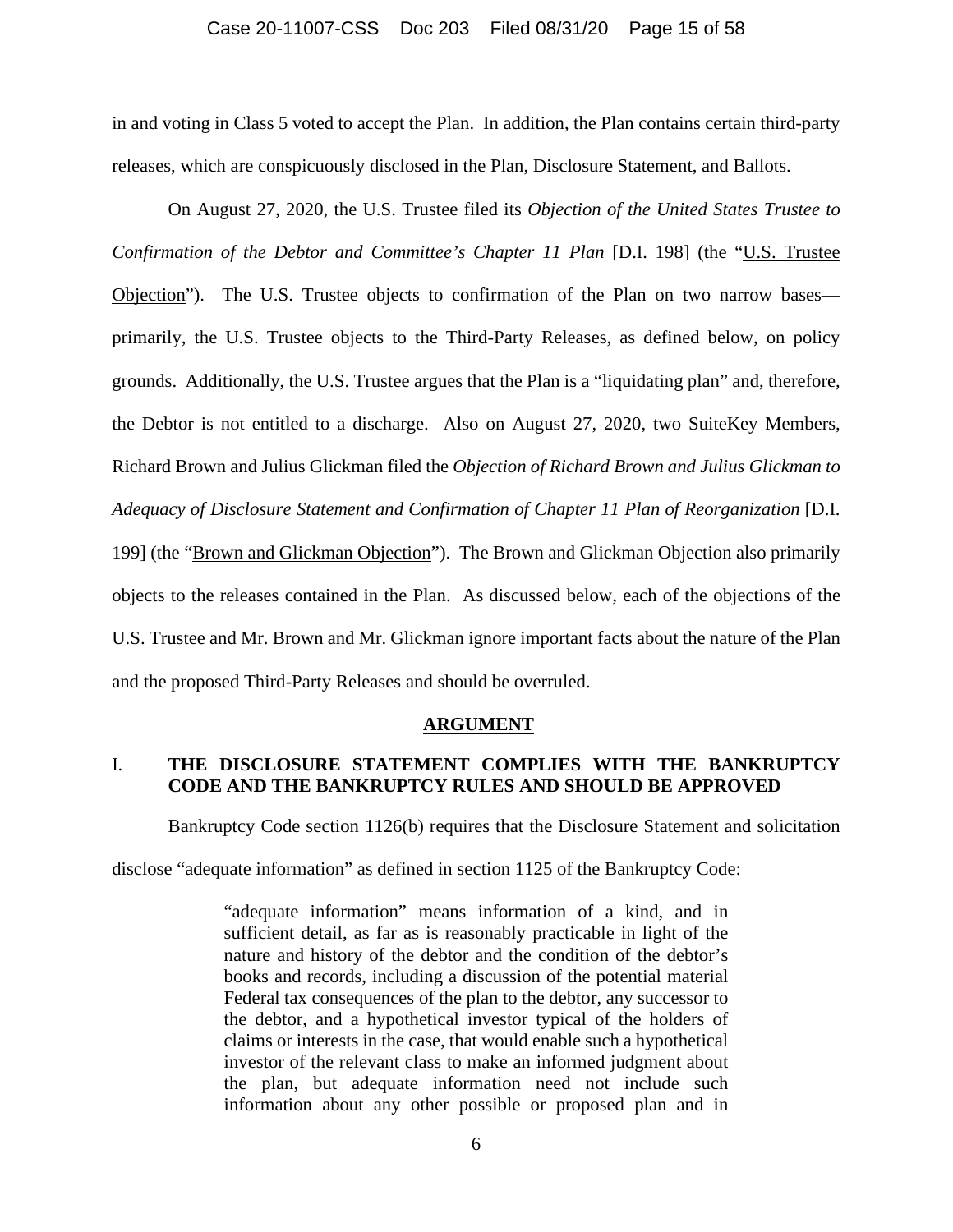in and voting in Class 5 voted to accept the Plan. In addition, the Plan contains certain third-party releases, which are conspicuously disclosed in the Plan, Disclosure Statement, and Ballots.

On August 27, 2020, the U.S. Trustee filed its *Objection of the United States Trustee to Confirmation of the Debtor and Committee's Chapter 11 Plan* [D.I. 198] (the "U.S. Trustee Objection"). The U.S. Trustee objects to confirmation of the Plan on two narrow bases—primarily, the U.S. Trustee objects to the Third-Party Releases, as defined below, on policy grounds. Additionally, the U.S. Trustee argues that the Plan is a "liquidating plan" and, therefore, the Debtor is not entitled to a discharge. Also on August 27, 2020, two SuiteKey Members, Richard Brown and Julius Glickman filed the *Objection of Richard Brown and Julius Glickman to Adequacy of Disclosure Statement and Confirmation of Chapter 11 Plan of Reorganization* [D.I. 199] (the "Brown and Glickman Objection"). The Brown and Glickman Objection also primarily objects to the releases contained in the Plan. As discussed below, each of the objections of the U.S. Trustee and Mr. Brown and Mr. Glickman ignore important facts about the nature of the Plan and the proposed Third-Party Releases and should be overruled.

## ARGUMENT

### I. THE DISCLOSURE STATEMENT COMPLIES WITH THE BANKRUPTCY CODE AND THE BANKRUPTCY RULES AND SHOULD BE APPROVED

Bankruptcy Code section 1126(b) requires that the Disclosure Statement and solicitation disclose "adequate information" as defined in section 1125 of the Bankruptcy Code:

> "adequate information" means information of a kind, and in sufficient detail, as far as is reasonably practicable in light of the nature and history of the debtor and the condition of the debtor's books and records, including a discussion of the potential material Federal tax consequences of the plan to the debtor, any successor to the debtor, and a hypothetical investor typical of the holders of claims or interests in the case, that would enable such a hypothetical investor of the relevant class to make an informed judgment about the plan, but adequate information need not include such information about any other possible or proposed plan and in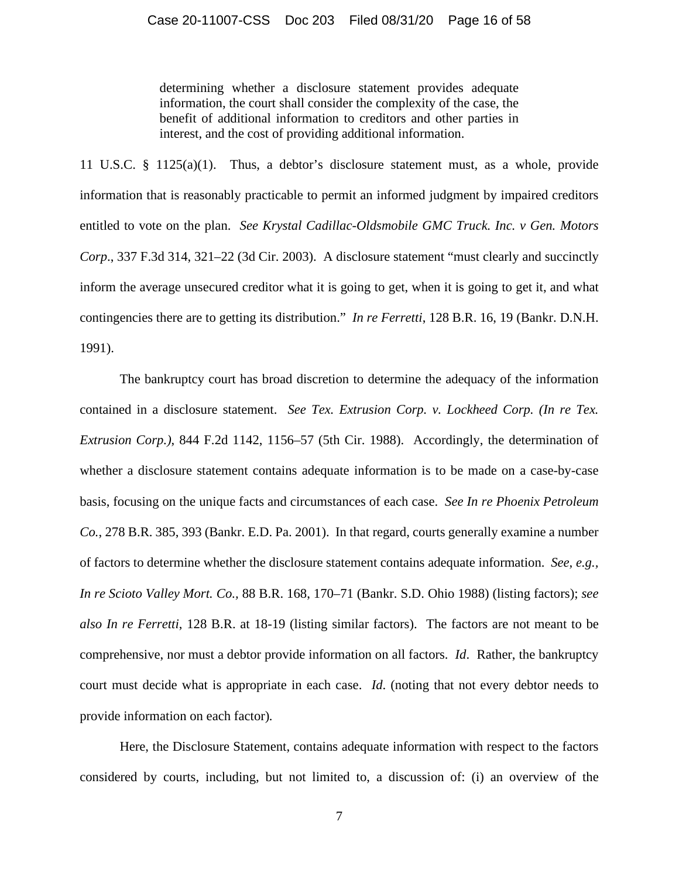> determining whether a disclosure statement provides adequate information, the court shall consider the complexity of the case, the benefit of additional information to creditors and other parties in interest, and the cost of providing additional information.

11 U.S.C. § 1125(a)(1). Thus, a debtor's disclosure statement must, as a whole, provide information that is reasonably practicable to permit an informed judgment by impaired creditors entitled to vote on the plan. *See Krystal Cadillac-Oldsmobile GMC Truck. Inc. v Gen. Motors Corp.*, 337 F.3d 314, 321–22 (3d Cir. 2003). A disclosure statement "must clearly and succinctly inform the average unsecured creditor what it is going to get, when it is going to get it, and what contingencies there are to getting its distribution." *In re Ferretti*, 128 B.R. 16, 19 (Bankr. D.N.H. 1991).

The bankruptcy court has broad discretion to determine the adequacy of the information contained in a disclosure statement. *See Tex. Extrusion Corp. v. Lockheed Corp. (In re Tex. Extrusion Corp.)*, 844 F.2d 1142, 1156–57 (5th Cir. 1988). Accordingly, the determination of whether a disclosure statement contains adequate information is to be made on a case-by-case basis, focusing on the unique facts and circumstances of each case. *See In re Phoenix Petroleum Co.*, 278 B.R. 385, 393 (Bankr. E.D. Pa. 2001). In that regard, courts generally examine a number of factors to determine whether the disclosure statement contains adequate information. *See, e.g.*, *In re Scioto Valley Mort. Co.*, 88 B.R. 168, 170–71 (Bankr. S.D. Ohio 1988) (listing factors); *see also In re Ferretti*, 128 B.R. at 18-19 (listing similar factors). The factors are not meant to be comprehensive, nor must a debtor provide information on all factors. *Id*. Rather, the bankruptcy court must decide what is appropriate in each case. *Id*. (noting that not every debtor needs to provide information on each factor).

Here, the Disclosure Statement, contains adequate information with respect to the factors considered by courts, including, but not limited to, a discussion of: (i) an overview of the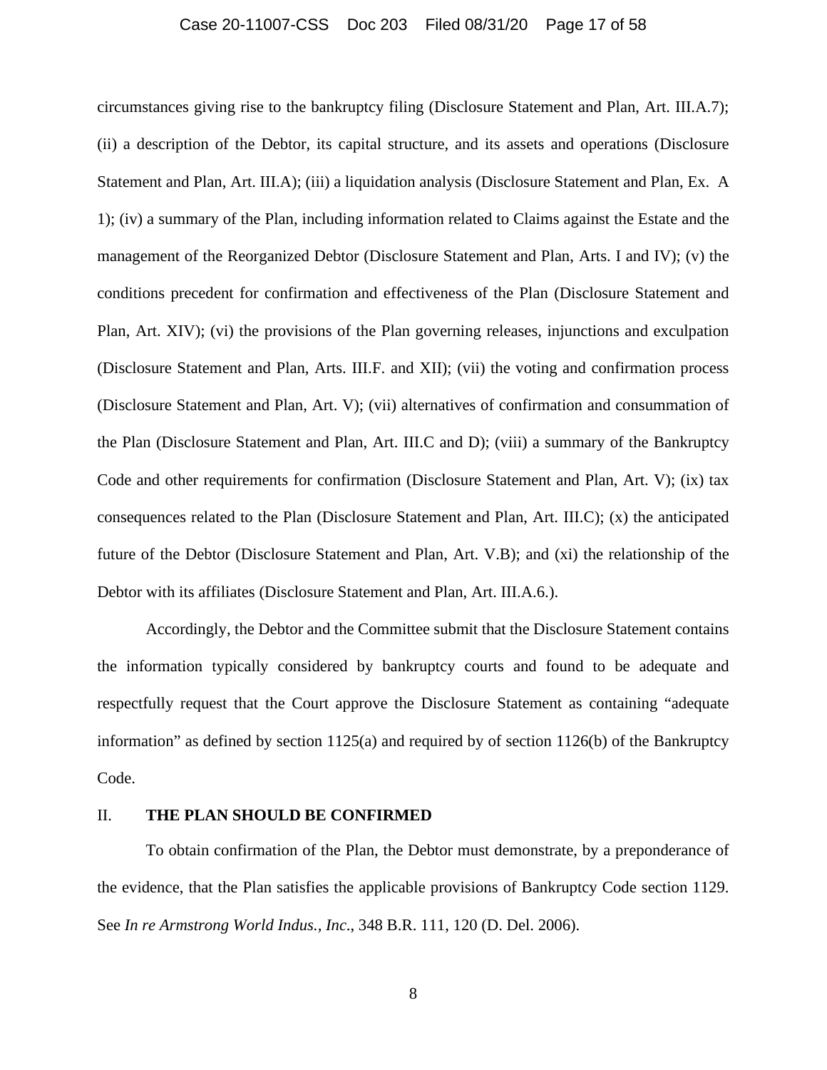circumstances giving rise to the bankruptcy filing (Disclosure Statement and Plan, Art. III.A.7); (ii) a description of the Debtor, its capital structure, and its assets and operations (Disclosure Statement and Plan, Art. III.A); (iii) a liquidation analysis (Disclosure Statement and Plan, Ex. A 1); (iv) a summary of the Plan, including information related to Claims against the Estate and the management of the Reorganized Debtor (Disclosure Statement and Plan, Arts. I and IV); (v) the conditions precedent for confirmation and effectiveness of the Plan (Disclosure Statement and Plan, Art. XIV); (vi) the provisions of the Plan governing releases, injunctions and exculpation (Disclosure Statement and Plan, Arts. III.F. and XII); (vii) the voting and confirmation process (Disclosure Statement and Plan, Art. V); (vii) alternatives of confirmation and consummation of the Plan (Disclosure Statement and Plan, Art. III.C and D); (viii) a summary of the Bankruptcy Code and other requirements for confirmation (Disclosure Statement and Plan, Art. V); (ix) tax consequences related to the Plan (Disclosure Statement and Plan, Art. III.C); (x) the anticipated future of the Debtor (Disclosure Statement and Plan, Art. V.B); and (xi) the relationship of the Debtor with its affiliates (Disclosure Statement and Plan, Art. III.A.6.).

Accordingly, the Debtor and the Committee submit that the Disclosure Statement contains the information typically considered by bankruptcy courts and found to be adequate and respectfully request that the Court approve the Disclosure Statement as containing "adequate information" as defined by section 1125(a) and required by of section 1126(b) of the Bankruptcy Code.

## II. **THE PLAN SHOULD BE CONFIRMED**

To obtain confirmation of the Plan, the Debtor must demonstrate, by a preponderance of the evidence, that the Plan satisfies the applicable provisions of Bankruptcy Code section 1129. See *In re Armstrong World Indus., Inc*., 348 B.R. 111, 120 (D. Del. 2006).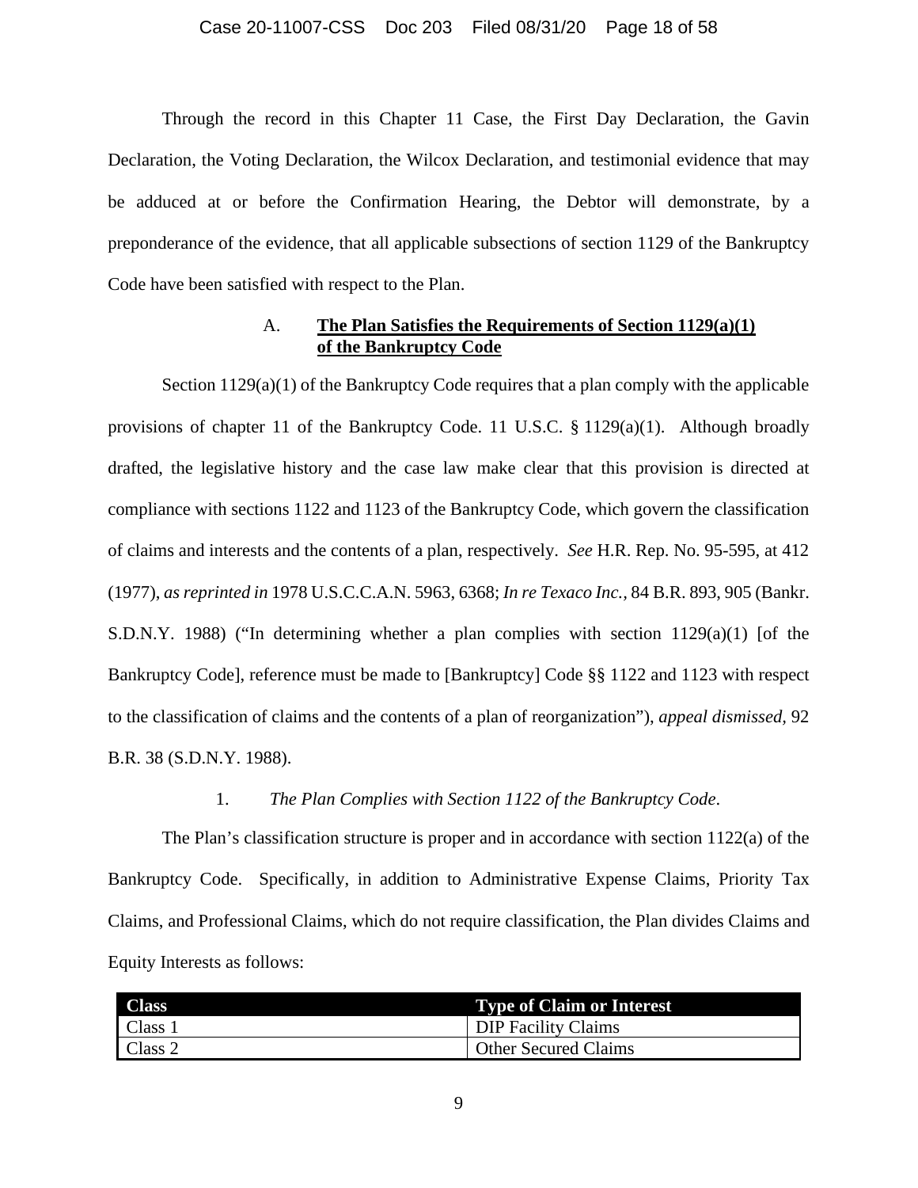Through the record in this Chapter 11 Case, the First Day Declaration, the Gavin Declaration, the Voting Declaration, the Wilcox Declaration, and testimonial evidence that may be adduced at or before the Confirmation Hearing, the Debtor will demonstrate, by a preponderance of the evidence, that all applicable subsections of section 1129 of the Bankruptcy Code have been satisfied with respect to the Plan.

### A. **The Plan Satisfies the Requirements of Section 1129(a)(1) of the Bankruptcy Code**

Section 1129(a)(1) of the Bankruptcy Code requires that a plan comply with the applicable provisions of chapter 11 of the Bankruptcy Code. 11 U.S.C. § 1129(a)(1). Although broadly drafted, the legislative history and the case law make clear that this provision is directed at compliance with sections 1122 and 1123 of the Bankruptcy Code, which govern the classification of claims and interests and the contents of a plan, respectively. *See* H.R. Rep. No. 95-595, at 412 (1977), *as reprinted in* 1978 U.S.C.C.A.N. 5963, 6368; *In re Texaco Inc.*, 84 B.R. 893, 905 (Bankr. S.D.N.Y. 1988) ("In determining whether a plan complies with section 1129(a)(1) [of the Bankruptcy Code], reference must be made to [Bankruptcy] Code §§ 1122 and 1123 with respect to the classification of claims and the contents of a plan of reorganization"), *appeal dismissed*, 92 B.R. 38 (S.D.N.Y. 1988).

#### 1. *The Plan Complies with Section 1122 of the Bankruptcy Code*.

The Plan's classification structure is proper and in accordance with section 1122(a) of the Bankruptcy Code. Specifically, in addition to Administrative Expense Claims, Priority Tax Claims, and Professional Claims, which do not require classification, the Plan divides Claims and Equity Interests as follows:

| Class | Type of Claim or Interest |
| --- | --- |
| Class 1 | DIP Facility Claims |
| Class 2 | Other Secured Claims |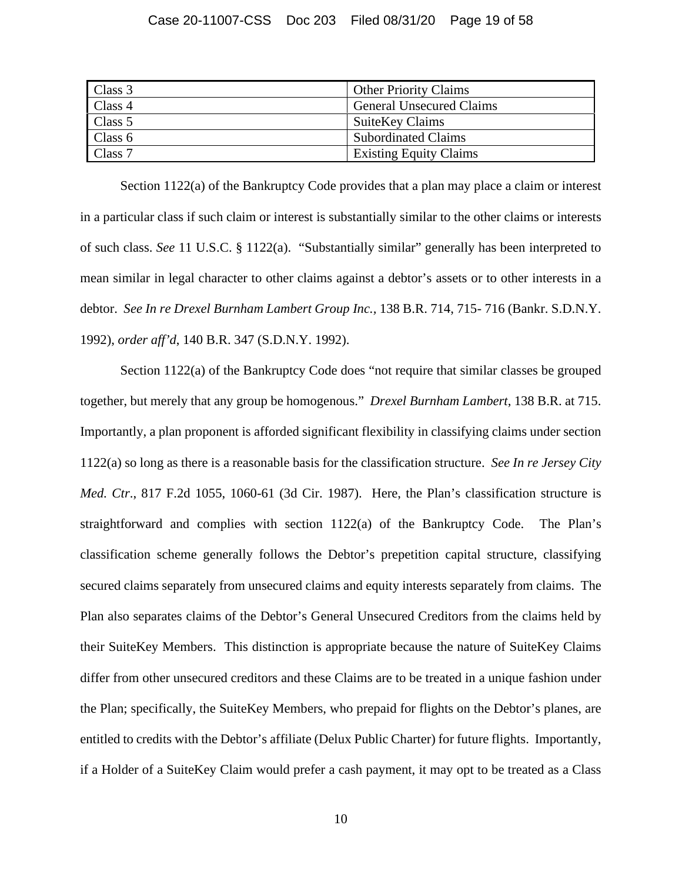| Class 3 | Other Priority Claims |
|---|---|
| Class 4 | General Unsecured Claims |
| Class 5 | SuiteKey Claims |
| Class 6 | Subordinated Claims |
| Class 7 | Existing Equity Claims |

Section 1122(a) of the Bankruptcy Code provides that a plan may place a claim or interest in a particular class if such claim or interest is substantially similar to the other claims or interests of such class. *See* 11 U.S.C. § 1122(a). "Substantially similar" generally has been interpreted to mean similar in legal character to other claims against a debtor's assets or to other interests in a debtor. *See In re Drexel Burnham Lambert Group Inc.*, 138 B.R. 714, 715- 716 (Bankr. S.D.N.Y. 1992), *order aff'd*, 140 B.R. 347 (S.D.N.Y. 1992).

Section 1122(a) of the Bankruptcy Code does "not require that similar classes be grouped together, but merely that any group be homogenous." *Drexel Burnham Lambert*, 138 B.R. at 715. Importantly, a plan proponent is afforded significant flexibility in classifying claims under section 1122(a) so long as there is a reasonable basis for the classification structure. *See In re Jersey City Med. Ctr*., 817 F.2d 1055, 1060-61 (3d Cir. 1987). Here, the Plan's classification structure is straightforward and complies with section 1122(a) of the Bankruptcy Code. The Plan's classification scheme generally follows the Debtor's prepetition capital structure, classifying secured claims separately from unsecured claims and equity interests separately from claims. The Plan also separates claims of the Debtor's General Unsecured Creditors from the claims held by their SuiteKey Members. This distinction is appropriate because the nature of SuiteKey Claims differ from other unsecured creditors and these Claims are to be treated in a unique fashion under the Plan; specifically, the SuiteKey Members, who prepaid for flights on the Debtor's planes, are entitled to credits with the Debtor's affiliate (Delux Public Charter) for future flights. Importantly, if a Holder of a SuiteKey Claim would prefer a cash payment, it may opt to be treated as a Class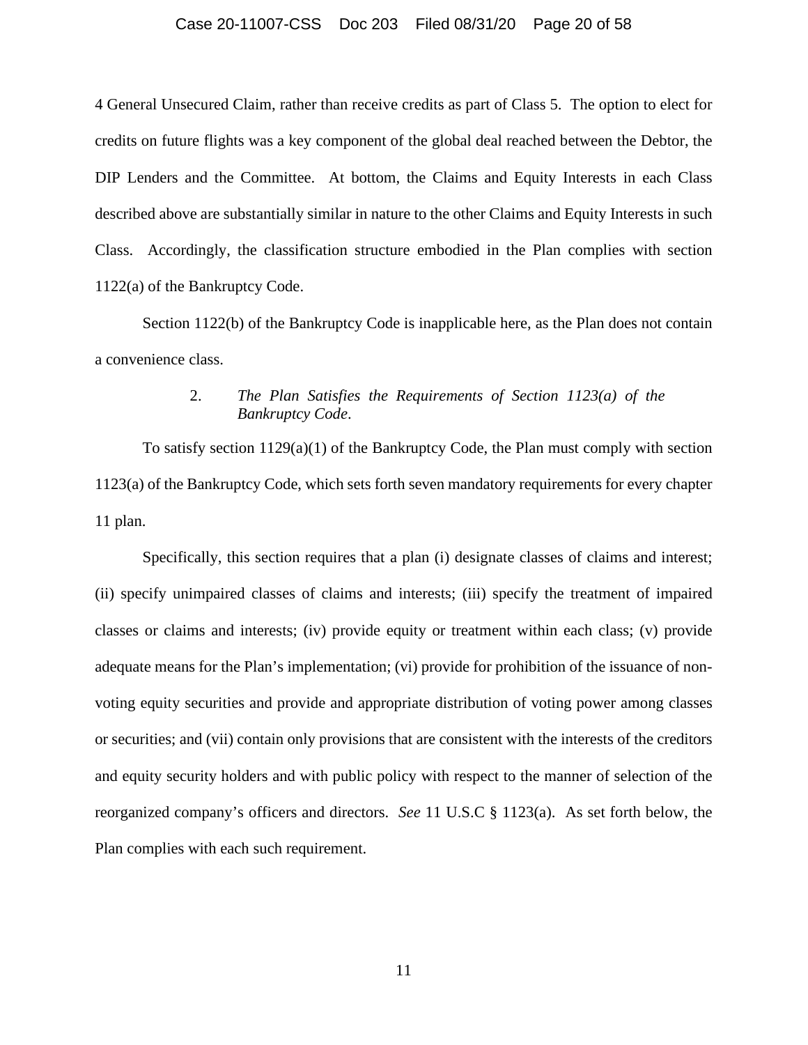4 General Unsecured Claim, rather than receive credits as part of Class 5. The option to elect for credits on future flights was a key component of the global deal reached between the Debtor, the DIP Lenders and the Committee. At bottom, the Claims and Equity Interests in each Class described above are substantially similar in nature to the other Claims and Equity Interests in such Class. Accordingly, the classification structure embodied in the Plan complies with section 1122(a) of the Bankruptcy Code.

Section 1122(b) of the Bankruptcy Code is inapplicable here, as the Plan does not contain a convenience class.

### 2. *The Plan Satisfies the Requirements of Section 1123(a) of the Bankruptcy Code*.

To satisfy section 1129(a)(1) of the Bankruptcy Code, the Plan must comply with section 1123(a) of the Bankruptcy Code, which sets forth seven mandatory requirements for every chapter 11 plan.

Specifically, this section requires that a plan (i) designate classes of claims and interest; (ii) specify unimpaired classes of claims and interests; (iii) specify the treatment of impaired classes or claims and interests; (iv) provide equity or treatment within each class; (v) provide adequate means for the Plan's implementation; (vi) provide for prohibition of the issuance of non-voting equity securities and provide and appropriate distribution of voting power among classes or securities; and (vii) contain only provisions that are consistent with the interests of the creditors and equity security holders and with public policy with respect to the manner of selection of the reorganized company's officers and directors. *See* 11 U.S.C § 1123(a). As set forth below, the Plan complies with each such requirement.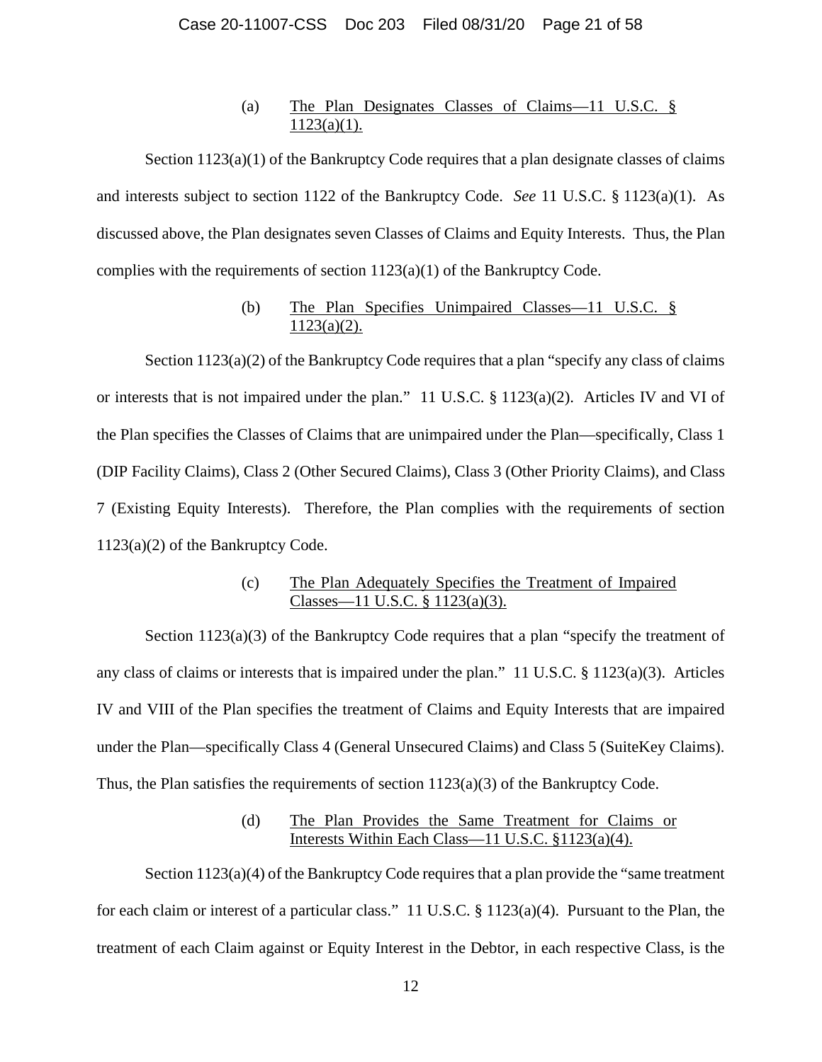### (a) <u>The Plan Designates Classes of Claims—11 U.S.C. § 1123(a)(1).</u>

Section 1123(a)(1) of the Bankruptcy Code requires that a plan designate classes of claims and interests subject to section 1122 of the Bankruptcy Code. *See* 11 U.S.C. § 1123(a)(1). As discussed above, the Plan designates seven Classes of Claims and Equity Interests. Thus, the Plan complies with the requirements of section 1123(a)(1) of the Bankruptcy Code.

### (b) <u>The Plan Specifies Unimpaired Classes—11 U.S.C. § 1123(a)(2).</u>

Section 1123(a)(2) of the Bankruptcy Code requires that a plan "specify any class of claims or interests that is not impaired under the plan." 11 U.S.C. § 1123(a)(2). Articles IV and VI of the Plan specifies the Classes of Claims that are unimpaired under the Plan—specifically, Class 1 (DIP Facility Claims), Class 2 (Other Secured Claims), Class 3 (Other Priority Claims), and Class 7 (Existing Equity Interests). Therefore, the Plan complies with the requirements of section 1123(a)(2) of the Bankruptcy Code.

### (c) <u>The Plan Adequately Specifies the Treatment of Impaired Classes—11 U.S.C. § 1123(a)(3).</u>

Section 1123(a)(3) of the Bankruptcy Code requires that a plan "specify the treatment of any class of claims or interests that is impaired under the plan." 11 U.S.C. § 1123(a)(3). Articles IV and VIII of the Plan specifies the treatment of Claims and Equity Interests that are impaired under the Plan—specifically Class 4 (General Unsecured Claims) and Class 5 (SuiteKey Claims). Thus, the Plan satisfies the requirements of section 1123(a)(3) of the Bankruptcy Code.

### (d) <u>The Plan Provides the Same Treatment for Claims or Interests Within Each Class—11 U.S.C. §1123(a)(4).</u>

Section 1123(a)(4) of the Bankruptcy Code requires that a plan provide the "same treatment for each claim or interest of a particular class." 11 U.S.C. § 1123(a)(4). Pursuant to the Plan, the treatment of each Claim against or Equity Interest in the Debtor, in each respective Class, is the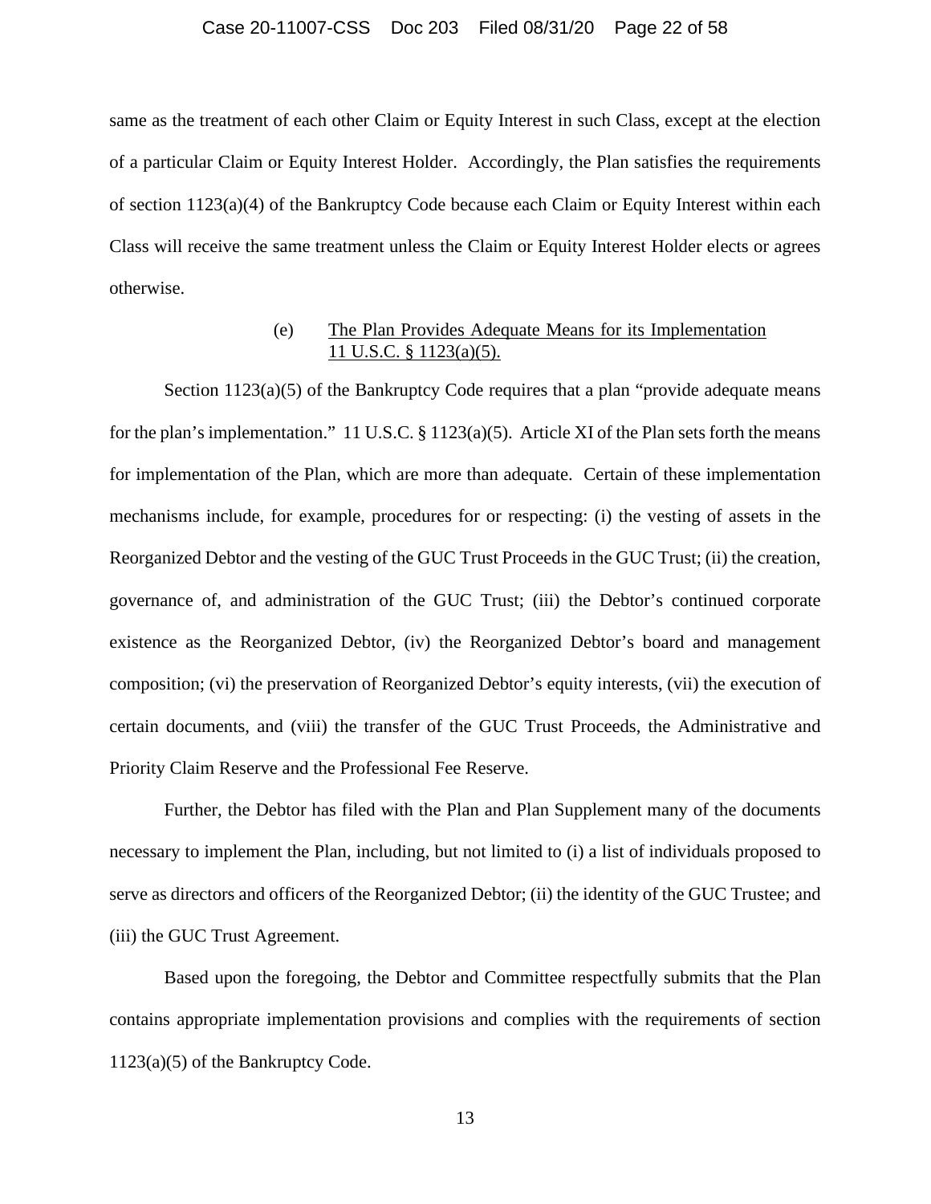same as the treatment of each other Claim or Equity Interest in such Class, except at the election of a particular Claim or Equity Interest Holder. Accordingly, the Plan satisfies the requirements of section 1123(a)(4) of the Bankruptcy Code because each Claim or Equity Interest within each Class will receive the same treatment unless the Claim or Equity Interest Holder elects or agrees otherwise.

#### (e) The Plan Provides Adequate Means for its Implementation 11 U.S.C. § 1123(a)(5).

Section 1123(a)(5) of the Bankruptcy Code requires that a plan "provide adequate means for the plan's implementation." 11 U.S.C. § 1123(a)(5). Article XI of the Plan sets forth the means for implementation of the Plan, which are more than adequate. Certain of these implementation mechanisms include, for example, procedures for or respecting: (i) the vesting of assets in the Reorganized Debtor and the vesting of the GUC Trust Proceeds in the GUC Trust; (ii) the creation, governance of, and administration of the GUC Trust; (iii) the Debtor's continued corporate existence as the Reorganized Debtor, (iv) the Reorganized Debtor's board and management composition; (vi) the preservation of Reorganized Debtor's equity interests, (vii) the execution of certain documents, and (viii) the transfer of the GUC Trust Proceeds, the Administrative and Priority Claim Reserve and the Professional Fee Reserve.

Further, the Debtor has filed with the Plan and Plan Supplement many of the documents necessary to implement the Plan, including, but not limited to (i) a list of individuals proposed to serve as directors and officers of the Reorganized Debtor; (ii) the identity of the GUC Trustee; and (iii) the GUC Trust Agreement.

Based upon the foregoing, the Debtor and Committee respectfully submits that the Plan contains appropriate implementation provisions and complies with the requirements of section 1123(a)(5) of the Bankruptcy Code.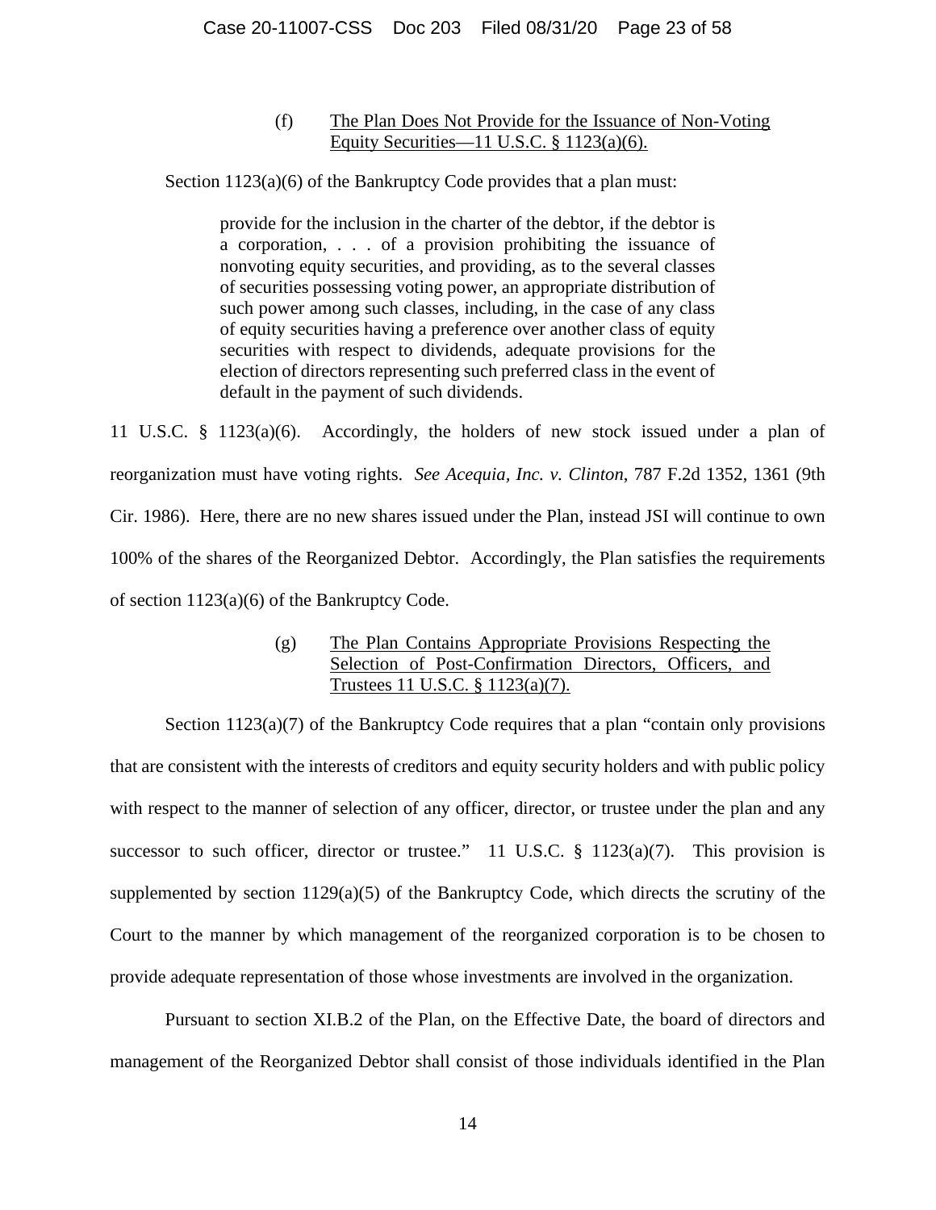(f) The Plan Does Not Provide for the Issuance of Non-Voting Equity Securities—11 U.S.C. § 1123(a)(6).

Section 1123(a)(6) of the Bankruptcy Code provides that a plan must:

> provide for the inclusion in the charter of the debtor, if the debtor is a corporation, . . . of a provision prohibiting the issuance of nonvoting equity securities, and providing, as to the several classes of securities possessing voting power, an appropriate distribution of such power among such classes, including, in the case of any class of equity securities having a preference over another class of equity securities with respect to dividends, adequate provisions for the election of directors representing such preferred class in the event of default in the payment of such dividends.

11 U.S.C. § 1123(a)(6). Accordingly, the holders of new stock issued under a plan of reorganization must have voting rights. *See Acequia, Inc. v. Clinton*, 787 F.2d 1352, 1361 (9th Cir. 1986). Here, there are no new shares issued under the Plan, instead JSI will continue to own 100% of the shares of the Reorganized Debtor. Accordingly, the Plan satisfies the requirements of section 1123(a)(6) of the Bankruptcy Code.

(g) The Plan Contains Appropriate Provisions Respecting the Selection of Post-Confirmation Directors, Officers, and Trustees 11 U.S.C. § 1123(a)(7).

Section 1123(a)(7) of the Bankruptcy Code requires that a plan "contain only provisions that are consistent with the interests of creditors and equity security holders and with public policy with respect to the manner of selection of any officer, director, or trustee under the plan and any successor to such officer, director or trustee." 11 U.S.C. § 1123(a)(7). This provision is supplemented by section 1129(a)(5) of the Bankruptcy Code, which directs the scrutiny of the Court to the manner by which management of the reorganized corporation is to be chosen to provide adequate representation of those whose investments are involved in the organization.

Pursuant to section XI.B.2 of the Plan, on the Effective Date, the board of directors and management of the Reorganized Debtor shall consist of those individuals identified in the Plan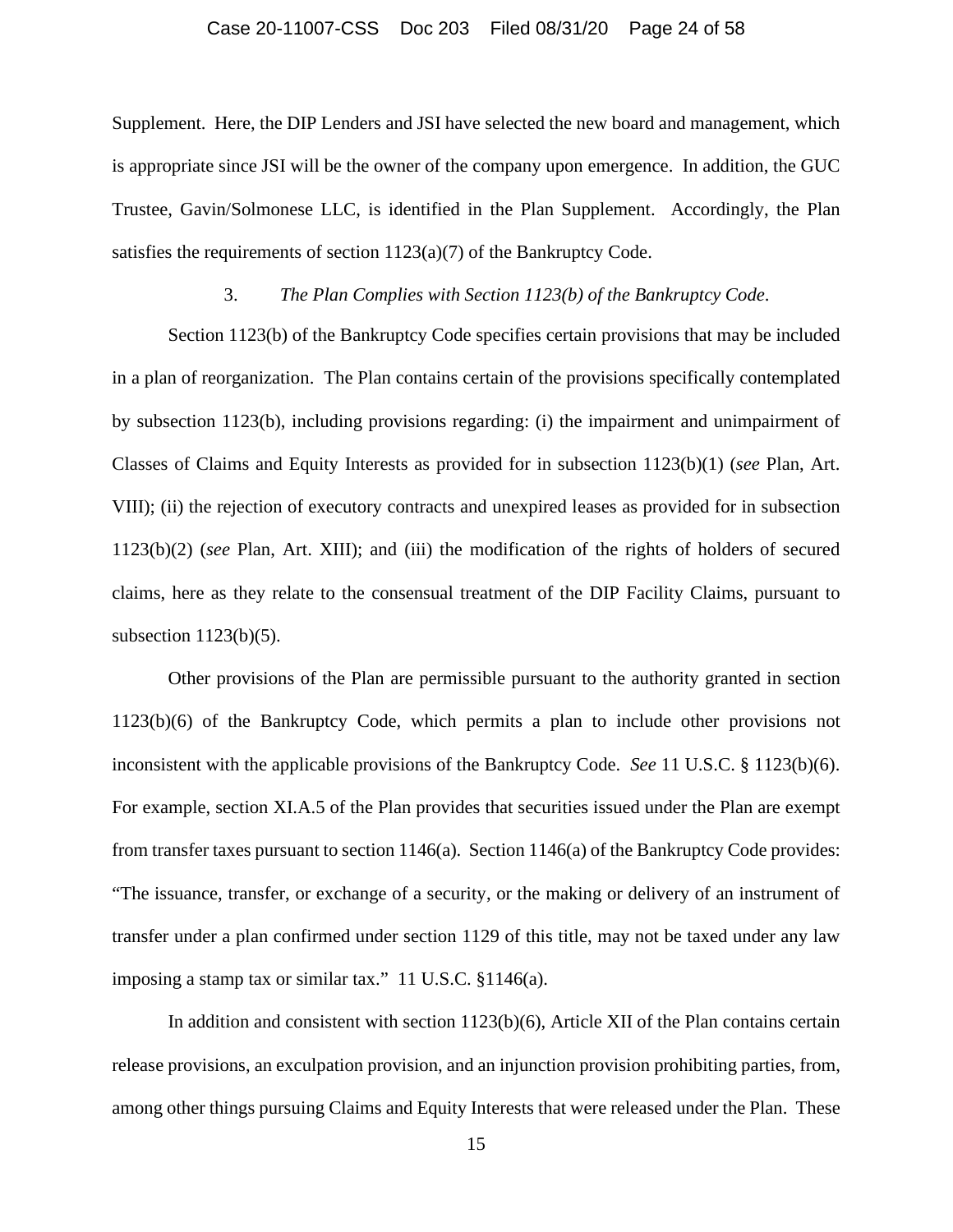Supplement. Here, the DIP Lenders and JSI have selected the new board and management, which is appropriate since JSI will be the owner of the company upon emergence. In addition, the GUC Trustee, Gavin/Solmonese LLC, is identified in the Plan Supplement. Accordingly, the Plan satisfies the requirements of section 1123(a)(7) of the Bankruptcy Code.

### 3. *The Plan Complies with Section 1123(b) of the Bankruptcy Code*.

Section 1123(b) of the Bankruptcy Code specifies certain provisions that may be included in a plan of reorganization. The Plan contains certain of the provisions specifically contemplated by subsection 1123(b), including provisions regarding: (i) the impairment and unimpairment of Classes of Claims and Equity Interests as provided for in subsection 1123(b)(1) (*see* Plan, Art. VIII); (ii) the rejection of executory contracts and unexpired leases as provided for in subsection 1123(b)(2) (*see* Plan, Art. XIII); and (iii) the modification of the rights of holders of secured claims, here as they relate to the consensual treatment of the DIP Facility Claims, pursuant to subsection 1123(b)(5).

Other provisions of the Plan are permissible pursuant to the authority granted in section 1123(b)(6) of the Bankruptcy Code, which permits a plan to include other provisions not inconsistent with the applicable provisions of the Bankruptcy Code. *See* 11 U.S.C. § 1123(b)(6). For example, section XI.A.5 of the Plan provides that securities issued under the Plan are exempt from transfer taxes pursuant to section 1146(a). Section 1146(a) of the Bankruptcy Code provides: "The issuance, transfer, or exchange of a security, or the making or delivery of an instrument of transfer under a plan confirmed under section 1129 of this title, may not be taxed under any law imposing a stamp tax or similar tax." 11 U.S.C. §1146(a).

In addition and consistent with section 1123(b)(6), Article XII of the Plan contains certain release provisions, an exculpation provision, and an injunction provision prohibiting parties, from, among other things pursuing Claims and Equity Interests that were released under the Plan. These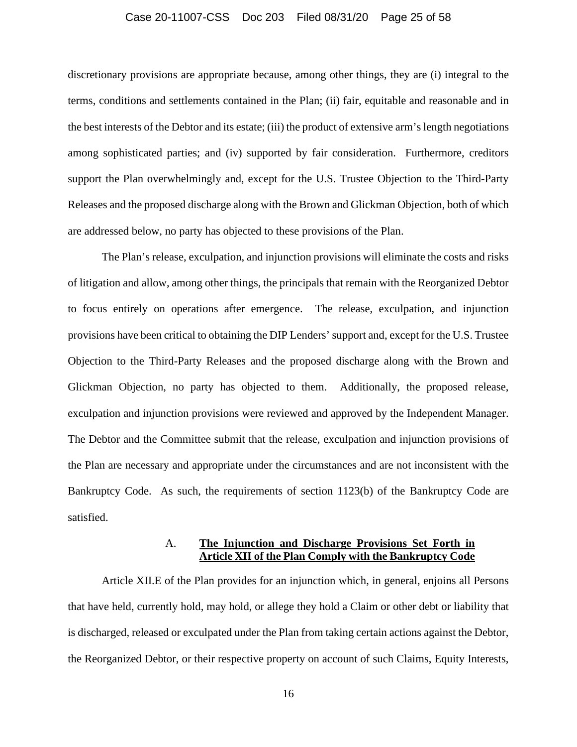discretionary provisions are appropriate because, among other things, they are (i) integral to the terms, conditions and settlements contained in the Plan; (ii) fair, equitable and reasonable and in the best interests of the Debtor and its estate; (iii) the product of extensive arm's length negotiations among sophisticated parties; and (iv) supported by fair consideration. Furthermore, creditors support the Plan overwhelmingly and, except for the U.S. Trustee Objection to the Third-Party Releases and the proposed discharge along with the Brown and Glickman Objection, both of which are addressed below, no party has objected to these provisions of the Plan.

The Plan's release, exculpation, and injunction provisions will eliminate the costs and risks of litigation and allow, among other things, the principals that remain with the Reorganized Debtor to focus entirely on operations after emergence. The release, exculpation, and injunction provisions have been critical to obtaining the DIP Lenders' support and, except for the U.S. Trustee Objection to the Third-Party Releases and the proposed discharge along with the Brown and Glickman Objection, no party has objected to them. Additionally, the proposed release, exculpation and injunction provisions were reviewed and approved by the Independent Manager. The Debtor and the Committee submit that the release, exculpation and injunction provisions of the Plan are necessary and appropriate under the circumstances and are not inconsistent with the Bankruptcy Code. As such, the requirements of section 1123(b) of the Bankruptcy Code are satisfied.

### A. **<u>The Injunction and Discharge Provisions Set Forth in Article XII of the Plan Comply with the Bankruptcy Code</u>**

Article XII.E of the Plan provides for an injunction which, in general, enjoins all Persons that have held, currently hold, may hold, or allege they hold a Claim or other debt or liability that is discharged, released or exculpated under the Plan from taking certain actions against the Debtor, the Reorganized Debtor, or their respective property on account of such Claims, Equity Interests,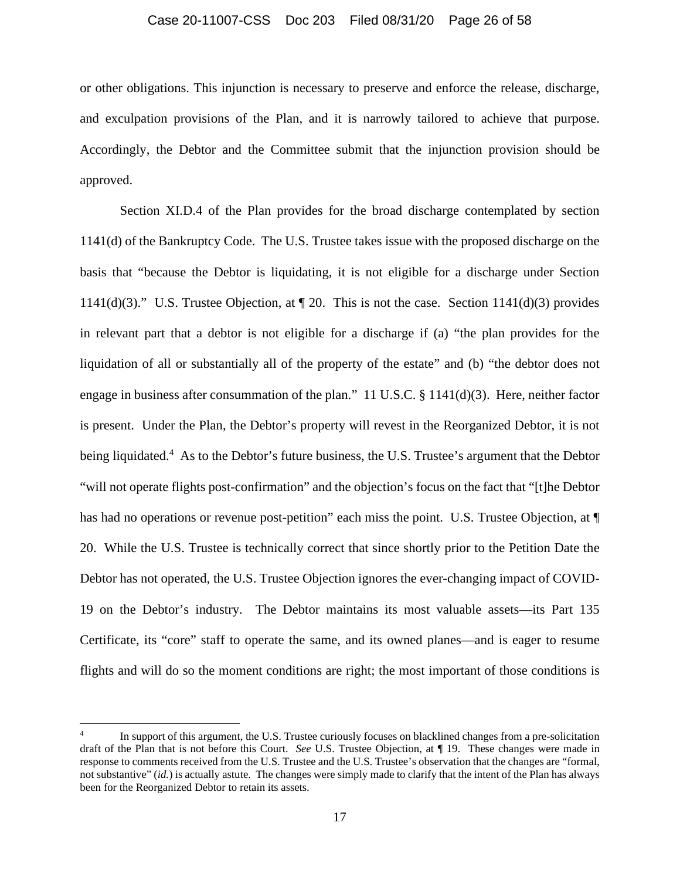or other obligations. This injunction is necessary to preserve and enforce the release, discharge, and exculpation provisions of the Plan, and it is narrowly tailored to achieve that purpose. Accordingly, the Debtor and the Committee submit that the injunction provision should be approved.

Section XI.D.4 of the Plan provides for the broad discharge contemplated by section 1141(d) of the Bankruptcy Code. The U.S. Trustee takes issue with the proposed discharge on the basis that "because the Debtor is liquidating, it is not eligible for a discharge under Section 1141(d)(3)." U.S. Trustee Objection, at ¶ 20. This is not the case. Section 1141(d)(3) provides in relevant part that a debtor is not eligible for a discharge if (a) "the plan provides for the liquidation of all or substantially all of the property of the estate" and (b) "the debtor does not engage in business after consummation of the plan." 11 U.S.C. § 1141(d)(3). Here, neither factor is present. Under the Plan, the Debtor's property will revest in the Reorganized Debtor, it is not being liquidated.[4] As to the Debtor's future business, the U.S. Trustee's argument that the Debtor "will not operate flights post-confirmation" and the objection's focus on the fact that "[t]he Debtor has had no operations or revenue post-petition" each miss the point. U.S. Trustee Objection, at ¶ 20. While the U.S. Trustee is technically correct that since shortly prior to the Petition Date the Debtor has not operated, the U.S. Trustee Objection ignores the ever-changing impact of COVID-19 on the Debtor's industry. The Debtor maintains its most valuable assets—its Part 135 Certificate, its "core" staff to operate the same, and its owned planes—and is eager to resume flights and will do so the moment conditions are right; the most important of those conditions is

---

[4] In support of this argument, the U.S. Trustee curiously focuses on blacklined changes from a pre-solicitation draft of the Plan that is not before this Court. *See* U.S. Trustee Objection, at ¶ 19. These changes were made in response to comments received from the U.S. Trustee and the U.S. Trustee's observation that the changes are "formal, not substantive" (*id.*) is actually astute. The changes were simply made to clarify that the intent of the Plan has always been for the Reorganized Debtor to retain its assets.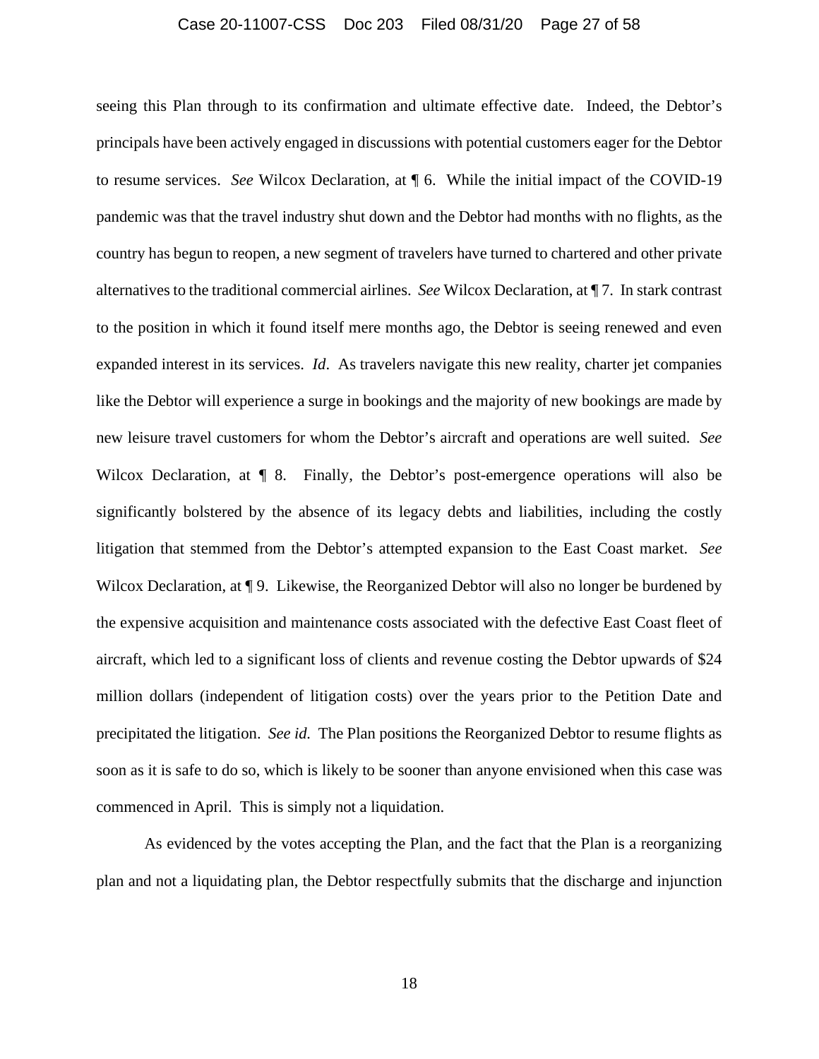seeing this Plan through to its confirmation and ultimate effective date. Indeed, the Debtor's principals have been actively engaged in discussions with potential customers eager for the Debtor to resume services. *See* Wilcox Declaration, at ¶ 6. While the initial impact of the COVID-19 pandemic was that the travel industry shut down and the Debtor had months with no flights, as the country has begun to reopen, a new segment of travelers have turned to chartered and other private alternatives to the traditional commercial airlines. *See* Wilcox Declaration, at ¶ 7. In stark contrast to the position in which it found itself mere months ago, the Debtor is seeing renewed and even expanded interest in its services. *Id*. As travelers navigate this new reality, charter jet companies like the Debtor will experience a surge in bookings and the majority of new bookings are made by new leisure travel customers for whom the Debtor's aircraft and operations are well suited. *See* Wilcox Declaration, at ¶ 8. Finally, the Debtor's post-emergence operations will also be significantly bolstered by the absence of its legacy debts and liabilities, including the costly litigation that stemmed from the Debtor's attempted expansion to the East Coast market. *See* Wilcox Declaration, at ¶ 9. Likewise, the Reorganized Debtor will also no longer be burdened by the expensive acquisition and maintenance costs associated with the defective East Coast fleet of aircraft, which led to a significant loss of clients and revenue costing the Debtor upwards of $24 million dollars (independent of litigation costs) over the years prior to the Petition Date and precipitated the litigation. *See id.* The Plan positions the Reorganized Debtor to resume flights as soon as it is safe to do so, which is likely to be sooner than anyone envisioned when this case was commenced in April. This is simply not a liquidation.

As evidenced by the votes accepting the Plan, and the fact that the Plan is a reorganizing plan and not a liquidating plan, the Debtor respectfully submits that the discharge and injunction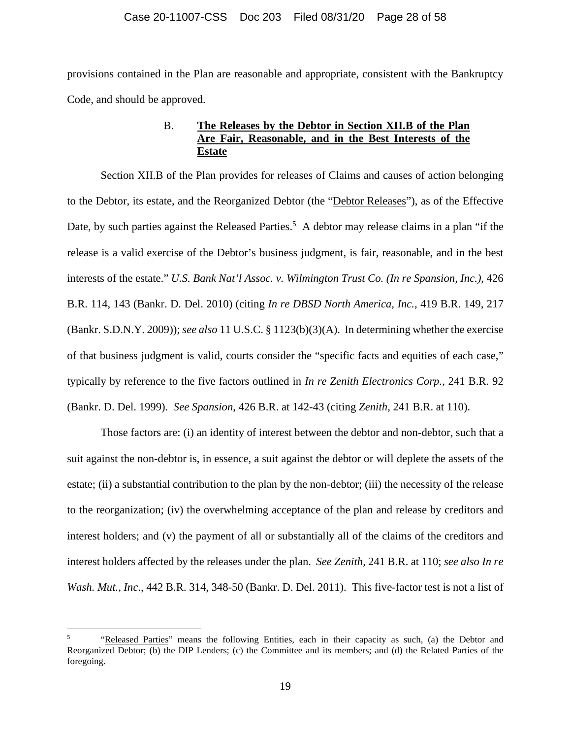provisions contained in the Plan are reasonable and appropriate, consistent with the Bankruptcy Code, and should be approved.

### B. **The Releases by the Debtor in Section XII.B of the Plan Are Fair, Reasonable, and in the Best Interests of the Estate**

Section XII.B of the Plan provides for releases of Claims and causes of action belonging to the Debtor, its estate, and the Reorganized Debtor (the "Debtor Releases"), as of the Effective Date, by such parties against the Released Parties.[5] A debtor may release claims in a plan "if the release is a valid exercise of the Debtor's business judgment, is fair, reasonable, and in the best interests of the estate." *U.S. Bank Nat'l Assoc. v. Wilmington Trust Co. (In re Spansion, Inc.)*, 426 B.R. 114, 143 (Bankr. D. Del. 2010) (citing *In re DBSD North America, Inc.*, 419 B.R. 149, 217 (Bankr. S.D.N.Y. 2009)); *see also* 11 U.S.C. § 1123(b)(3)(A). In determining whether the exercise of that business judgment is valid, courts consider the "specific facts and equities of each case," typically by reference to the five factors outlined in *In re Zenith Electronics Corp.*, 241 B.R. 92 (Bankr. D. Del. 1999). *See Spansion*, 426 B.R. at 142-43 (citing *Zenith*, 241 B.R. at 110).

Those factors are: (i) an identity of interest between the debtor and non-debtor, such that a suit against the non-debtor is, in essence, a suit against the debtor or will deplete the assets of the estate; (ii) a substantial contribution to the plan by the non-debtor; (iii) the necessity of the release to the reorganization; (iv) the overwhelming acceptance of the plan and release by creditors and interest holders; and (v) the payment of all or substantially all of the claims of the creditors and interest holders affected by the releases under the plan. *See Zenith*, 241 B.R. at 110; *see also In re Wash. Mut., Inc*., 442 B.R. 314, 348-50 (Bankr. D. Del. 2011). This five-factor test is not a list of

---

[5] "Released Parties" means the following Entities, each in their capacity as such, (a) the Debtor and Reorganized Debtor; (b) the DIP Lenders; (c) the Committee and its members; and (d) the Related Parties of the foregoing.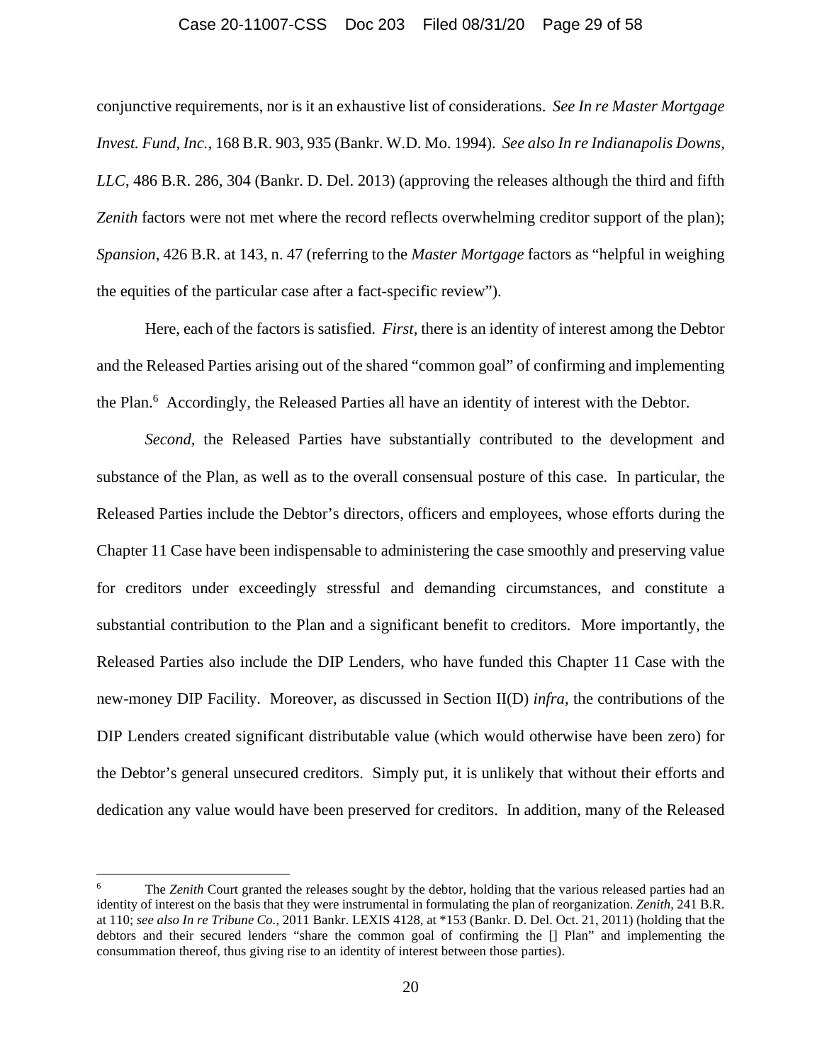conjunctive requirements, nor is it an exhaustive list of considerations. *See In re Master Mortgage Invest. Fund, Inc.*, 168 B.R. 903, 935 (Bankr. W.D. Mo. 1994). *See also In re Indianapolis Downs, LLC*, 486 B.R. 286, 304 (Bankr. D. Del. 2013) (approving the releases although the third and fifth *Zenith* factors were not met where the record reflects overwhelming creditor support of the plan); *Spansion*, 426 B.R. at 143, n. 47 (referring to the *Master Mortgage* factors as "helpful in weighing the equities of the particular case after a fact-specific review").

Here, each of the factors is satisfied. *First*, there is an identity of interest among the Debtor and the Released Parties arising out of the shared "common goal" of confirming and implementing the Plan.[6] Accordingly, the Released Parties all have an identity of interest with the Debtor.

*Second*, the Released Parties have substantially contributed to the development and substance of the Plan, as well as to the overall consensual posture of this case. In particular, the Released Parties include the Debtor's directors, officers and employees, whose efforts during the Chapter 11 Case have been indispensable to administering the case smoothly and preserving value for creditors under exceedingly stressful and demanding circumstances, and constitute a substantial contribution to the Plan and a significant benefit to creditors. More importantly, the Released Parties also include the DIP Lenders, who have funded this Chapter 11 Case with the new-money DIP Facility. Moreover, as discussed in Section II(D) *infra*, the contributions of the DIP Lenders created significant distributable value (which would otherwise have been zero) for the Debtor's general unsecured creditors. Simply put, it is unlikely that without their efforts and dedication any value would have been preserved for creditors. In addition, many of the Released

---

[6] The *Zenith* Court granted the releases sought by the debtor, holding that the various released parties had an identity of interest on the basis that they were instrumental in formulating the plan of reorganization. *Zenith*, 241 B.R. at 110; *see also In re Tribune Co.*, 2011 Bankr. LEXIS 4128, at *153 (Bankr. D. Del. Oct. 21, 2011) (holding that the debtors and their secured lenders "share the common goal of confirming the [] Plan" and implementing the consummation thereof, thus giving rise to an identity of interest between those parties).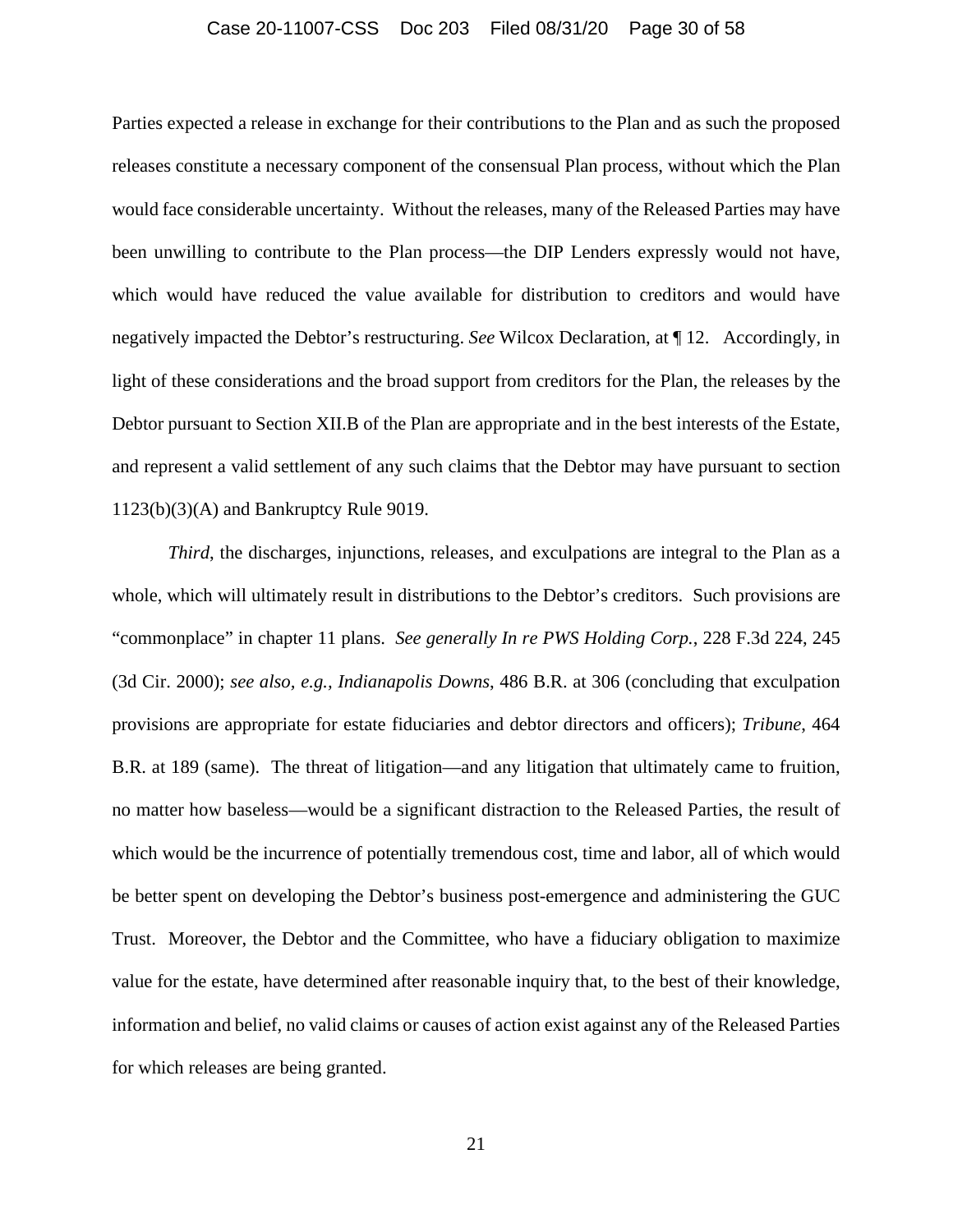Parties expected a release in exchange for their contributions to the Plan and as such the proposed releases constitute a necessary component of the consensual Plan process, without which the Plan would face considerable uncertainty. Without the releases, many of the Released Parties may have been unwilling to contribute to the Plan process—the DIP Lenders expressly would not have, which would have reduced the value available for distribution to creditors and would have negatively impacted the Debtor's restructuring. *See* Wilcox Declaration, at ¶ 12. Accordingly, in light of these considerations and the broad support from creditors for the Plan, the releases by the Debtor pursuant to Section XII.B of the Plan are appropriate and in the best interests of the Estate, and represent a valid settlement of any such claims that the Debtor may have pursuant to section 1123(b)(3)(A) and Bankruptcy Rule 9019.

*Third*, the discharges, injunctions, releases, and exculpations are integral to the Plan as a whole, which will ultimately result in distributions to the Debtor's creditors. Such provisions are "commonplace" in chapter 11 plans. *See generally In re PWS Holding Corp.*, 228 F.3d 224, 245 (3d Cir. 2000); *see also, e.g.*, *Indianapolis Downs*, 486 B.R. at 306 (concluding that exculpation provisions are appropriate for estate fiduciaries and debtor directors and officers); *Tribune*, 464 B.R. at 189 (same). The threat of litigation—and any litigation that ultimately came to fruition, no matter how baseless—would be a significant distraction to the Released Parties, the result of which would be the incurrence of potentially tremendous cost, time and labor, all of which would be better spent on developing the Debtor's business post-emergence and administering the GUC Trust. Moreover, the Debtor and the Committee, who have a fiduciary obligation to maximize value for the estate, have determined after reasonable inquiry that, to the best of their knowledge, information and belief, no valid claims or causes of action exist against any of the Released Parties for which releases are being granted.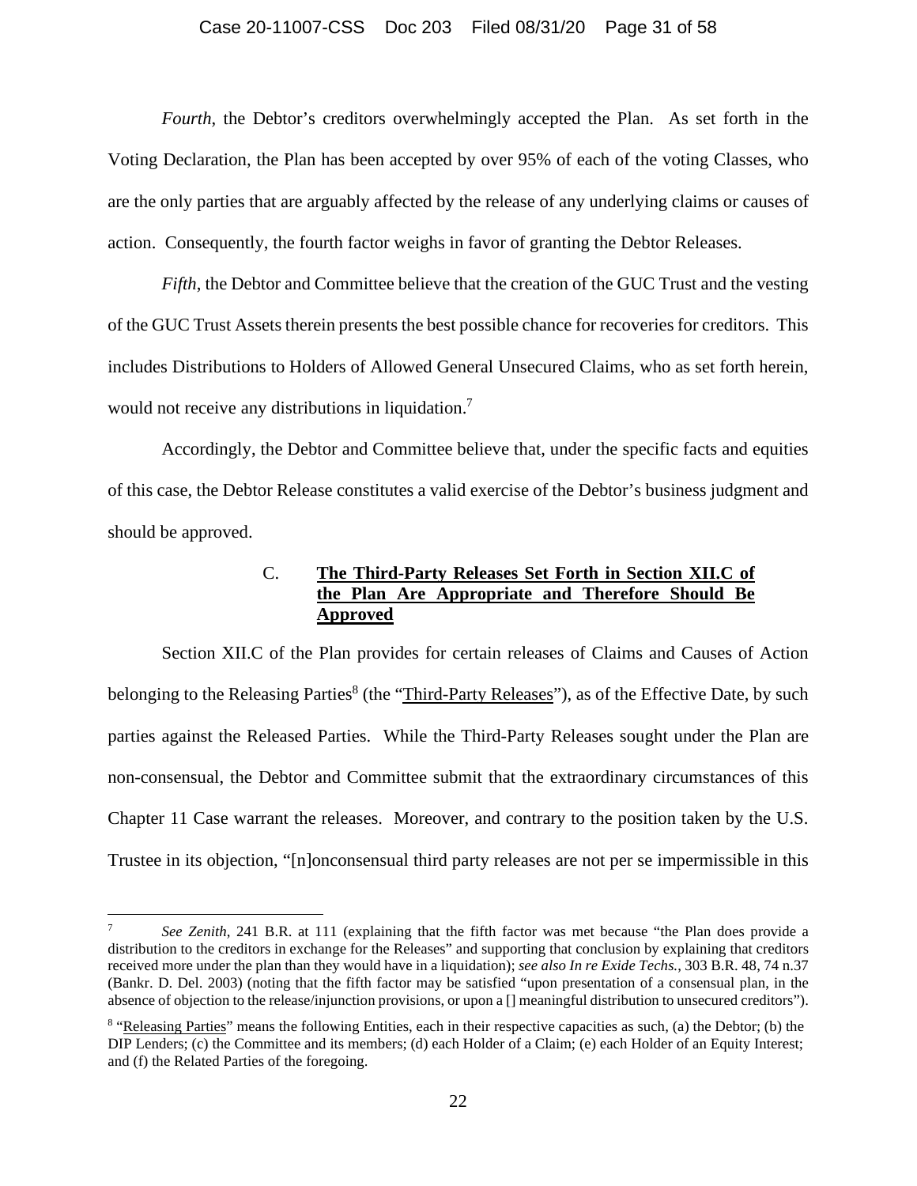*Fourth*, the Debtor's creditors overwhelmingly accepted the Plan. As set forth in the Voting Declaration, the Plan has been accepted by over 95% of each of the voting Classes, who are the only parties that are arguably affected by the release of any underlying claims or causes of action. Consequently, the fourth factor weighs in favor of granting the Debtor Releases.

*Fifth*, the Debtor and Committee believe that the creation of the GUC Trust and the vesting of the GUC Trust Assets therein presents the best possible chance for recoveries for creditors. This includes Distributions to Holders of Allowed General Unsecured Claims, who as set forth herein, would not receive any distributions in liquidation.[7]

Accordingly, the Debtor and Committee believe that, under the specific facts and equities of this case, the Debtor Release constitutes a valid exercise of the Debtor's business judgment and should be approved.

### C. **The Third-Party Releases Set Forth in Section XII.C of the Plan Are Appropriate and Therefore Should Be Approved**

Section XII.C of the Plan provides for certain releases of Claims and Causes of Action belonging to the Releasing Parties[8] (the "Third-Party Releases"), as of the Effective Date, by such parties against the Released Parties. While the Third-Party Releases sought under the Plan are non-consensual, the Debtor and Committee submit that the extraordinary circumstances of this Chapter 11 Case warrant the releases. Moreover, and contrary to the position taken by the U.S. Trustee in its objection, "[n]onconsensual third party releases are not per se impermissible in this

---

[7] *See Zenith*, 241 B.R. at 111 (explaining that the fifth factor was met because "the Plan does provide a distribution to the creditors in exchange for the Releases" and supporting that conclusion by explaining that creditors received more under the plan than they would have in a liquidation); *see also In re Exide Techs.*, 303 B.R. 48, 74 n.37 (Bankr. D. Del. 2003) (noting that the fifth factor may be satisfied "upon presentation of a consensual plan, in the absence of objection to the release/injunction provisions, or upon a [] meaningful distribution to unsecured creditors").

[8] "Releasing Parties" means the following Entities, each in their respective capacities as such, (a) the Debtor; (b) the DIP Lenders; (c) the Committee and its members; (d) each Holder of a Claim; (e) each Holder of an Equity Interest; and (f) the Related Parties of the foregoing.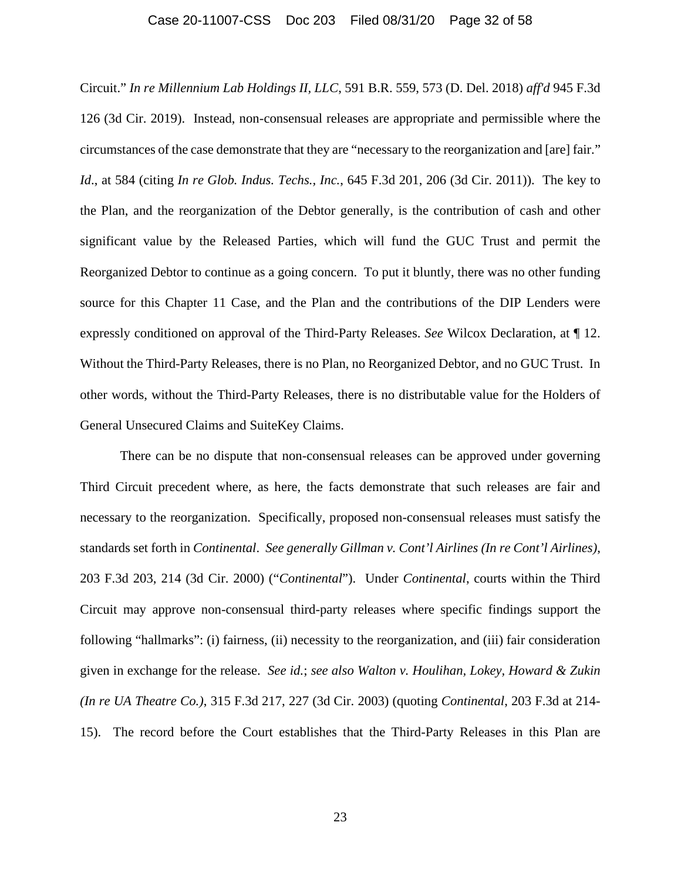Circuit." *In re Millennium Lab Holdings II, LLC*, 591 B.R. 559, 573 (D. Del. 2018) *aff'd* 945 F.3d 126 (3d Cir. 2019). Instead, non-consensual releases are appropriate and permissible where the circumstances of the case demonstrate that they are "necessary to the reorganization and [are] fair." *Id*., at 584 (citing *In re Glob. Indus. Techs., Inc.*, 645 F.3d 201, 206 (3d Cir. 2011)). The key to the Plan, and the reorganization of the Debtor generally, is the contribution of cash and other significant value by the Released Parties, which will fund the GUC Trust and permit the Reorganized Debtor to continue as a going concern. To put it bluntly, there was no other funding source for this Chapter 11 Case, and the Plan and the contributions of the DIP Lenders were expressly conditioned on approval of the Third-Party Releases. *See* Wilcox Declaration, at ¶ 12. Without the Third-Party Releases, there is no Plan, no Reorganized Debtor, and no GUC Trust. In other words, without the Third-Party Releases, there is no distributable value for the Holders of General Unsecured Claims and SuiteKey Claims.

There can be no dispute that non-consensual releases can be approved under governing Third Circuit precedent where, as here, the facts demonstrate that such releases are fair and necessary to the reorganization. Specifically, proposed non-consensual releases must satisfy the standards set forth in *Continental*. *See generally Gillman v. Cont'l Airlines (In re Cont'l Airlines)*, 203 F.3d 203, 214 (3d Cir. 2000) ("*Continental*"). Under *Continental*, courts within the Third Circuit may approve non-consensual third-party releases where specific findings support the following "hallmarks": (i) fairness, (ii) necessity to the reorganization, and (iii) fair consideration given in exchange for the release. *See id.*; *see also Walton v. Houlihan, Lokey, Howard & Zukin (In re UA Theatre Co.)*, 315 F.3d 217, 227 (3d Cir. 2003) (quoting *Continental*, 203 F.3d at 214-15). The record before the Court establishes that the Third-Party Releases in this Plan are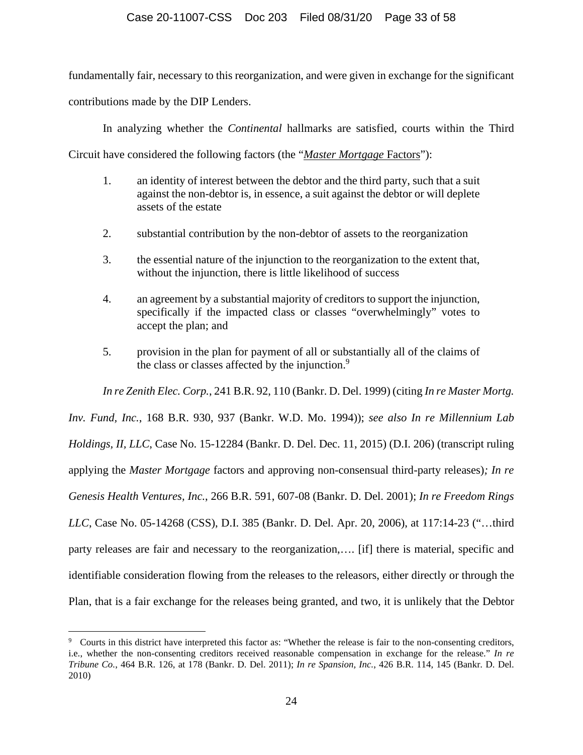fundamentally fair, necessary to this reorganization, and were given in exchange for the significant contributions made by the DIP Lenders.

In analyzing whether the *Continental* hallmarks are satisfied, courts within the Third Circuit have considered the following factors (the "*Master Mortgage* Factors"):

1. an identity of interest between the debtor and the third party, such that a suit against the non-debtor is, in essence, a suit against the debtor or will deplete assets of the estate

2. substantial contribution by the non-debtor of assets to the reorganization

3. the essential nature of the injunction to the reorganization to the extent that, without the injunction, there is little likelihood of success

4. an agreement by a substantial majority of creditors to support the injunction, specifically if the impacted class or classes "overwhelmingly" votes to accept the plan; and

5. provision in the plan for payment of all or substantially all of the claims of the class or classes affected by the injunction.[9]

*In re Zenith Elec. Corp.*, 241 B.R. 92, 110 (Bankr. D. Del. 1999) (citing *In re Master Mortg. Inv. Fund, Inc.*, 168 B.R. 930, 937 (Bankr. W.D. Mo. 1994)); *see also In re Millennium Lab Holdings, II, LLC*, Case No. 15-12284 (Bankr. D. Del. Dec. 11, 2015) (D.I. 206) (transcript ruling applying the *Master Mortgage* factors and approving non-consensual third-party releases)*; In re Genesis Health Ventures, Inc.*, 266 B.R. 591, 607-08 (Bankr. D. Del. 2001); *In re Freedom Rings LLC*, Case No. 05-14268 (CSS), D.I. 385 (Bankr. D. Del. Apr. 20, 2006), at 117:14-23 ("…third party releases are fair and necessary to the reorganization,…. [if] there is material, specific and identifiable consideration flowing from the releases to the releasors, either directly or through the Plan, that is a fair exchange for the releases being granted, and two, it is unlikely that the Debtor

---

[9] Courts in this district have interpreted this factor as: "Whether the release is fair to the non-consenting creditors, i.e., whether the non-consenting creditors received reasonable compensation in exchange for the release." *In re Tribune Co.*, 464 B.R. 126, at 178 (Bankr. D. Del. 2011); *In re Spansion, Inc.*, 426 B.R. 114, 145 (Bankr. D. Del. 2010)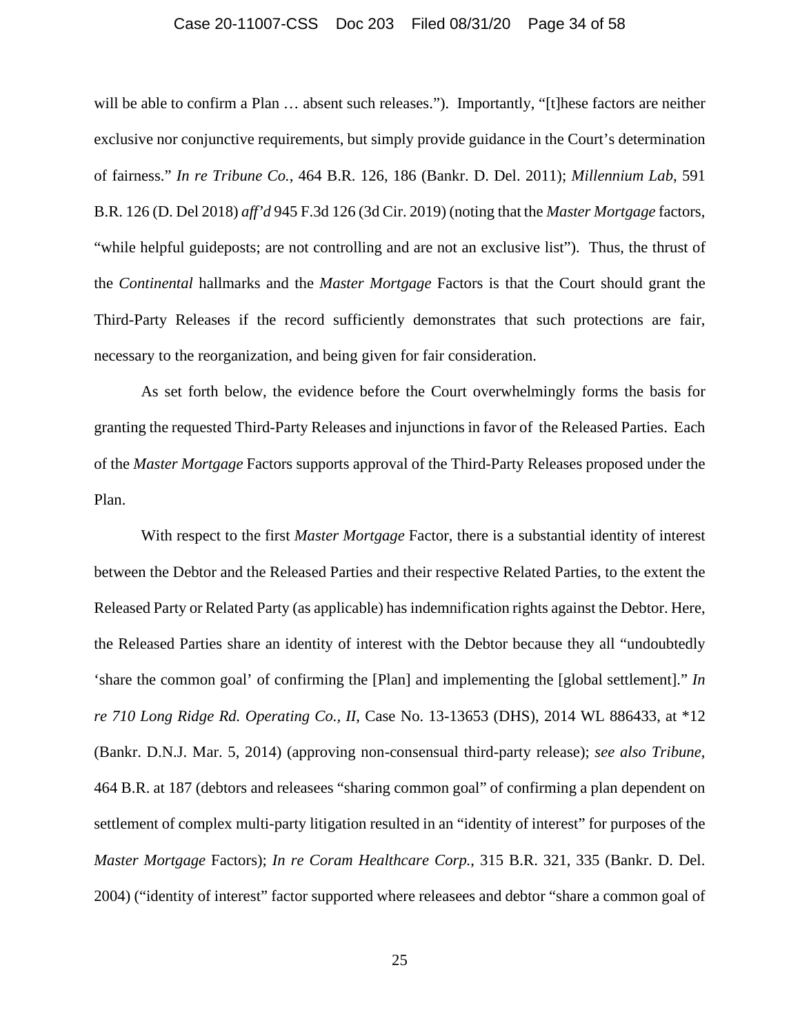will be able to confirm a Plan … absent such releases."). Importantly, "[t]hese factors are neither exclusive nor conjunctive requirements, but simply provide guidance in the Court's determination of fairness." *In re Tribune Co.*, 464 B.R. 126, 186 (Bankr. D. Del. 2011); *Millennium Lab*, 591 B.R. 126 (D. Del 2018) *aff'd* 945 F.3d 126 (3d Cir. 2019) (noting that the *Master Mortgage* factors, "while helpful guideposts; are not controlling and are not an exclusive list"). Thus, the thrust of the *Continental* hallmarks and the *Master Mortgage* Factors is that the Court should grant the Third-Party Releases if the record sufficiently demonstrates that such protections are fair, necessary to the reorganization, and being given for fair consideration.

As set forth below, the evidence before the Court overwhelmingly forms the basis for granting the requested Third-Party Releases and injunctions in favor of the Released Parties. Each of the *Master Mortgage* Factors supports approval of the Third-Party Releases proposed under the Plan.

With respect to the first *Master Mortgage* Factor, there is a substantial identity of interest between the Debtor and the Released Parties and their respective Related Parties, to the extent the Released Party or Related Party (as applicable) has indemnification rights against the Debtor. Here, the Released Parties share an identity of interest with the Debtor because they all "undoubtedly 'share the common goal' of confirming the [Plan] and implementing the [global settlement]." *In re 710 Long Ridge Rd. Operating Co., II*, Case No. 13-13653 (DHS), 2014 WL 886433, at *12 (Bankr. D.N.J. Mar. 5, 2014) (approving non-consensual third-party release); *see also Tribune*, 464 B.R. at 187 (debtors and releasees "sharing common goal" of confirming a plan dependent on settlement of complex multi-party litigation resulted in an "identity of interest" for purposes of the *Master Mortgage* Factors); *In re Coram Healthcare Corp.*, 315 B.R. 321, 335 (Bankr. D. Del. 2004) ("identity of interest" factor supported where releasees and debtor "share a common goal of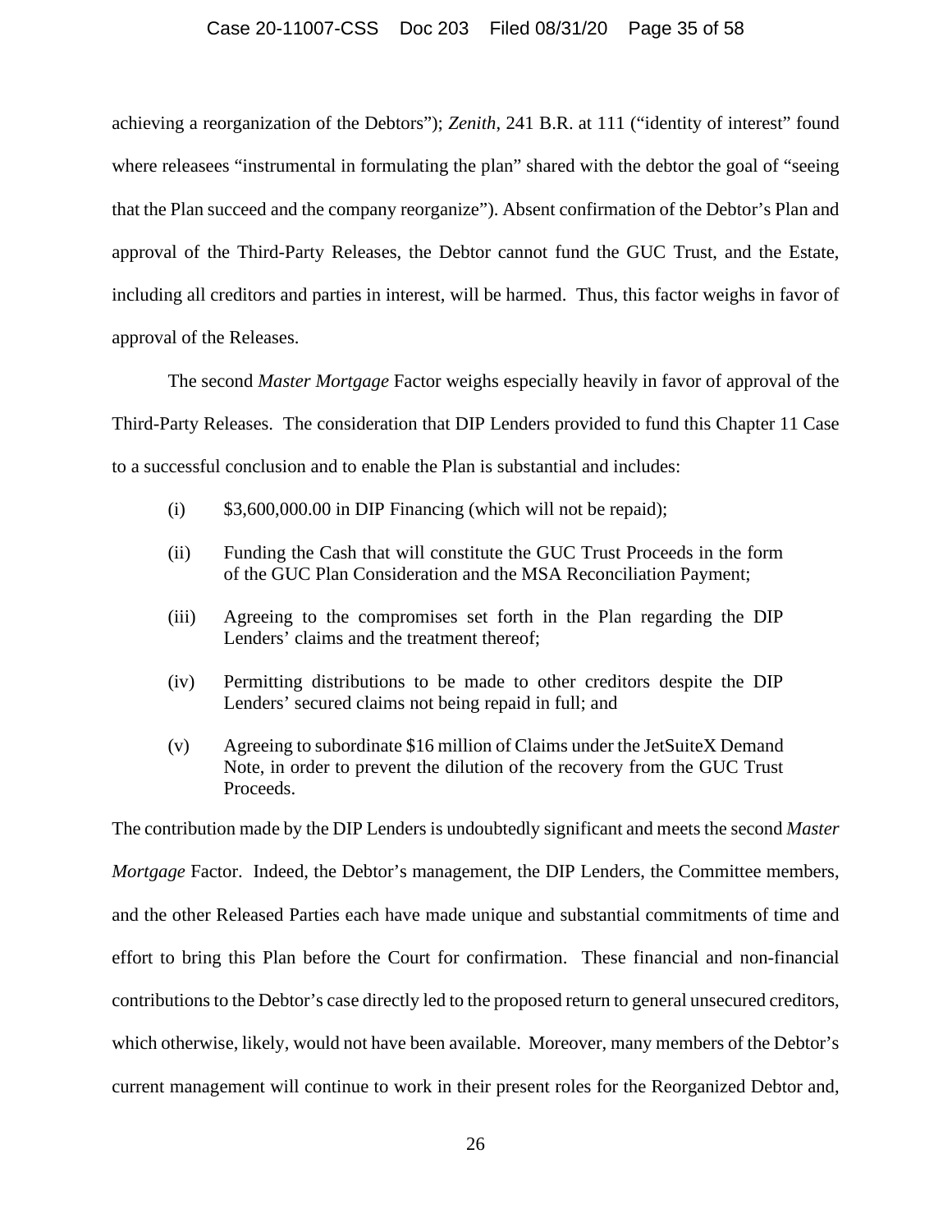achieving a reorganization of the Debtors"); *Zenith*, 241 B.R. at 111 ("identity of interest" found where releasees "instrumental in formulating the plan" shared with the debtor the goal of "seeing that the Plan succeed and the company reorganize"). Absent confirmation of the Debtor's Plan and approval of the Third-Party Releases, the Debtor cannot fund the GUC Trust, and the Estate, including all creditors and parties in interest, will be harmed. Thus, this factor weighs in favor of approval of the Releases.

The second *Master Mortgage* Factor weighs especially heavily in favor of approval of the Third-Party Releases. The consideration that DIP Lenders provided to fund this Chapter 11 Case to a successful conclusion and to enable the Plan is substantial and includes:

(i) $3,600,000.00 in DIP Financing (which will not be repaid);

(ii) Funding the Cash that will constitute the GUC Trust Proceeds in the form of the GUC Plan Consideration and the MSA Reconciliation Payment;

(iii) Agreeing to the compromises set forth in the Plan regarding the DIP Lenders' claims and the treatment thereof;

(iv) Permitting distributions to be made to other creditors despite the DIP Lenders' secured claims not being repaid in full; and

(v) Agreeing to subordinate $16 million of Claims under the JetSuiteX Demand Note, in order to prevent the dilution of the recovery from the GUC Trust Proceeds.

The contribution made by the DIP Lenders is undoubtedly significant and meets the second *Master Mortgage* Factor. Indeed, the Debtor's management, the DIP Lenders, the Committee members, and the other Released Parties each have made unique and substantial commitments of time and effort to bring this Plan before the Court for confirmation. These financial and non-financial contributions to the Debtor's case directly led to the proposed return to general unsecured creditors, which otherwise, likely, would not have been available. Moreover, many members of the Debtor's current management will continue to work in their present roles for the Reorganized Debtor and,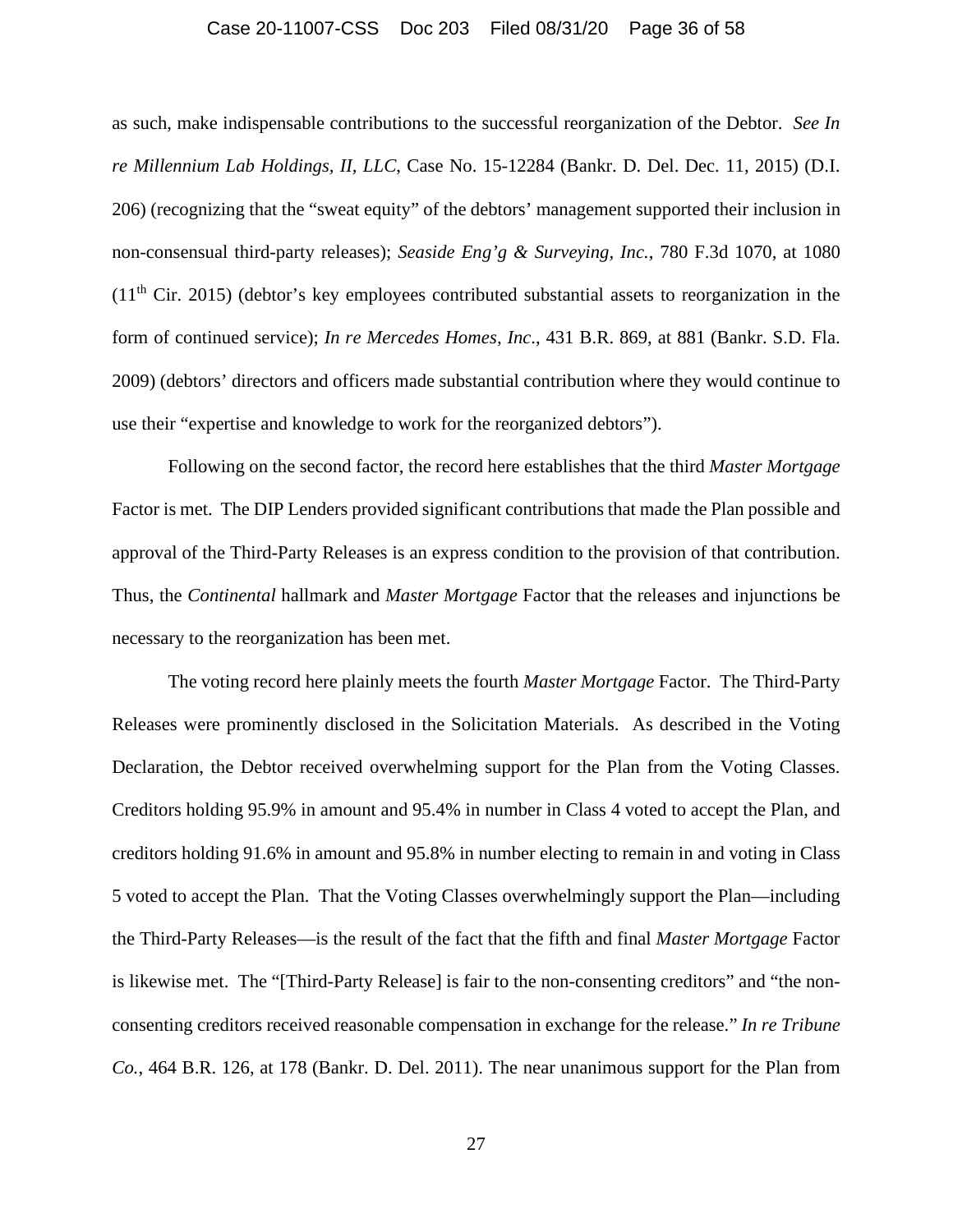as such, make indispensable contributions to the successful reorganization of the Debtor. *See In re Millennium Lab Holdings, II, LLC*, Case No. 15-12284 (Bankr. D. Del. Dec. 11, 2015) (D.I. 206) (recognizing that the "sweat equity" of the debtors' management supported their inclusion in non-consensual third-party releases); *Seaside Eng'g & Surveying, Inc.*, 780 F.3d 1070, at 1080 (11th Cir. 2015) (debtor's key employees contributed substantial assets to reorganization in the form of continued service); *In re Mercedes Homes, Inc.*, 431 B.R. 869, at 881 (Bankr. S.D. Fla. 2009) (debtors' directors and officers made substantial contribution where they would continue to use their "expertise and knowledge to work for the reorganized debtors").

Following on the second factor, the record here establishes that the third *Master Mortgage* Factor is met. The DIP Lenders provided significant contributions that made the Plan possible and approval of the Third-Party Releases is an express condition to the provision of that contribution. Thus, the *Continental* hallmark and *Master Mortgage* Factor that the releases and injunctions be necessary to the reorganization has been met.

The voting record here plainly meets the fourth *Master Mortgage* Factor. The Third-Party Releases were prominently disclosed in the Solicitation Materials. As described in the Voting Declaration, the Debtor received overwhelming support for the Plan from the Voting Classes. Creditors holding 95.9% in amount and 95.4% in number in Class 4 voted to accept the Plan, and creditors holding 91.6% in amount and 95.8% in number electing to remain in and voting in Class 5 voted to accept the Plan. That the Voting Classes overwhelmingly support the Plan—including the Third-Party Releases—is the result of the fact that the fifth and final *Master Mortgage* Factor is likewise met. The "[Third-Party Release] is fair to the non-consenting creditors" and "the non-consenting creditors received reasonable compensation in exchange for the release." *In re Tribune Co.*, 464 B.R. 126, at 178 (Bankr. D. Del. 2011). The near unanimous support for the Plan from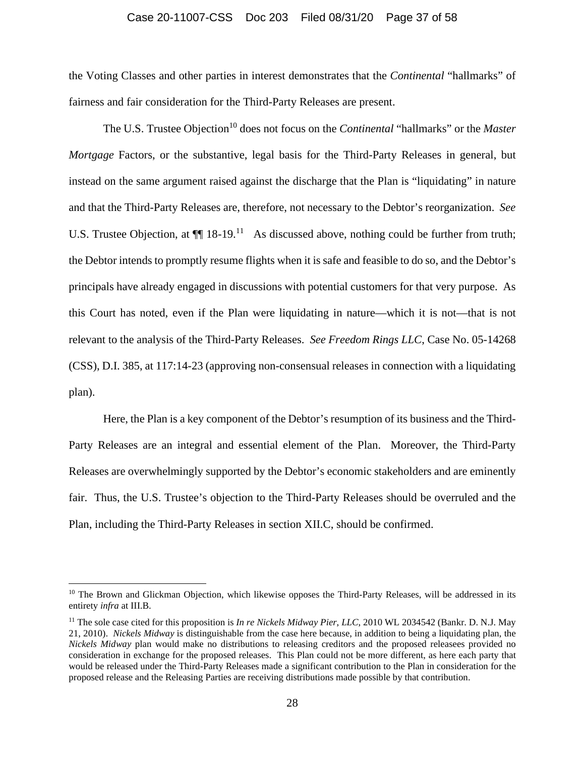the Voting Classes and other parties in interest demonstrates that the *Continental* "hallmarks" of fairness and fair consideration for the Third-Party Releases are present.

The U.S. Trustee Objection[10] does not focus on the *Continental* "hallmarks" or the *Master Mortgage* Factors, or the substantive, legal basis for the Third-Party Releases in general, but instead on the same argument raised against the discharge that the Plan is "liquidating" in nature and that the Third-Party Releases are, therefore, not necessary to the Debtor's reorganization. *See* U.S. Trustee Objection, at ¶¶ 18-19.[11] As discussed above, nothing could be further from truth; the Debtor intends to promptly resume flights when it is safe and feasible to do so, and the Debtor's principals have already engaged in discussions with potential customers for that very purpose. As this Court has noted, even if the Plan were liquidating in nature—which it is not—that is not relevant to the analysis of the Third-Party Releases. *See Freedom Rings LLC*, Case No. 05-14268 (CSS), D.I. 385, at 117:14-23 (approving non-consensual releases in connection with a liquidating plan).

Here, the Plan is a key component of the Debtor's resumption of its business and the Third-Party Releases are an integral and essential element of the Plan. Moreover, the Third-Party Releases are overwhelmingly supported by the Debtor's economic stakeholders and are eminently fair. Thus, the U.S. Trustee's objection to the Third-Party Releases should be overruled and the Plan, including the Third-Party Releases in section XII.C, should be confirmed.

---

[10] The Brown and Glickman Objection, which likewise opposes the Third-Party Releases, will be addressed in its entirety *infra* at III.B.

[11] The sole case cited for this proposition is *In re Nickels Midway Pier, LLC*, 2010 WL 2034542 (Bankr. D. N.J. May 21, 2010). *Nickels Midway* is distinguishable from the case here because, in addition to being a liquidating plan, the *Nickels Midway* plan would make no distributions to releasing creditors and the proposed releasees provided no consideration in exchange for the proposed releases. This Plan could not be more different, as here each party that would be released under the Third-Party Releases made a significant contribution to the Plan in consideration for the proposed release and the Releasing Parties are receiving distributions made possible by that contribution.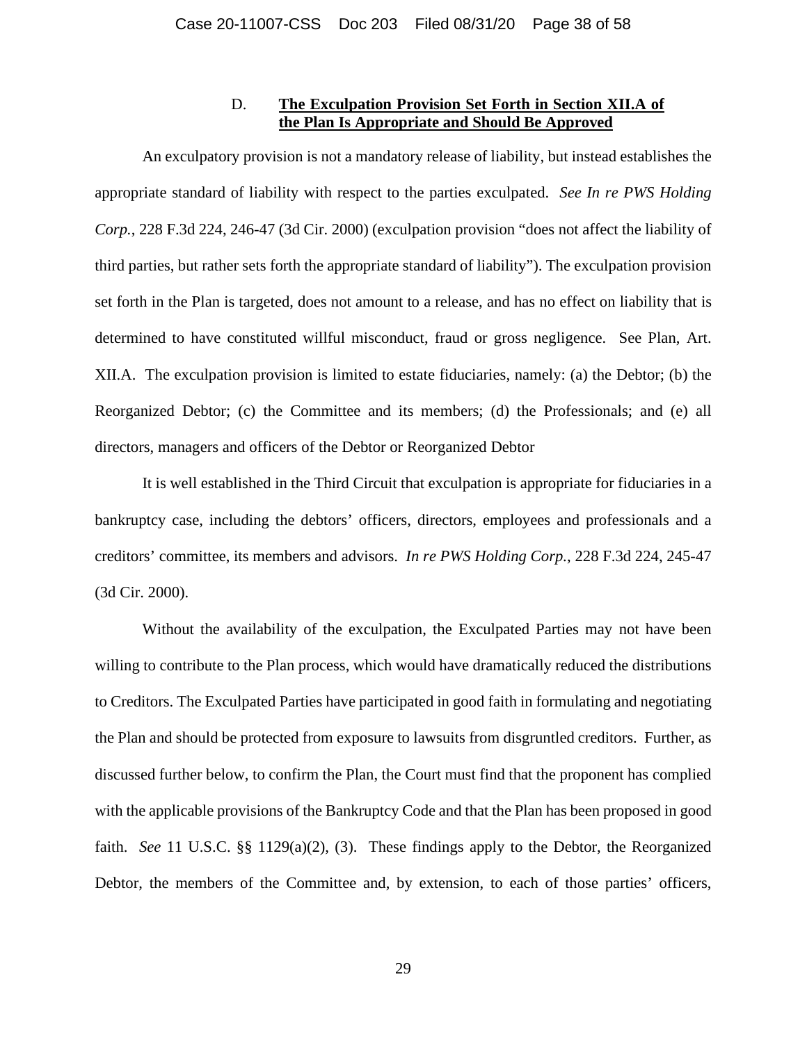### D. **The Exculpation Provision Set Forth in Section XII.A of the Plan Is Appropriate and Should Be Approved**

An exculpatory provision is not a mandatory release of liability, but instead establishes the appropriate standard of liability with respect to the parties exculpated. *See In re PWS Holding Corp.*, 228 F.3d 224, 246-47 (3d Cir. 2000) (exculpation provision "does not affect the liability of third parties, but rather sets forth the appropriate standard of liability"). The exculpation provision set forth in the Plan is targeted, does not amount to a release, and has no effect on liability that is determined to have constituted willful misconduct, fraud or gross negligence. See Plan, Art. XII.A. The exculpation provision is limited to estate fiduciaries, namely: (a) the Debtor; (b) the Reorganized Debtor; (c) the Committee and its members; (d) the Professionals; and (e) all directors, managers and officers of the Debtor or Reorganized Debtor

It is well established in the Third Circuit that exculpation is appropriate for fiduciaries in a bankruptcy case, including the debtors' officers, directors, employees and professionals and a creditors' committee, its members and advisors. *In re PWS Holding Corp.*, 228 F.3d 224, 245-47 (3d Cir. 2000).

Without the availability of the exculpation, the Exculpated Parties may not have been willing to contribute to the Plan process, which would have dramatically reduced the distributions to Creditors. The Exculpated Parties have participated in good faith in formulating and negotiating the Plan and should be protected from exposure to lawsuits from disgruntled creditors. Further, as discussed further below, to confirm the Plan, the Court must find that the proponent has complied with the applicable provisions of the Bankruptcy Code and that the Plan has been proposed in good faith. *See* 11 U.S.C. §§ 1129(a)(2), (3). These findings apply to the Debtor, the Reorganized Debtor, the members of the Committee and, by extension, to each of those parties' officers,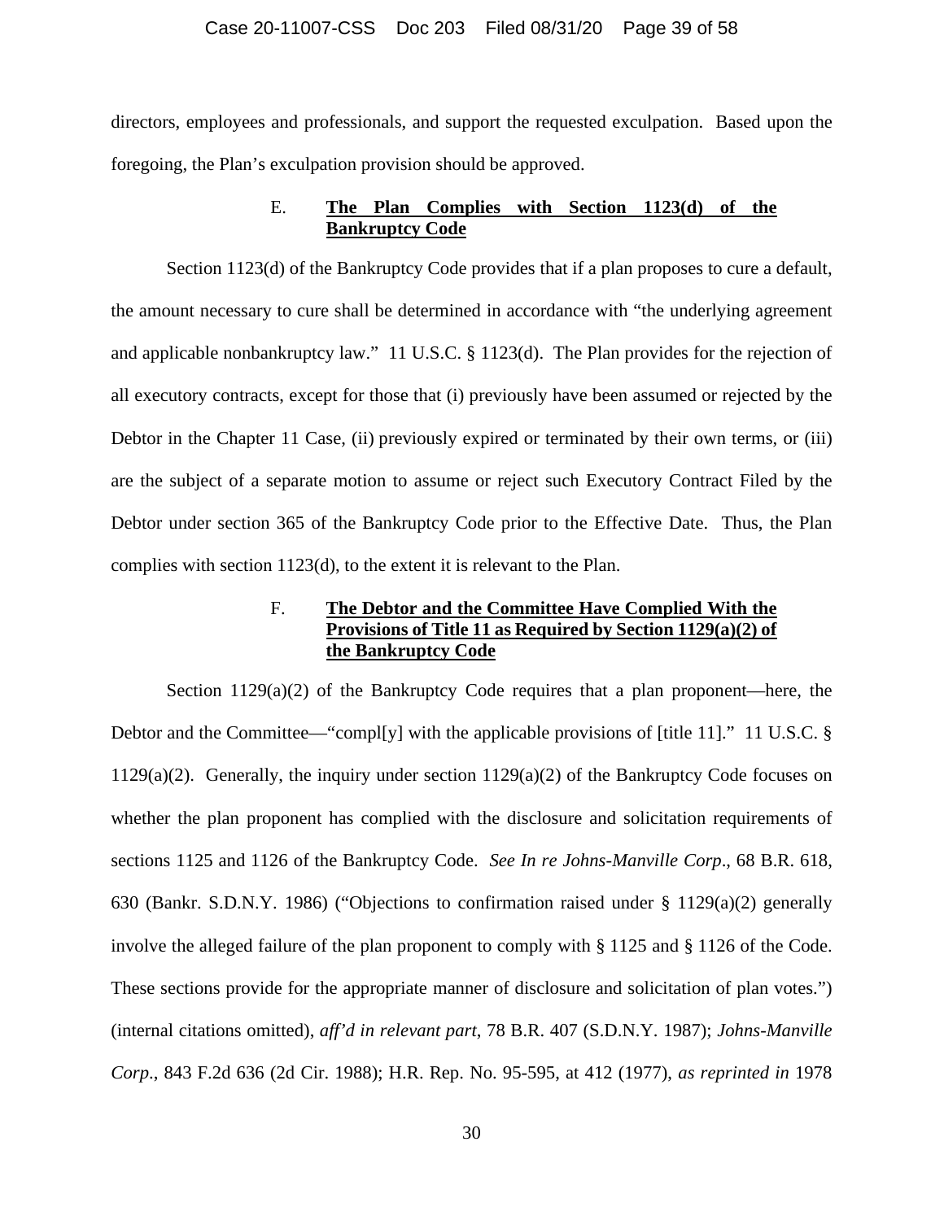directors, employees and professionals, and support the requested exculpation. Based upon the foregoing, the Plan's exculpation provision should be approved.

### E. **The Plan Complies with Section 1123(d) of the Bankruptcy Code**

Section 1123(d) of the Bankruptcy Code provides that if a plan proposes to cure a default, the amount necessary to cure shall be determined in accordance with "the underlying agreement and applicable nonbankruptcy law." 11 U.S.C. § 1123(d). The Plan provides for the rejection of all executory contracts, except for those that (i) previously have been assumed or rejected by the Debtor in the Chapter 11 Case, (ii) previously expired or terminated by their own terms, or (iii) are the subject of a separate motion to assume or reject such Executory Contract Filed by the Debtor under section 365 of the Bankruptcy Code prior to the Effective Date. Thus, the Plan complies with section 1123(d), to the extent it is relevant to the Plan.

### F. **The Debtor and the Committee Have Complied With the Provisions of Title 11 as Required by Section 1129(a)(2) of the Bankruptcy Code**

Section 1129(a)(2) of the Bankruptcy Code requires that a plan proponent—here, the Debtor and the Committee—"compl[y] with the applicable provisions of [title 11]." 11 U.S.C. § 1129(a)(2). Generally, the inquiry under section 1129(a)(2) of the Bankruptcy Code focuses on whether the plan proponent has complied with the disclosure and solicitation requirements of sections 1125 and 1126 of the Bankruptcy Code. *See In re Johns-Manville Corp*., 68 B.R. 618, 630 (Bankr. S.D.N.Y. 1986) ("Objections to confirmation raised under § 1129(a)(2) generally involve the alleged failure of the plan proponent to comply with § 1125 and § 1126 of the Code. These sections provide for the appropriate manner of disclosure and solicitation of plan votes.") (internal citations omitted), *aff'd in relevant part*, 78 B.R. 407 (S.D.N.Y. 1987); *Johns-Manville Corp*., 843 F.2d 636 (2d Cir. 1988); H.R. Rep. No. 95-595, at 412 (1977), *as reprinted in* 1978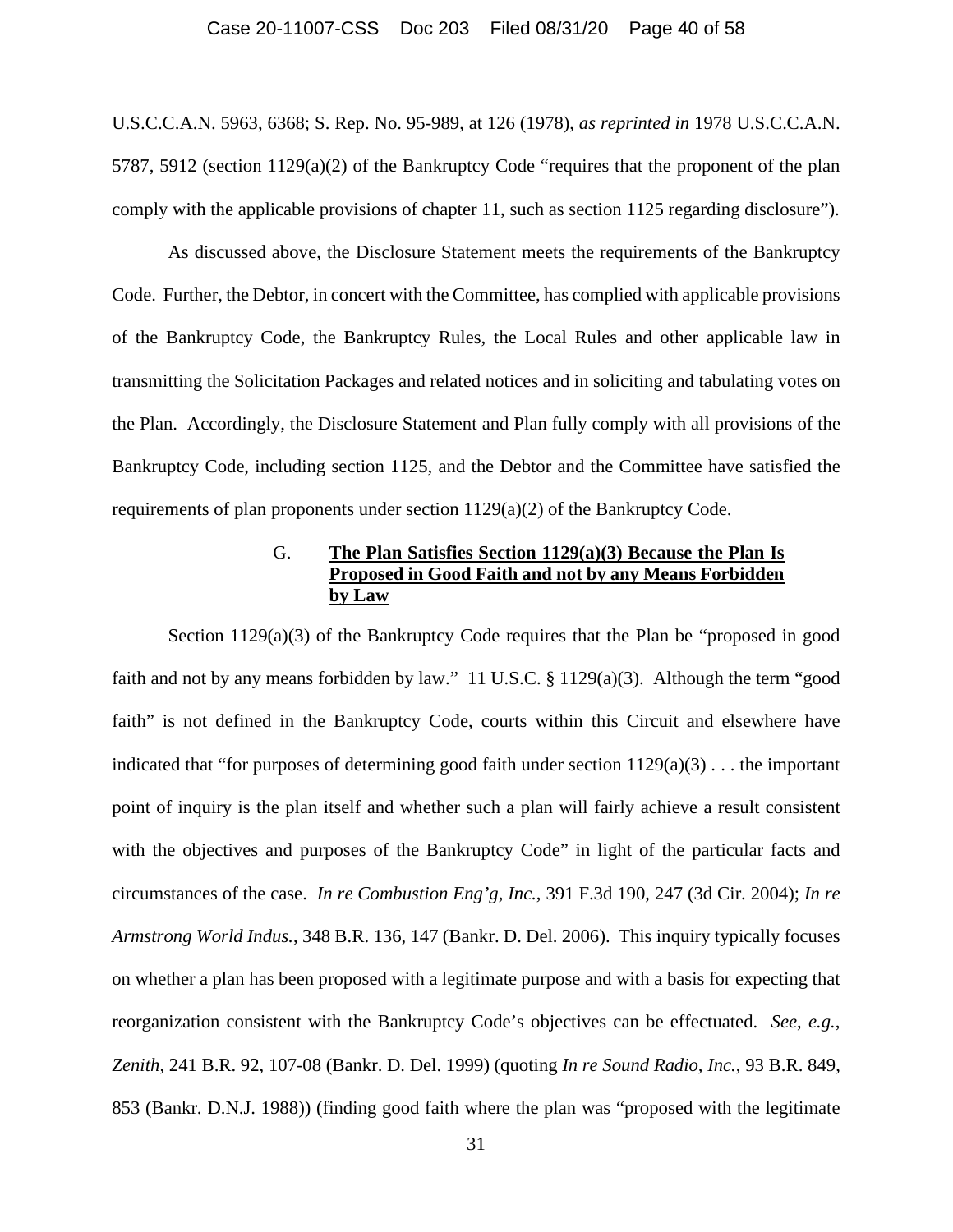U.S.C.C.A.N. 5963, 6368; S. Rep. No. 95-989, at 126 (1978), *as reprinted in* 1978 U.S.C.C.A.N. 5787, 5912 (section 1129(a)(2) of the Bankruptcy Code "requires that the proponent of the plan comply with the applicable provisions of chapter 11, such as section 1125 regarding disclosure").

As discussed above, the Disclosure Statement meets the requirements of the Bankruptcy Code. Further, the Debtor, in concert with the Committee, has complied with applicable provisions of the Bankruptcy Code, the Bankruptcy Rules, the Local Rules and other applicable law in transmitting the Solicitation Packages and related notices and in soliciting and tabulating votes on the Plan. Accordingly, the Disclosure Statement and Plan fully comply with all provisions of the Bankruptcy Code, including section 1125, and the Debtor and the Committee have satisfied the requirements of plan proponents under section 1129(a)(2) of the Bankruptcy Code.

### G. <u>**The Plan Satisfies Section 1129(a)(3) Because the Plan Is Proposed in Good Faith and not by any Means Forbidden by Law**</u>

Section 1129(a)(3) of the Bankruptcy Code requires that the Plan be "proposed in good faith and not by any means forbidden by law." 11 U.S.C. § 1129(a)(3). Although the term "good faith" is not defined in the Bankruptcy Code, courts within this Circuit and elsewhere have indicated that "for purposes of determining good faith under section 1129(a)(3) . . . the important point of inquiry is the plan itself and whether such a plan will fairly achieve a result consistent with the objectives and purposes of the Bankruptcy Code" in light of the particular facts and circumstances of the case. *In re Combustion Eng'g, Inc.*, 391 F.3d 190, 247 (3d Cir. 2004); *In re Armstrong World Indus.*, 348 B.R. 136, 147 (Bankr. D. Del. 2006). This inquiry typically focuses on whether a plan has been proposed with a legitimate purpose and with a basis for expecting that reorganization consistent with the Bankruptcy Code's objectives can be effectuated. *See, e.g.*, *Zenith*, 241 B.R. 92, 107-08 (Bankr. D. Del. 1999) (quoting *In re Sound Radio, Inc.*, 93 B.R. 849, 853 (Bankr. D.N.J. 1988)) (finding good faith where the plan was "proposed with the legitimate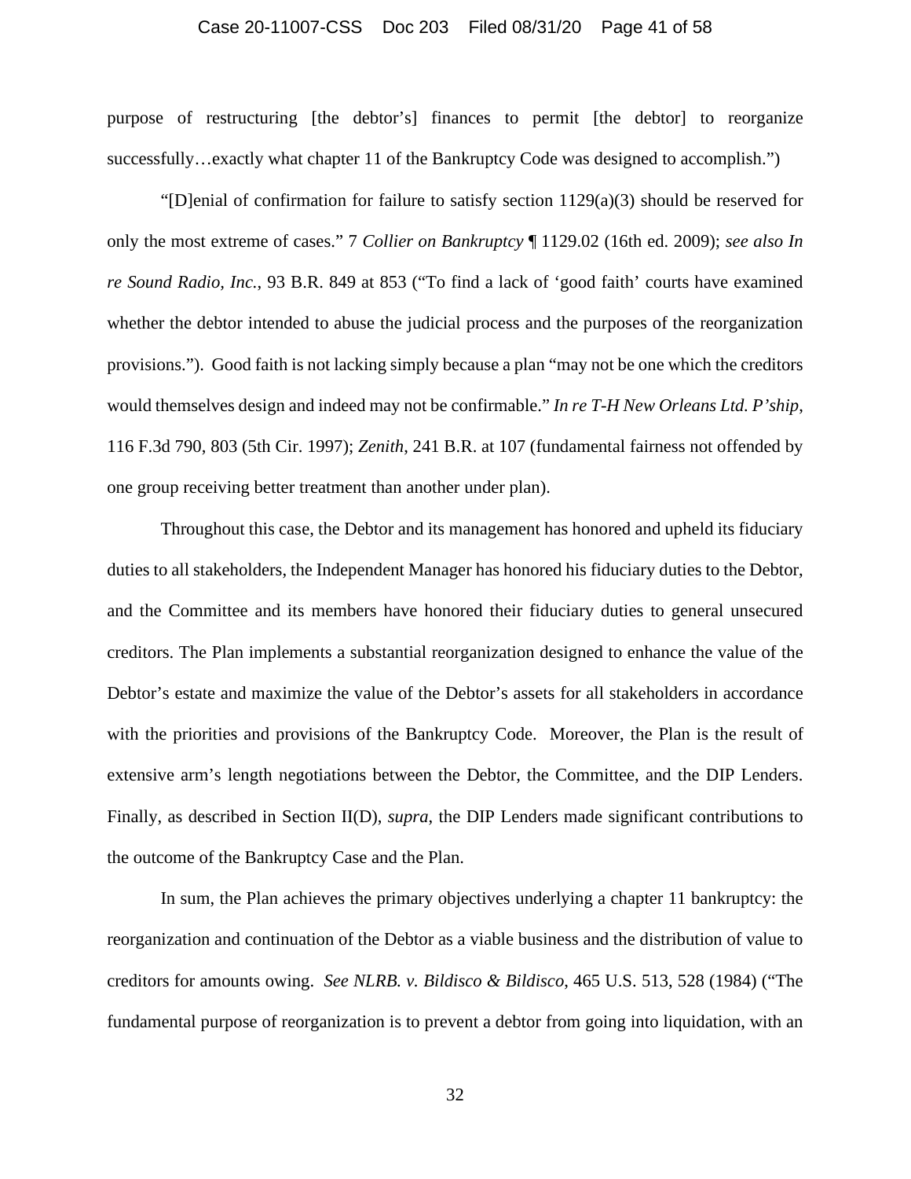purpose of restructuring [the debtor's] finances to permit [the debtor] to reorganize successfully…exactly what chapter 11 of the Bankruptcy Code was designed to accomplish.")

"[D]enial of confirmation for failure to satisfy section 1129(a)(3) should be reserved for only the most extreme of cases." 7 *Collier on Bankruptcy* ¶ 1129.02 (16th ed. 2009); *see also In re Sound Radio, Inc.*, 93 B.R. 849 at 853 ("To find a lack of 'good faith' courts have examined whether the debtor intended to abuse the judicial process and the purposes of the reorganization provisions."). Good faith is not lacking simply because a plan "may not be one which the creditors would themselves design and indeed may not be confirmable." *In re T-H New Orleans Ltd. P'ship*, 116 F.3d 790, 803 (5th Cir. 1997); *Zenith*, 241 B.R. at 107 (fundamental fairness not offended by one group receiving better treatment than another under plan).

Throughout this case, the Debtor and its management has honored and upheld its fiduciary duties to all stakeholders, the Independent Manager has honored his fiduciary duties to the Debtor, and the Committee and its members have honored their fiduciary duties to general unsecured creditors. The Plan implements a substantial reorganization designed to enhance the value of the Debtor's estate and maximize the value of the Debtor's assets for all stakeholders in accordance with the priorities and provisions of the Bankruptcy Code. Moreover, the Plan is the result of extensive arm's length negotiations between the Debtor, the Committee, and the DIP Lenders. Finally, as described in Section II(D), *supra*, the DIP Lenders made significant contributions to the outcome of the Bankruptcy Case and the Plan.

In sum, the Plan achieves the primary objectives underlying a chapter 11 bankruptcy: the reorganization and continuation of the Debtor as a viable business and the distribution of value to creditors for amounts owing. *See NLRB. v. Bildisco & Bildisco*, 465 U.S. 513, 528 (1984) ("The fundamental purpose of reorganization is to prevent a debtor from going into liquidation, with an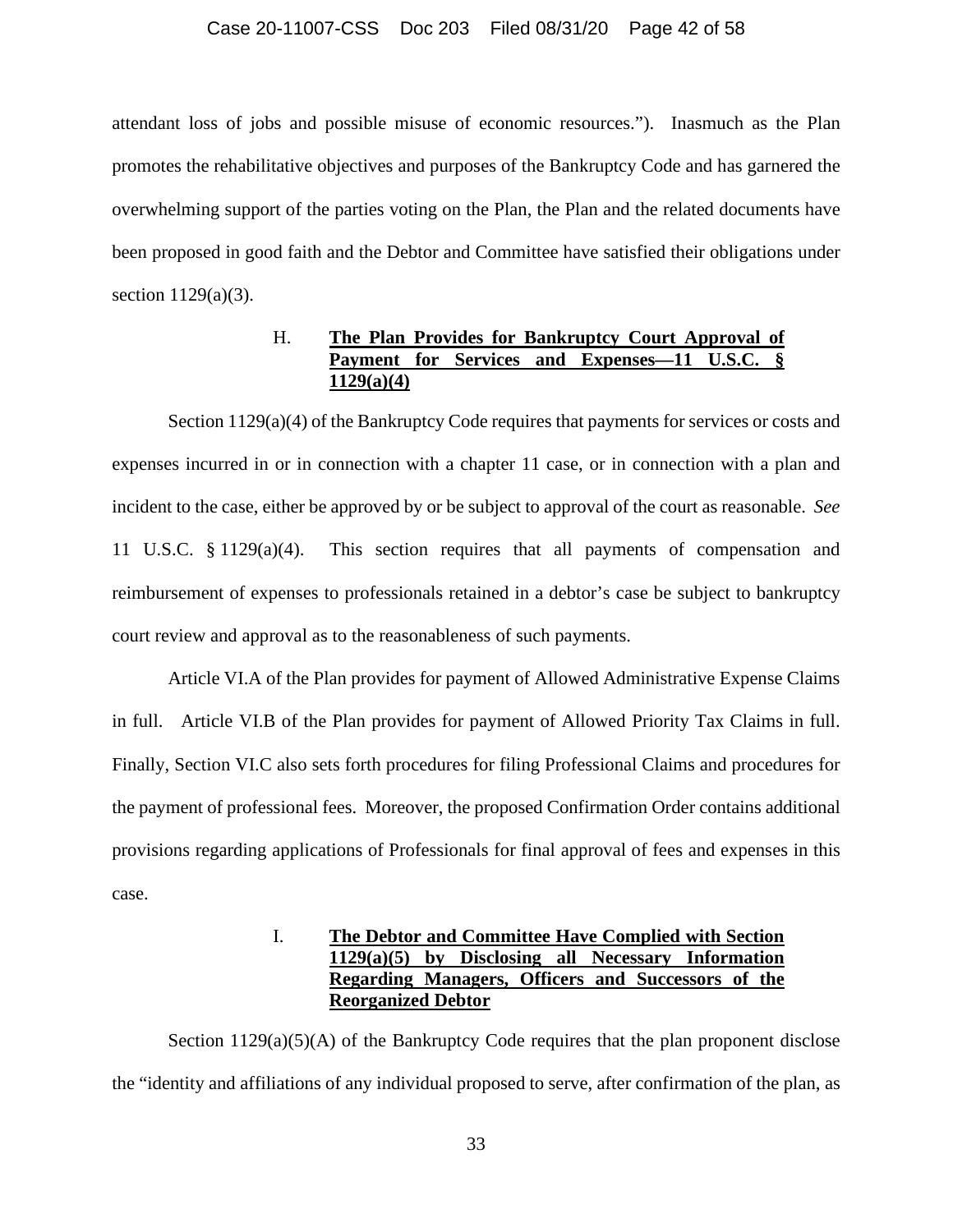attendant loss of jobs and possible misuse of economic resources."). Inasmuch as the Plan promotes the rehabilitative objectives and purposes of the Bankruptcy Code and has garnered the overwhelming support of the parties voting on the Plan, the Plan and the related documents have been proposed in good faith and the Debtor and Committee have satisfied their obligations under section 1129(a)(3).

### H. **The Plan Provides for Bankruptcy Court Approval of Payment for Services and Expenses—11 U.S.C. § 1129(a)(4)**

Section 1129(a)(4) of the Bankruptcy Code requires that payments for services or costs and expenses incurred in or in connection with a chapter 11 case, or in connection with a plan and incident to the case, either be approved by or be subject to approval of the court as reasonable. *See* 11 U.S.C. § 1129(a)(4). This section requires that all payments of compensation and reimbursement of expenses to professionals retained in a debtor's case be subject to bankruptcy court review and approval as to the reasonableness of such payments.

Article VI.A of the Plan provides for payment of Allowed Administrative Expense Claims in full. Article VI.B of the Plan provides for payment of Allowed Priority Tax Claims in full. Finally, Section VI.C also sets forth procedures for filing Professional Claims and procedures for the payment of professional fees. Moreover, the proposed Confirmation Order contains additional provisions regarding applications of Professionals for final approval of fees and expenses in this case.

### I. **The Debtor and Committee Have Complied with Section 1129(a)(5) by Disclosing all Necessary Information Regarding Managers, Officers and Successors of the Reorganized Debtor**

Section 1129(a)(5)(A) of the Bankruptcy Code requires that the plan proponent disclose the "identity and affiliations of any individual proposed to serve, after confirmation of the plan, as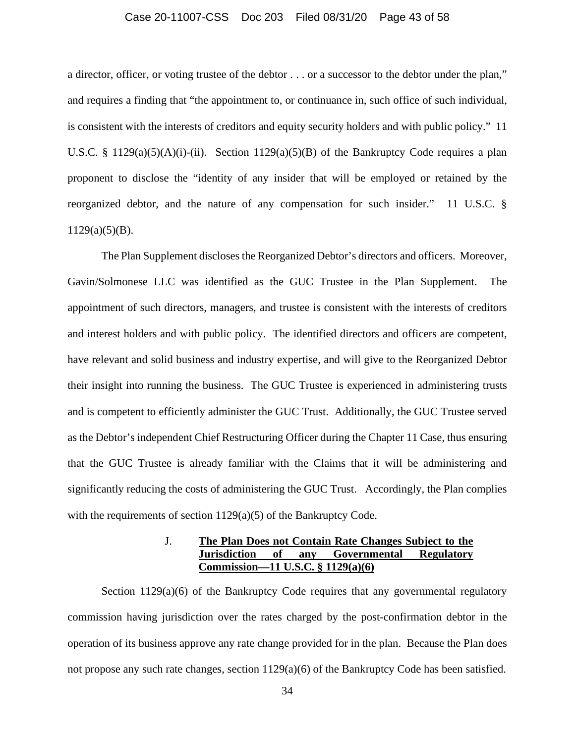a director, officer, or voting trustee of the debtor . . . or a successor to the debtor under the plan," and requires a finding that "the appointment to, or continuance in, such office of such individual, is consistent with the interests of creditors and equity security holders and with public policy." 11 U.S.C. § 1129(a)(5)(A)(i)-(ii). Section 1129(a)(5)(B) of the Bankruptcy Code requires a plan proponent to disclose the "identity of any insider that will be employed or retained by the reorganized debtor, and the nature of any compensation for such insider." 11 U.S.C. § 1129(a)(5)(B).

The Plan Supplement discloses the Reorganized Debtor's directors and officers. Moreover, Gavin/Solmonese LLC was identified as the GUC Trustee in the Plan Supplement. The appointment of such directors, managers, and trustee is consistent with the interests of creditors and interest holders and with public policy. The identified directors and officers are competent, have relevant and solid business and industry expertise, and will give to the Reorganized Debtor their insight into running the business. The GUC Trustee is experienced in administering trusts and is competent to efficiently administer the GUC Trust. Additionally, the GUC Trustee served as the Debtor's independent Chief Restructuring Officer during the Chapter 11 Case, thus ensuring that the GUC Trustee is already familiar with the Claims that it will be administering and significantly reducing the costs of administering the GUC Trust. Accordingly, the Plan complies with the requirements of section 1129(a)(5) of the Bankruptcy Code.

### J. <u>**The Plan Does not Contain Rate Changes Subject to the Jurisdiction of any Governmental Regulatory Commission—11 U.S.C. § 1129(a)(6)**</u>

Section 1129(a)(6) of the Bankruptcy Code requires that any governmental regulatory commission having jurisdiction over the rates charged by the post-confirmation debtor in the operation of its business approve any rate change provided for in the plan. Because the Plan does not propose any such rate changes, section 1129(a)(6) of the Bankruptcy Code has been satisfied.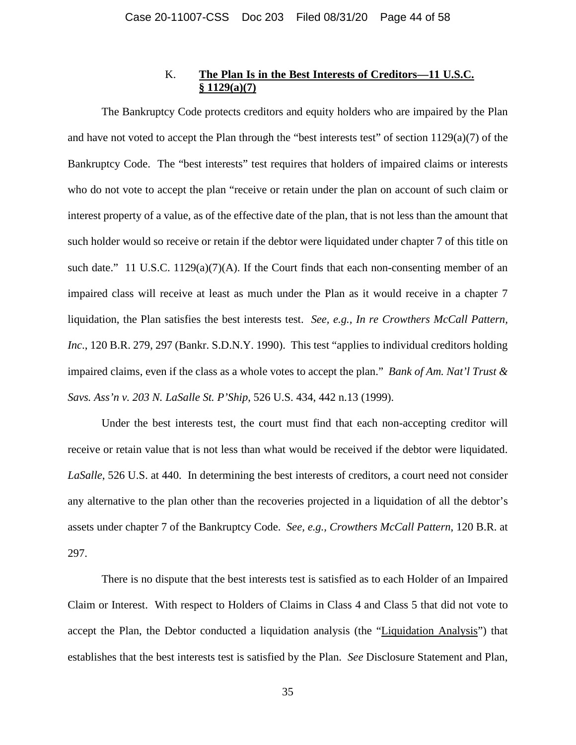### K. **<u>The Plan Is in the Best Interests of Creditors—11 U.S.C. § 1129(a)(7)</u>**

The Bankruptcy Code protects creditors and equity holders who are impaired by the Plan and have not voted to accept the Plan through the "best interests test" of section 1129(a)(7) of the Bankruptcy Code. The "best interests" test requires that holders of impaired claims or interests who do not vote to accept the plan "receive or retain under the plan on account of such claim or interest property of a value, as of the effective date of the plan, that is not less than the amount that such holder would so receive or retain if the debtor were liquidated under chapter 7 of this title on such date." 11 U.S.C. 1129(a)(7)(A). If the Court finds that each non-consenting member of an impaired class will receive at least as much under the Plan as it would receive in a chapter 7 liquidation, the Plan satisfies the best interests test. *See, e.g., In re Crowthers McCall Pattern, Inc*., 120 B.R. 279, 297 (Bankr. S.D.N.Y. 1990). This test "applies to individual creditors holding impaired claims, even if the class as a whole votes to accept the plan." *Bank of Am. Nat'l Trust & Savs. Ass'n v. 203 N. LaSalle St. P'Ship*, 526 U.S. 434, 442 n.13 (1999).

Under the best interests test, the court must find that each non-accepting creditor will receive or retain value that is not less than what would be received if the debtor were liquidated. *LaSalle*, 526 U.S. at 440. In determining the best interests of creditors, a court need not consider any alternative to the plan other than the recoveries projected in a liquidation of all the debtor's assets under chapter 7 of the Bankruptcy Code. *See, e.g., Crowthers McCall Pattern*, 120 B.R. at 297.

There is no dispute that the best interests test is satisfied as to each Holder of an Impaired Claim or Interest. With respect to Holders of Claims in Class 4 and Class 5 that did not vote to accept the Plan, the Debtor conducted a liquidation analysis (the "<u>Liquidation Analysis</u>") that establishes that the best interests test is satisfied by the Plan. *See* Disclosure Statement and Plan,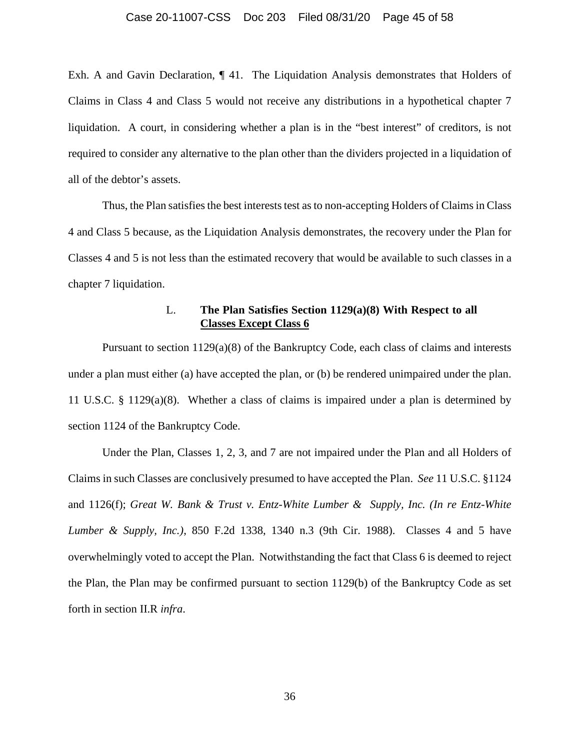Exh. A and Gavin Declaration, ¶ 41. The Liquidation Analysis demonstrates that Holders of Claims in Class 4 and Class 5 would not receive any distributions in a hypothetical chapter 7 liquidation. A court, in considering whether a plan is in the "best interest" of creditors, is not required to consider any alternative to the plan other than the dividers projected in a liquidation of all of the debtor's assets.

Thus, the Plan satisfies the best interests test as to non-accepting Holders of Claims in Class 4 and Class 5 because, as the Liquidation Analysis demonstrates, the recovery under the Plan for Classes 4 and 5 is not less than the estimated recovery that would be available to such classes in a chapter 7 liquidation.

### L. **The Plan Satisfies Section 1129(a)(8) With Respect to all Classes Except Class 6**

Pursuant to section 1129(a)(8) of the Bankruptcy Code, each class of claims and interests under a plan must either (a) have accepted the plan, or (b) be rendered unimpaired under the plan. 11 U.S.C. § 1129(a)(8). Whether a class of claims is impaired under a plan is determined by section 1124 of the Bankruptcy Code.

Under the Plan, Classes 1, 2, 3, and 7 are not impaired under the Plan and all Holders of Claims in such Classes are conclusively presumed to have accepted the Plan. *See* 11 U.S.C. §1124 and 1126(f); *Great W. Bank & Trust v. Entz-White Lumber & Supply, Inc. (In re Entz-White Lumber & Supply, Inc.)*, 850 F.2d 1338, 1340 n.3 (9th Cir. 1988). Classes 4 and 5 have overwhelmingly voted to accept the Plan. Notwithstanding the fact that Class 6 is deemed to reject the Plan, the Plan may be confirmed pursuant to section 1129(b) of the Bankruptcy Code as set forth in section II.R *infra*.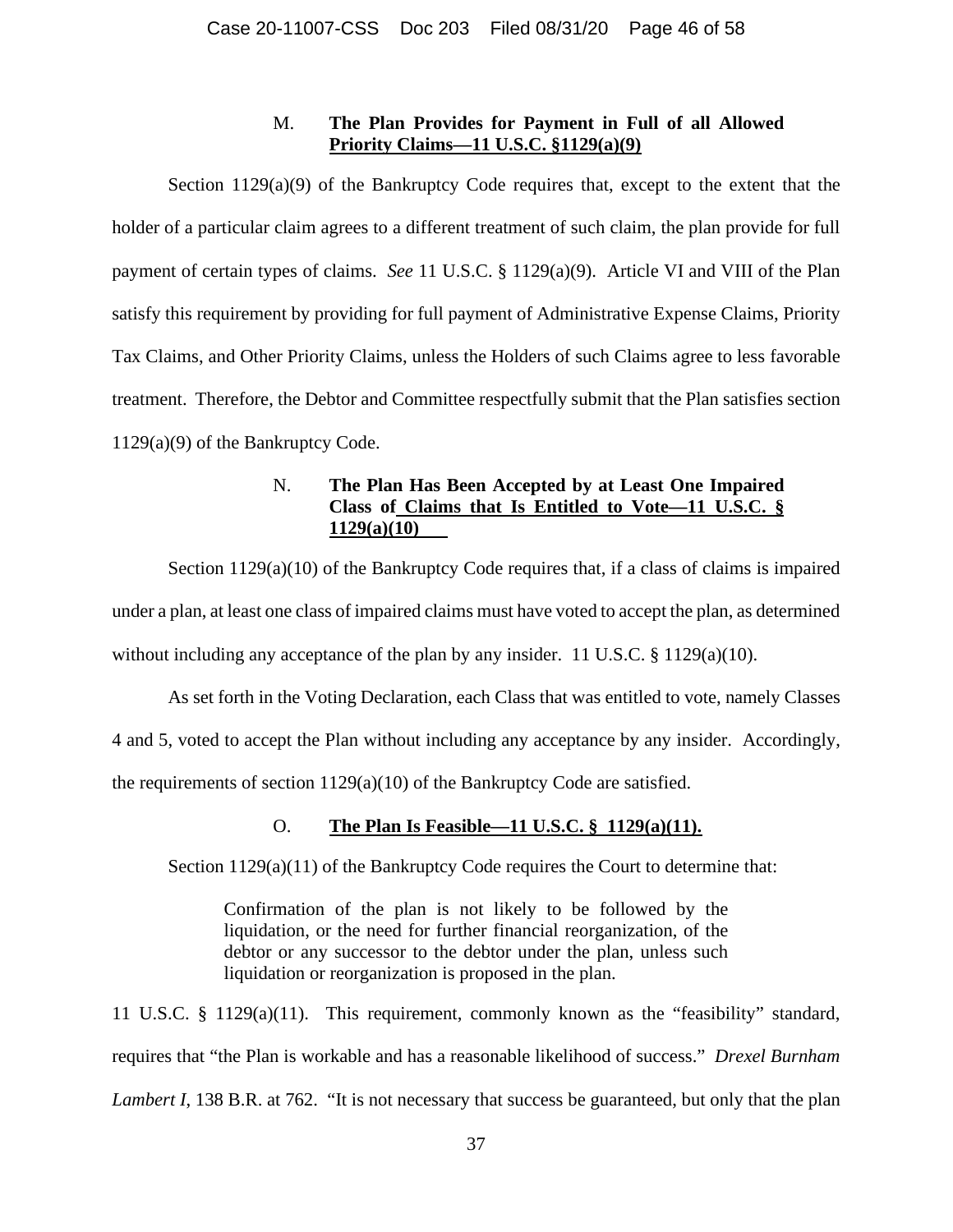### M. **The Plan Provides for Payment in Full of all Allowed Priority Claims—11 U.S.C. §1129(a)(9)**

Section 1129(a)(9) of the Bankruptcy Code requires that, except to the extent that the holder of a particular claim agrees to a different treatment of such claim, the plan provide for full payment of certain types of claims. *See* 11 U.S.C. § 1129(a)(9). Article VI and VIII of the Plan satisfy this requirement by providing for full payment of Administrative Expense Claims, Priority Tax Claims, and Other Priority Claims, unless the Holders of such Claims agree to less favorable treatment. Therefore, the Debtor and Committee respectfully submit that the Plan satisfies section 1129(a)(9) of the Bankruptcy Code.

### N. **The Plan Has Been Accepted by at Least One Impaired Class of Claims that Is Entitled to Vote—11 U.S.C. § 1129(a)(10)**

Section 1129(a)(10) of the Bankruptcy Code requires that, if a class of claims is impaired under a plan, at least one class of impaired claims must have voted to accept the plan, as determined without including any acceptance of the plan by any insider. 11 U.S.C. § 1129(a)(10).

As set forth in the Voting Declaration, each Class that was entitled to vote, namely Classes 4 and 5, voted to accept the Plan without including any acceptance by any insider. Accordingly, the requirements of section 1129(a)(10) of the Bankruptcy Code are satisfied.

### O. **The Plan Is Feasible—11 U.S.C. § 1129(a)(11).**

Section 1129(a)(11) of the Bankruptcy Code requires the Court to determine that:

> Confirmation of the plan is not likely to be followed by the liquidation, or the need for further financial reorganization, of the debtor or any successor to the debtor under the plan, unless such liquidation or reorganization is proposed in the plan.

11 U.S.C. § 1129(a)(11). This requirement, commonly known as the "feasibility" standard, requires that "the Plan is workable and has a reasonable likelihood of success." *Drexel Burnham Lambert I*, 138 B.R. at 762. "It is not necessary that success be guaranteed, but only that the plan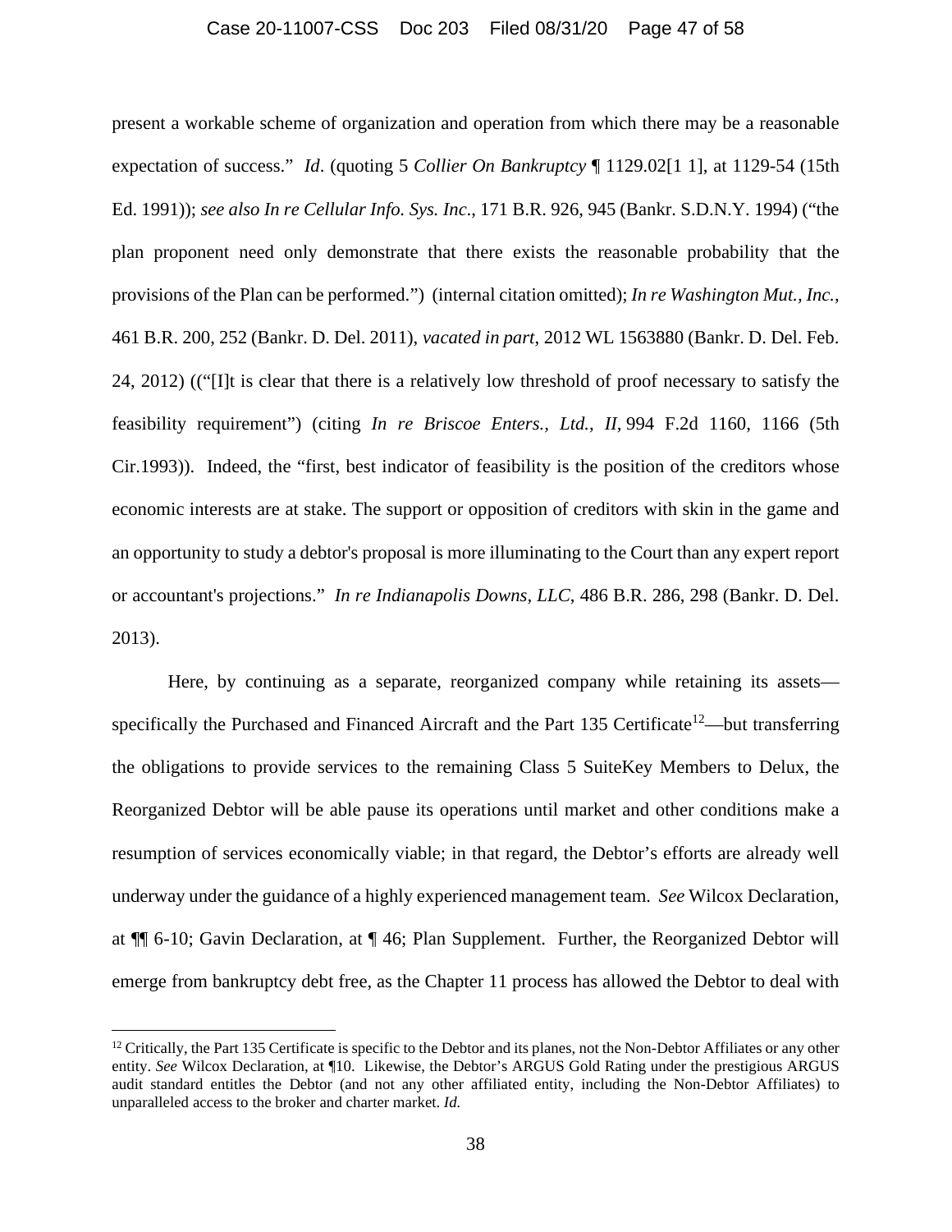present a workable scheme of organization and operation from which there may be a reasonable expectation of success." *Id*. (quoting 5 *Collier On Bankruptcy* ¶ 1129.02[1 1], at 1129-54 (15th Ed. 1991)); *see also In re Cellular Info. Sys. Inc*., 171 B.R. 926, 945 (Bankr. S.D.N.Y. 1994) ("the plan proponent need only demonstrate that there exists the reasonable probability that the provisions of the Plan can be performed.") (internal citation omitted); *In re Washington Mut., Inc.*, 461 B.R. 200, 252 (Bankr. D. Del. 2011), *vacated in part*, 2012 WL 1563880 (Bankr. D. Del. Feb. 24, 2012) (("[I]t is clear that there is a relatively low threshold of proof necessary to satisfy the feasibility requirement") (citing *In re Briscoe Enters., Ltd., II*, 994 F.2d 1160, 1166 (5th Cir.1993)). Indeed, the "first, best indicator of feasibility is the position of the creditors whose economic interests are at stake. The support or opposition of creditors with skin in the game and an opportunity to study a debtor's proposal is more illuminating to the Court than any expert report or accountant's projections." *In re Indianapolis Downs, LLC*, 486 B.R. 286, 298 (Bankr. D. Del. 2013).

Here, by continuing as a separate, reorganized company while retaining its assets—specifically the Purchased and Financed Aircraft and the Part 135 Certificate[12]—but transferring the obligations to provide services to the remaining Class 5 SuiteKey Members to Delux, the Reorganized Debtor will be able pause its operations until market and other conditions make a resumption of services economically viable; in that regard, the Debtor's efforts are already well underway under the guidance of a highly experienced management team. *See* Wilcox Declaration, at ¶¶ 6-10; Gavin Declaration, at ¶ 46; Plan Supplement. Further, the Reorganized Debtor will emerge from bankruptcy debt free, as the Chapter 11 process has allowed the Debtor to deal with

---

[12] Critically, the Part 135 Certificate is specific to the Debtor and its planes, not the Non-Debtor Affiliates or any other entity. *See* Wilcox Declaration, at ¶10. Likewise, the Debtor's ARGUS Gold Rating under the prestigious ARGUS audit standard entitles the Debtor (and not any other affiliated entity, including the Non-Debtor Affiliates) to unparalleled access to the broker and charter market. *Id.*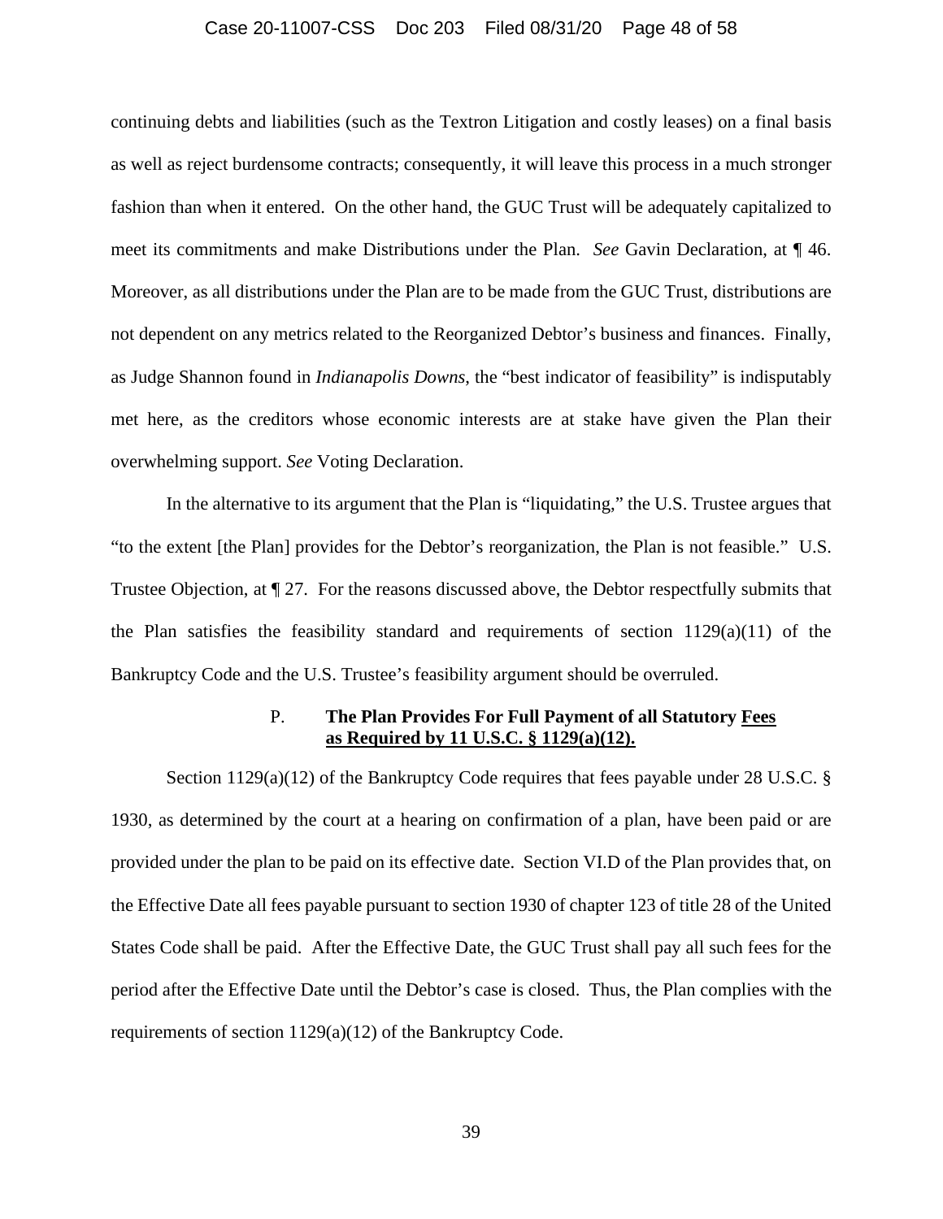continuing debts and liabilities (such as the Textron Litigation and costly leases) on a final basis as well as reject burdensome contracts; consequently, it will leave this process in a much stronger fashion than when it entered. On the other hand, the GUC Trust will be adequately capitalized to meet its commitments and make Distributions under the Plan. *See* Gavin Declaration, at ¶ 46. Moreover, as all distributions under the Plan are to be made from the GUC Trust, distributions are not dependent on any metrics related to the Reorganized Debtor's business and finances. Finally, as Judge Shannon found in *Indianapolis Downs*, the "best indicator of feasibility" is indisputably met here, as the creditors whose economic interests are at stake have given the Plan their overwhelming support. *See* Voting Declaration.

In the alternative to its argument that the Plan is "liquidating," the U.S. Trustee argues that "to the extent [the Plan] provides for the Debtor's reorganization, the Plan is not feasible." U.S. Trustee Objection, at ¶ 27. For the reasons discussed above, the Debtor respectfully submits that the Plan satisfies the feasibility standard and requirements of section 1129(a)(11) of the Bankruptcy Code and the U.S. Trustee's feasibility argument should be overruled.

### P. **The Plan Provides For Full Payment of all Statutory <u>Fees as Required by 11 U.S.C. § 1129(a)(12).</u>**

Section 1129(a)(12) of the Bankruptcy Code requires that fees payable under 28 U.S.C. § 1930, as determined by the court at a hearing on confirmation of a plan, have been paid or are provided under the plan to be paid on its effective date. Section VI.D of the Plan provides that, on the Effective Date all fees payable pursuant to section 1930 of chapter 123 of title 28 of the United States Code shall be paid. After the Effective Date, the GUC Trust shall pay all such fees for the period after the Effective Date until the Debtor's case is closed. Thus, the Plan complies with the requirements of section 1129(a)(12) of the Bankruptcy Code.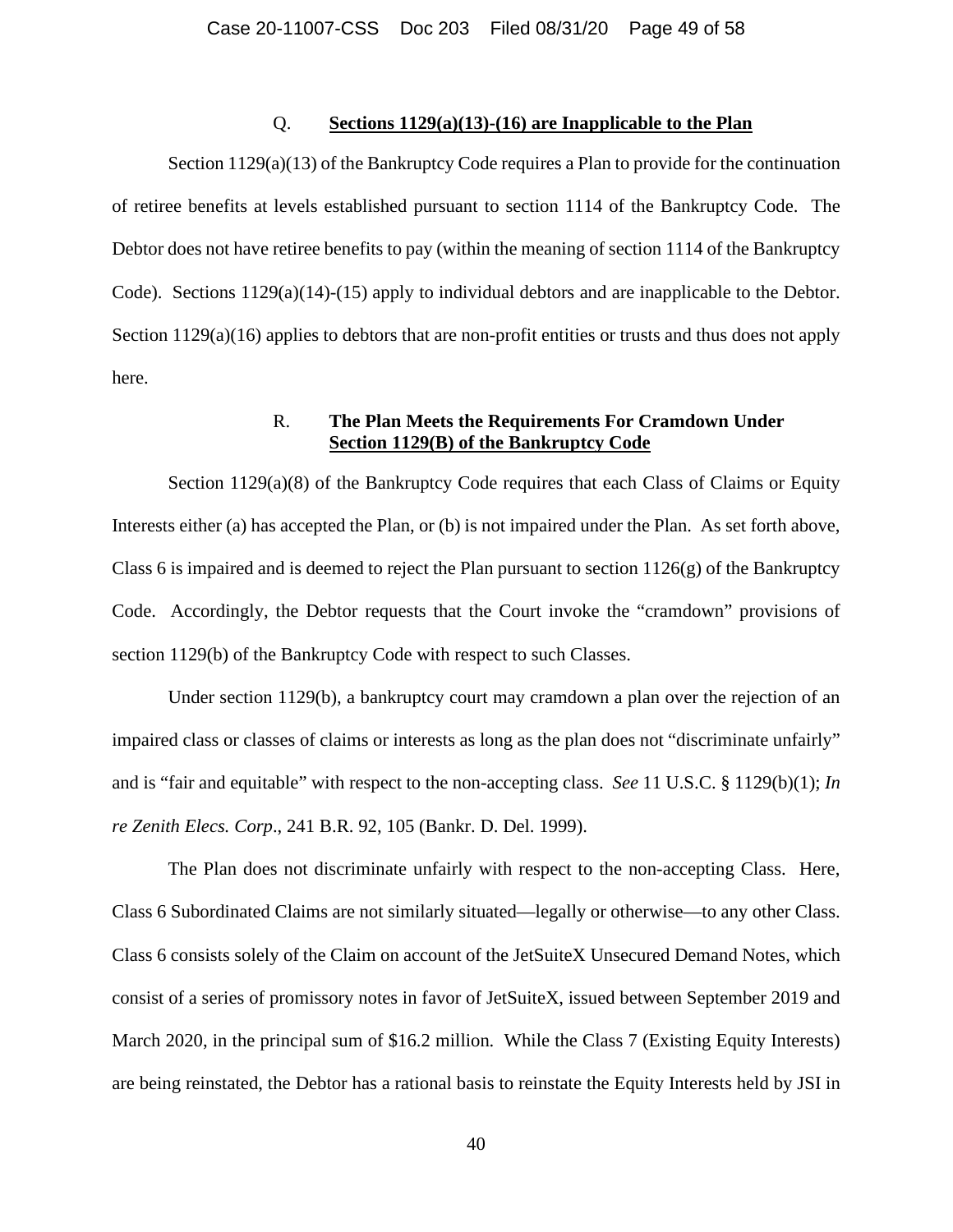### Q. **<u>Sections 1129(a)(13)-(16) are Inapplicable to the Plan</u>**

Section 1129(a)(13) of the Bankruptcy Code requires a Plan to provide for the continuation of retiree benefits at levels established pursuant to section 1114 of the Bankruptcy Code. The Debtor does not have retiree benefits to pay (within the meaning of section 1114 of the Bankruptcy Code). Sections 1129(a)(14)-(15) apply to individual debtors and are inapplicable to the Debtor. Section 1129(a)(16) applies to debtors that are non-profit entities or trusts and thus does not apply here.

### R. **The Plan Meets the Requirements For Cramdown Under <u>Section 1129(B) of the Bankruptcy Code</u>**

Section 1129(a)(8) of the Bankruptcy Code requires that each Class of Claims or Equity Interests either (a) has accepted the Plan, or (b) is not impaired under the Plan. As set forth above, Class 6 is impaired and is deemed to reject the Plan pursuant to section 1126(g) of the Bankruptcy Code. Accordingly, the Debtor requests that the Court invoke the "cramdown" provisions of section 1129(b) of the Bankruptcy Code with respect to such Classes.

Under section 1129(b), a bankruptcy court may cramdown a plan over the rejection of an impaired class or classes of claims or interests as long as the plan does not "discriminate unfairly" and is "fair and equitable" with respect to the non-accepting class. *See* 11 U.S.C. § 1129(b)(1); *In re Zenith Elecs. Corp*., 241 B.R. 92, 105 (Bankr. D. Del. 1999).

The Plan does not discriminate unfairly with respect to the non-accepting Class. Here, Class 6 Subordinated Claims are not similarly situated—legally or otherwise—to any other Class. Class 6 consists solely of the Claim on account of the JetSuiteX Unsecured Demand Notes, which consist of a series of promissory notes in favor of JetSuiteX, issued between September 2019 and March 2020, in the principal sum of $16.2 million. While the Class 7 (Existing Equity Interests) are being reinstated, the Debtor has a rational basis to reinstate the Equity Interests held by JSI in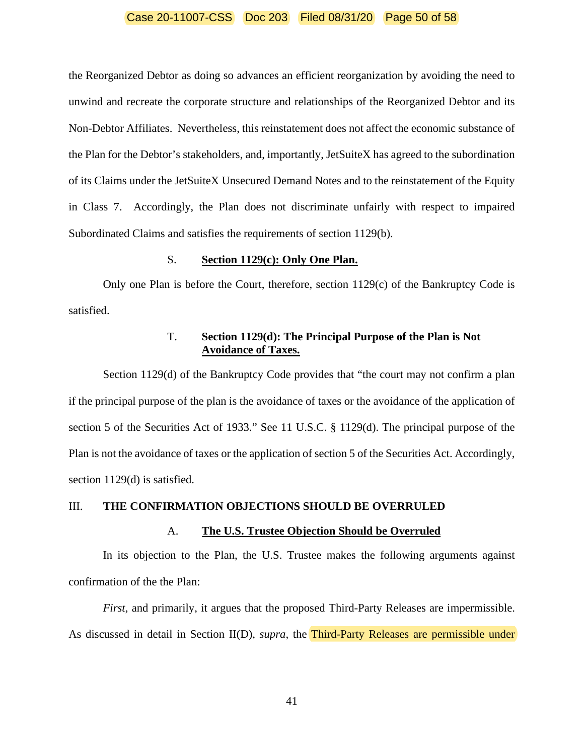the Reorganized Debtor as doing so advances an efficient reorganization by avoiding the need to unwind and recreate the corporate structure and relationships of the Reorganized Debtor and its Non-Debtor Affiliates. Nevertheless, this reinstatement does not affect the economic substance of the Plan for the Debtor's stakeholders, and, importantly, JetSuiteX has agreed to the subordination of its Claims under the JetSuiteX Unsecured Demand Notes and to the reinstatement of the Equity in Class 7. Accordingly, the Plan does not discriminate unfairly with respect to impaired Subordinated Claims and satisfies the requirements of section 1129(b).

### S. **<u>Section 1129(c): Only One Plan.</u>**

Only one Plan is before the Court, therefore, section 1129(c) of the Bankruptcy Code is satisfied.

### T. **<u>Section 1129(d): The Principal Purpose of the Plan is Not Avoidance of Taxes.</u>**

Section 1129(d) of the Bankruptcy Code provides that "the court may not confirm a plan if the principal purpose of the plan is the avoidance of taxes or the avoidance of the application of section 5 of the Securities Act of 1933." See 11 U.S.C. § 1129(d). The principal purpose of the Plan is not the avoidance of taxes or the application of section 5 of the Securities Act. Accordingly, section 1129(d) is satisfied.

## III. THE CONFIRMATION OBJECTIONS SHOULD BE OVERRULED

### A. **<u>The U.S. Trustee Objection Should be Overruled</u>**

In its objection to the Plan, the U.S. Trustee makes the following arguments against confirmation of the the Plan:

*First*, and primarily, it argues that the proposed Third-Party Releases are impermissible. As discussed in detail in Section II(D), *supra*, the Third-Party Releases are permissible under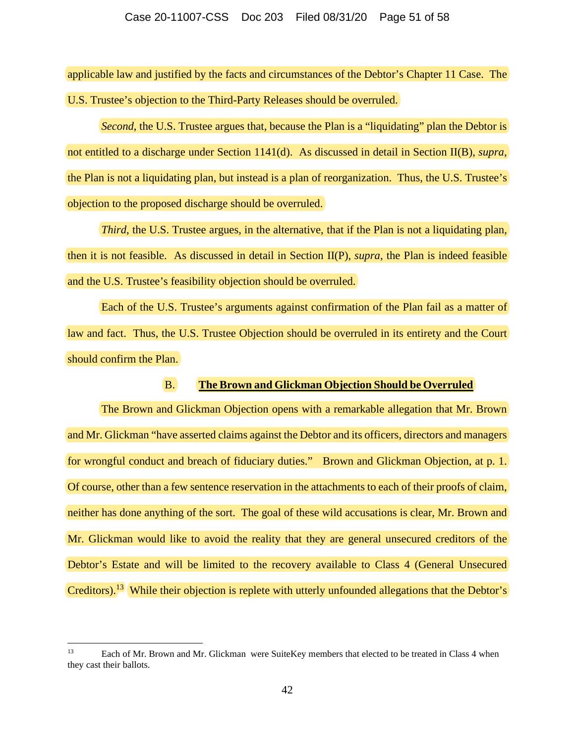applicable law and justified by the facts and circumstances of the Debtor's Chapter 11 Case. The U.S. Trustee's objection to the Third-Party Releases should be overruled.

*Second*, the U.S. Trustee argues that, because the Plan is a "liquidating" plan the Debtor is not entitled to a discharge under Section 1141(d). As discussed in detail in Section II(B), *supra*, the Plan is not a liquidating plan, but instead is a plan of reorganization. Thus, the U.S. Trustee's objection to the proposed discharge should be overruled.

*Third*, the U.S. Trustee argues, in the alternative, that if the Plan is not a liquidating plan, then it is not feasible. As discussed in detail in Section II(P), *supra*, the Plan is indeed feasible and the U.S. Trustee's feasibility objection should be overruled.

Each of the U.S. Trustee's arguments against confirmation of the Plan fail as a matter of law and fact. Thus, the U.S. Trustee Objection should be overruled in its entirety and the Court should confirm the Plan.

### B. **The Brown and Glickman Objection Should be Overruled**

The Brown and Glickman Objection opens with a remarkable allegation that Mr. Brown and Mr. Glickman "have asserted claims against the Debtor and its officers, directors and managers for wrongful conduct and breach of fiduciary duties." Brown and Glickman Objection, at p. 1. Of course, other than a few sentence reservation in the attachments to each of their proofs of claim, neither has done anything of the sort. The goal of these wild accusations is clear, Mr. Brown and Mr. Glickman would like to avoid the reality that they are general unsecured creditors of the Debtor's Estate and will be limited to the recovery available to Class 4 (General Unsecured Creditors).[13] While their objection is replete with utterly unfounded allegations that the Debtor's

---

[13] Each of Mr. Brown and Mr. Glickman were SuiteKey members that elected to be treated in Class 4 when they cast their ballots.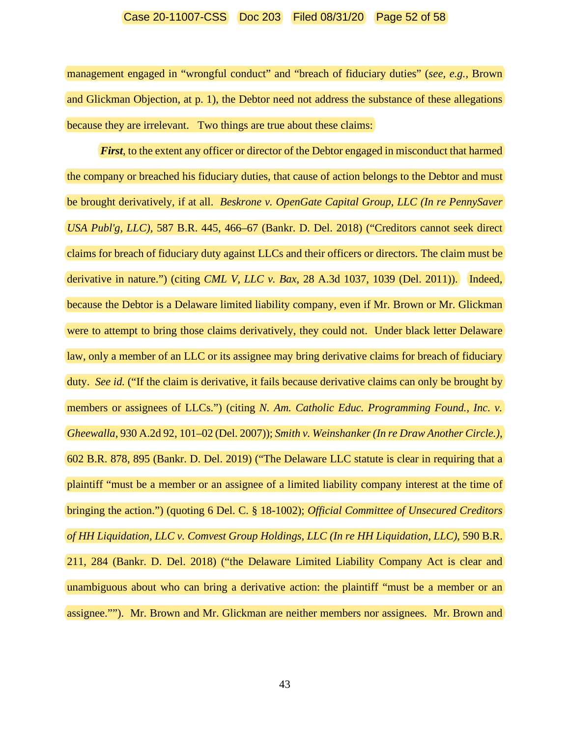management engaged in "wrongful conduct" and "breach of fiduciary duties" (*see, e.g.*, Brown and Glickman Objection, at p. 1), the Debtor need not address the substance of these allegations because they are irrelevant. Two things are true about these claims:

***First***, to the extent any officer or director of the Debtor engaged in misconduct that harmed the company or breached his fiduciary duties, that cause of action belongs to the Debtor and must be brought derivatively, if at all. *Beskrone v. OpenGate Capital Group, LLC (In re PennySaver USA Publ'g, LLC)*, 587 B.R. 445, 466–67 (Bankr. D. Del. 2018) ("Creditors cannot seek direct claims for breach of fiduciary duty against LLCs and their officers or directors. The claim must be derivative in nature.") (citing *CML V, LLC v. Bax*, 28 A.3d 1037, 1039 (Del. 2011)). Indeed, because the Debtor is a Delaware limited liability company, even if Mr. Brown or Mr. Glickman were to attempt to bring those claims derivatively, they could not. Under black letter Delaware law, only a member of an LLC or its assignee may bring derivative claims for breach of fiduciary duty. *See id.* ("If the claim is derivative, it fails because derivative claims can only be brought by members or assignees of LLCs.") (citing *N. Am. Catholic Educ. Programming Found., Inc. v. Gheewalla*, 930 A.2d 92, 101–02 (Del. 2007)); *Smith v. Weinshanker (In re Draw Another Circle.)*, 602 B.R. 878, 895 (Bankr. D. Del. 2019) ("The Delaware LLC statute is clear in requiring that a plaintiff "must be a member or an assignee of a limited liability company interest at the time of bringing the action.") (quoting 6 Del. C. § 18-1002); *Official Committee of Unsecured Creditors of HH Liquidation, LLC v. Comvest Group Holdings, LLC (In re HH Liquidation, LLC)*, 590 B.R. 211, 284 (Bankr. D. Del. 2018) ("the Delaware Limited Liability Company Act is clear and unambiguous about who can bring a derivative action: the plaintiff "must be a member or an assignee.""). Mr. Brown and Mr. Glickman are neither members nor assignees. Mr. Brown and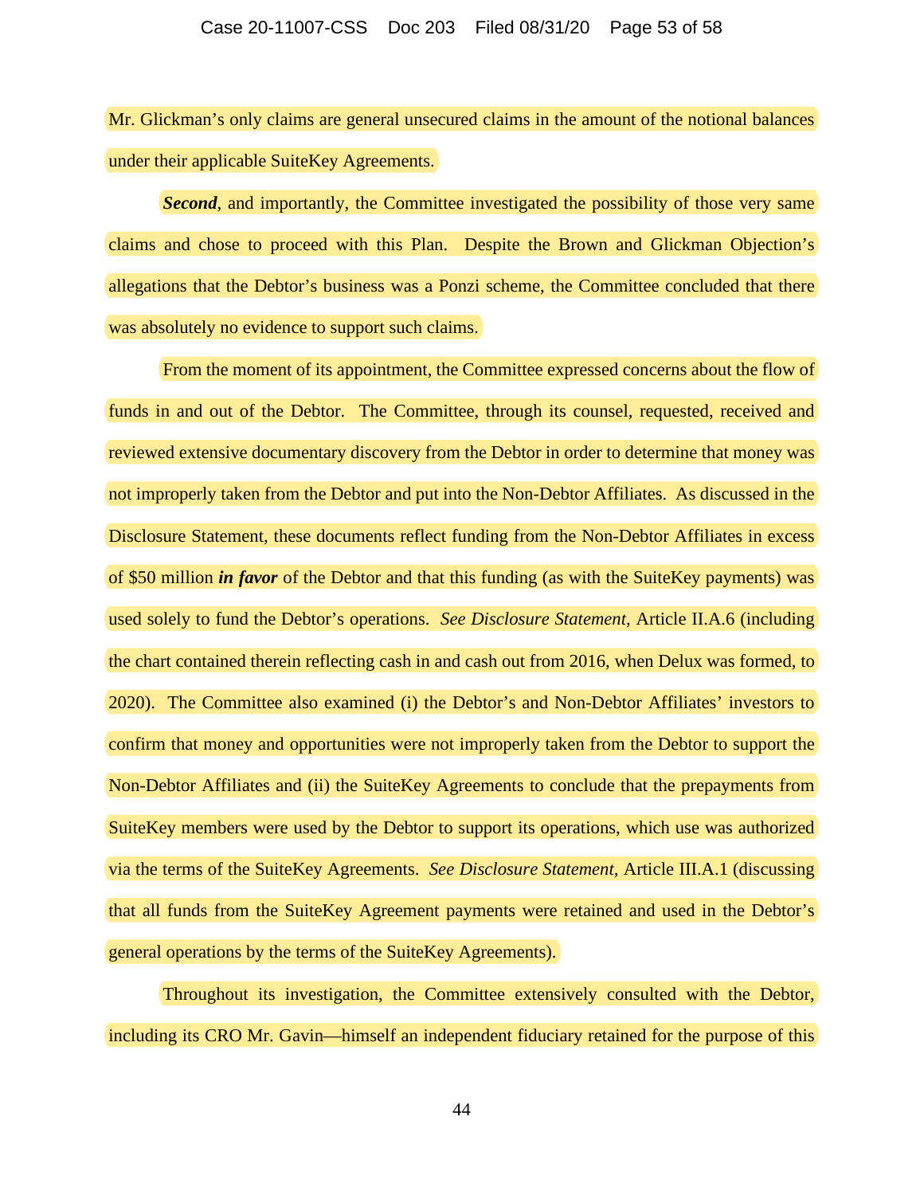Mr. Glickman's only claims are general unsecured claims in the amount of the notional balances under their applicable SuiteKey Agreements.

***Second***, and importantly, the Committee investigated the possibility of those very same claims and chose to proceed with this Plan. Despite the Brown and Glickman Objection's allegations that the Debtor's business was a Ponzi scheme, the Committee concluded that there was absolutely no evidence to support such claims.

From the moment of its appointment, the Committee expressed concerns about the flow of funds in and out of the Debtor. The Committee, through its counsel, requested, received and reviewed extensive documentary discovery from the Debtor in order to determine that money was not improperly taken from the Debtor and put into the Non-Debtor Affiliates. As discussed in the Disclosure Statement, these documents reflect funding from the Non-Debtor Affiliates in excess of $50 million ***in favor*** of the Debtor and that this funding (as with the SuiteKey payments) was used solely to fund the Debtor's operations. *See Disclosure Statement,* Article II.A.6 (including the chart contained therein reflecting cash in and cash out from 2016, when Delux was formed, to 2020). The Committee also examined (i) the Debtor's and Non-Debtor Affiliates' investors to confirm that money and opportunities were not improperly taken from the Debtor to support the Non-Debtor Affiliates and (ii) the SuiteKey Agreements to conclude that the prepayments from SuiteKey members were used by the Debtor to support its operations, which use was authorized via the terms of the SuiteKey Agreements. *See Disclosure Statement,* Article III.A.1 (discussing that all funds from the SuiteKey Agreement payments were retained and used in the Debtor's general operations by the terms of the SuiteKey Agreements).

Throughout its investigation, the Committee extensively consulted with the Debtor, including its CRO Mr. Gavin—himself an independent fiduciary retained for the purpose of this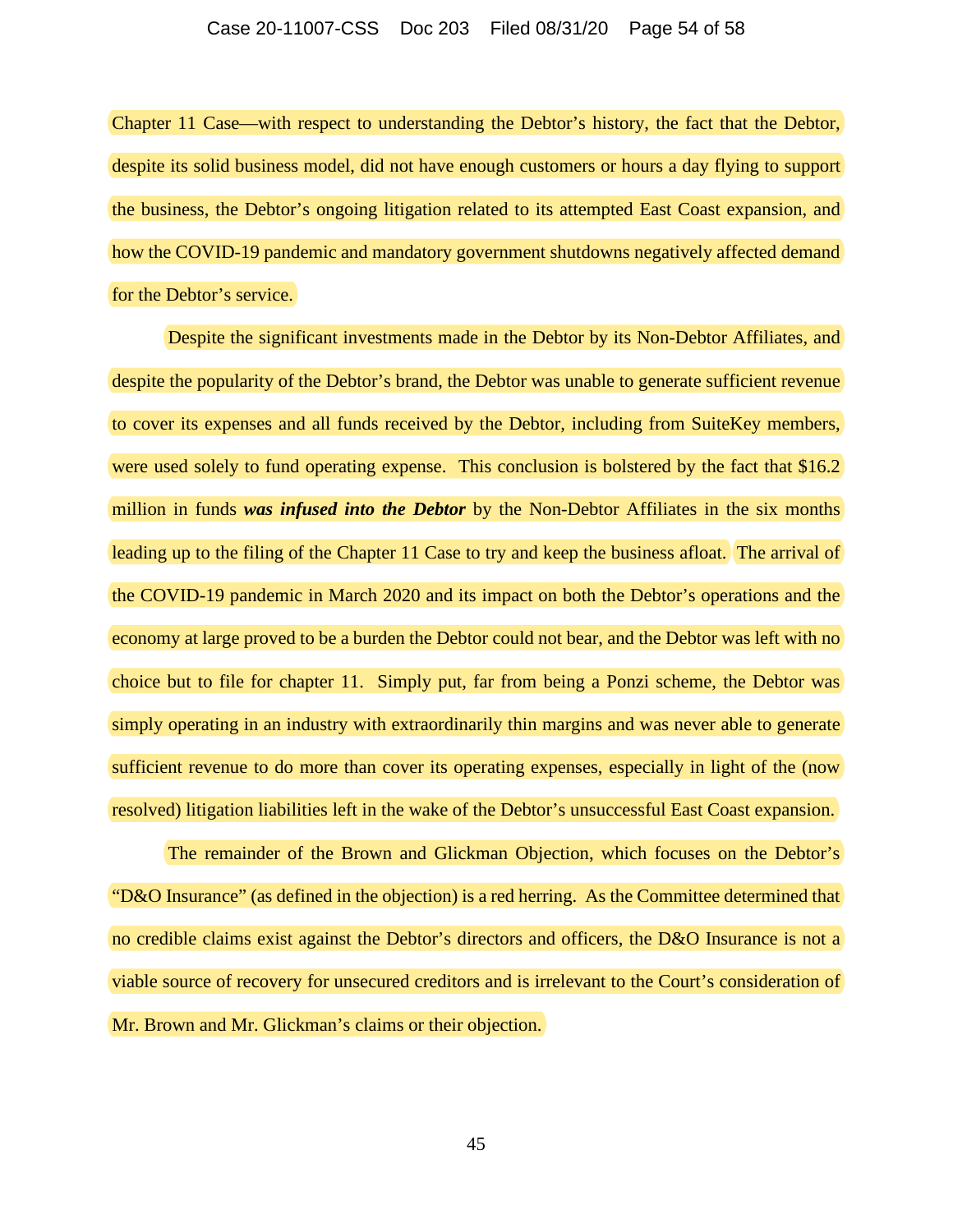Chapter 11 Case—with respect to understanding the Debtor's history, the fact that the Debtor, despite its solid business model, did not have enough customers or hours a day flying to support the business, the Debtor's ongoing litigation related to its attempted East Coast expansion, and how the COVID-19 pandemic and mandatory government shutdowns negatively affected demand for the Debtor's service.

Despite the significant investments made in the Debtor by its Non-Debtor Affiliates, and despite the popularity of the Debtor's brand, the Debtor was unable to generate sufficient revenue to cover its expenses and all funds received by the Debtor, including from SuiteKey members, were used solely to fund operating expense. This conclusion is bolstered by the fact that $16.2 million in funds ***was infused into the Debtor*** by the Non-Debtor Affiliates in the six months leading up to the filing of the Chapter 11 Case to try and keep the business afloat. The arrival of the COVID-19 pandemic in March 2020 and its impact on both the Debtor's operations and the economy at large proved to be a burden the Debtor could not bear, and the Debtor was left with no choice but to file for chapter 11. Simply put, far from being a Ponzi scheme, the Debtor was simply operating in an industry with extraordinarily thin margins and was never able to generate sufficient revenue to do more than cover its operating expenses, especially in light of the (now resolved) litigation liabilities left in the wake of the Debtor's unsuccessful East Coast expansion.

The remainder of the Brown and Glickman Objection, which focuses on the Debtor's "D&O Insurance" (as defined in the objection) is a red herring. As the Committee determined that no credible claims exist against the Debtor's directors and officers, the D&O Insurance is not a viable source of recovery for unsecured creditors and is irrelevant to the Court's consideration of Mr. Brown and Mr. Glickman's claims or their objection.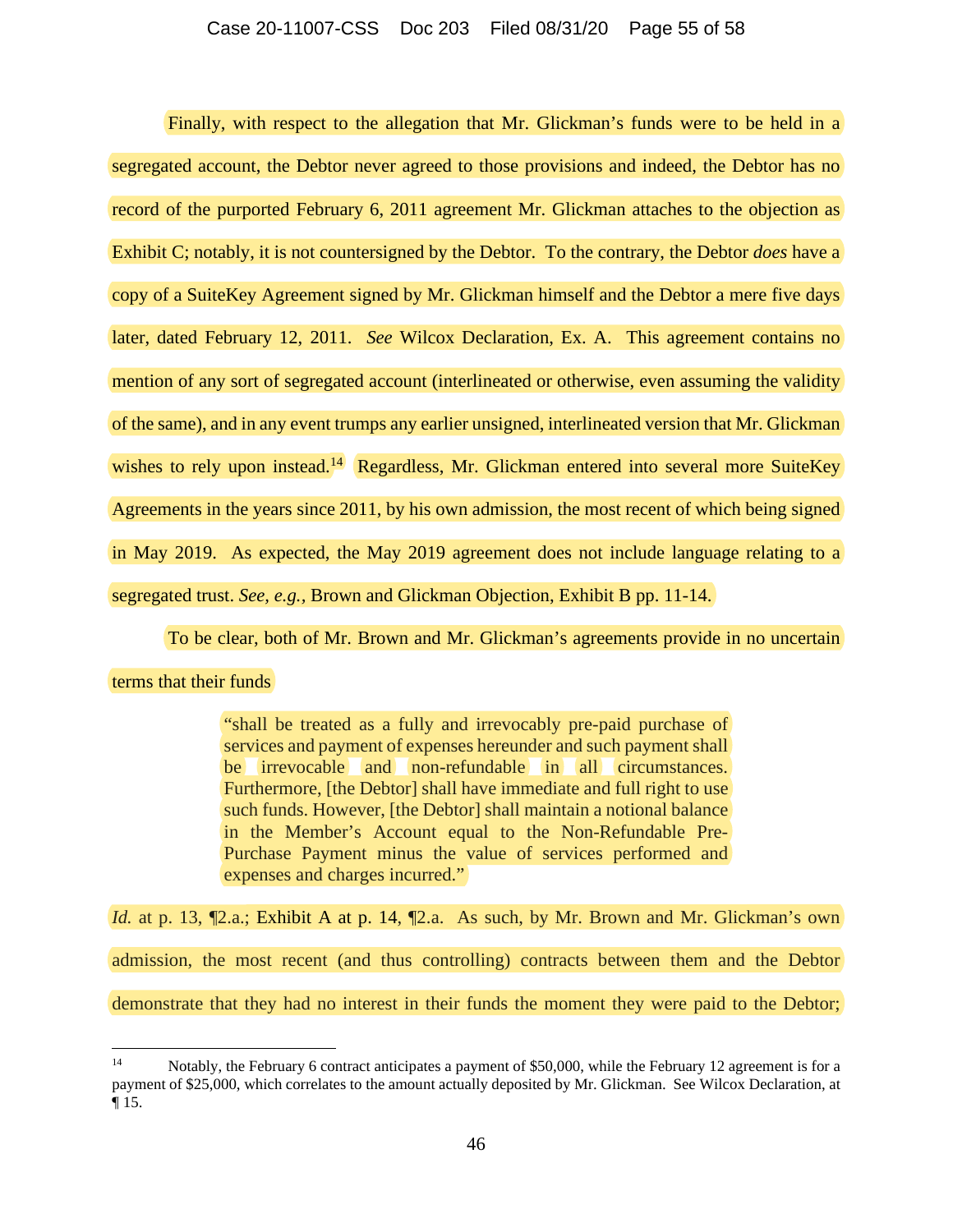Finally, with respect to the allegation that Mr. Glickman's funds were to be held in a segregated account, the Debtor never agreed to those provisions and indeed, the Debtor has no record of the purported February 6, 2011 agreement Mr. Glickman attaches to the objection as Exhibit C; notably, it is not countersigned by the Debtor. To the contrary, the Debtor *does* have a copy of a SuiteKey Agreement signed by Mr. Glickman himself and the Debtor a mere five days later, dated February 12, 2011. *See* Wilcox Declaration, Ex. A. This agreement contains no mention of any sort of segregated account (interlineated or otherwise, even assuming the validity of the same), and in any event trumps any earlier unsigned, interlineated version that Mr. Glickman wishes to rely upon instead.[14] Regardless, Mr. Glickman entered into several more SuiteKey Agreements in the years since 2011, by his own admission, the most recent of which being signed in May 2019. As expected, the May 2019 agreement does not include language relating to a segregated trust. *See, e.g.,* Brown and Glickman Objection, Exhibit B pp. 11-14.

To be clear, both of Mr. Brown and Mr. Glickman's agreements provide in no uncertain terms that their funds

> "shall be treated as a fully and irrevocably pre-paid purchase of services and payment of expenses hereunder and such payment shall be irrevocable and non-refundable in all circumstances. Furthermore, [the Debtor] shall have immediate and full right to use such funds. However, [the Debtor] shall maintain a notional balance in the Member's Account equal to the Non-Refundable Pre-Purchase Payment minus the value of services performed and expenses and charges incurred."

*Id.* at p. 13, ¶2.a.; Exhibit A at p. 14, ¶2.a. As such, by Mr. Brown and Mr. Glickman's own admission, the most recent (and thus controlling) contracts between them and the Debtor demonstrate that they had no interest in their funds the moment they were paid to the Debtor;

[14] Notably, the February 6 contract anticipates a payment of $50,000, while the February 12 agreement is for a payment of $25,000, which correlates to the amount actually deposited by Mr. Glickman. See Wilcox Declaration, at ¶ 15.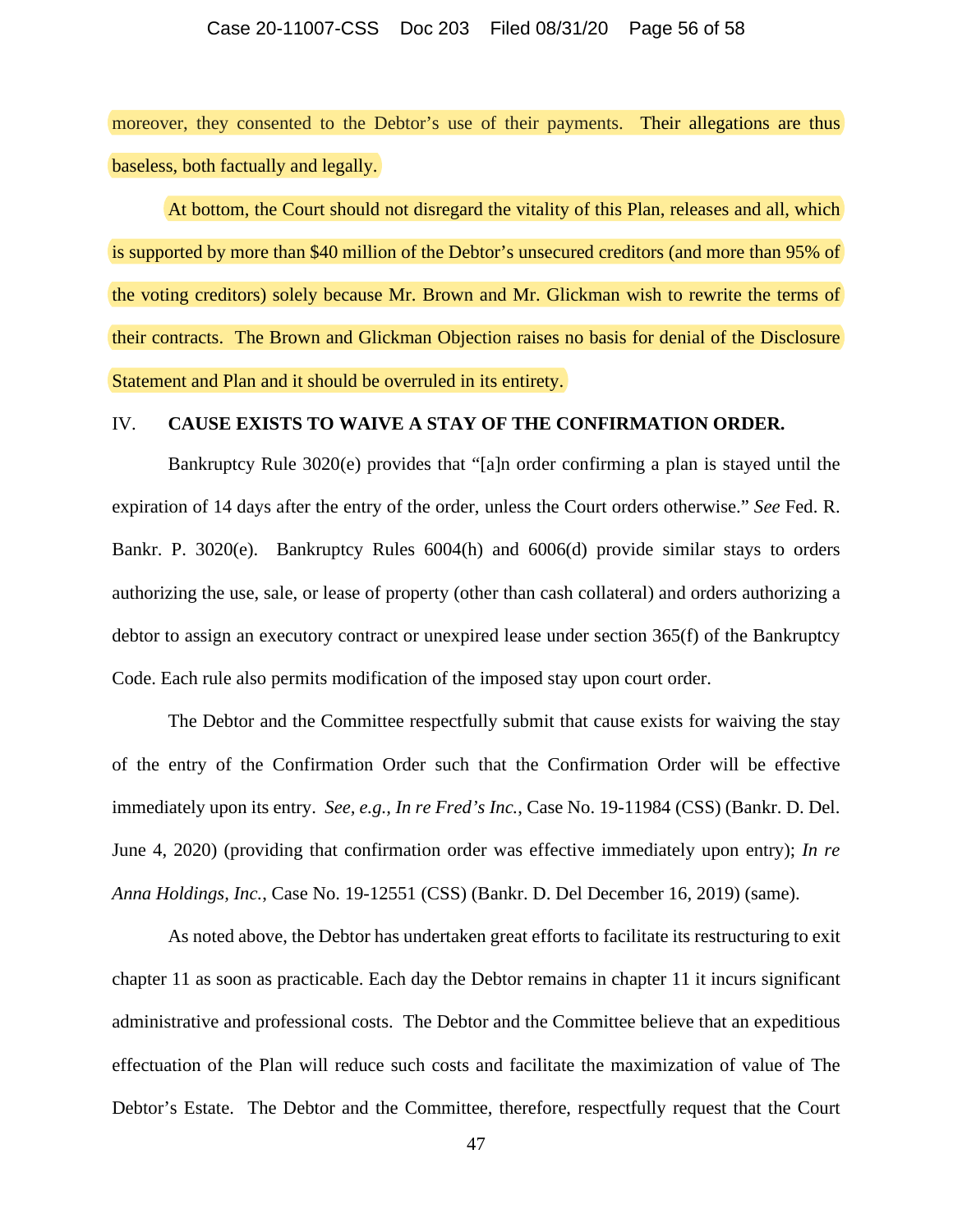moreover, they consented to the Debtor's use of their payments. Their allegations are thus baseless, both factually and legally.

At bottom, the Court should not disregard the vitality of this Plan, releases and all, which is supported by more than $40 million of the Debtor's unsecured creditors (and more than 95% of the voting creditors) solely because Mr. Brown and Mr. Glickman wish to rewrite the terms of their contracts. The Brown and Glickman Objection raises no basis for denial of the Disclosure Statement and Plan and it should be overruled in its entirety.

## IV. CAUSE EXISTS TO WAIVE A STAY OF THE CONFIRMATION ORDER.

Bankruptcy Rule 3020(e) provides that "[a]n order confirming a plan is stayed until the expiration of 14 days after the entry of the order, unless the Court orders otherwise." *See* Fed. R. Bankr. P. 3020(e). Bankruptcy Rules 6004(h) and 6006(d) provide similar stays to orders authorizing the use, sale, or lease of property (other than cash collateral) and orders authorizing a debtor to assign an executory contract or unexpired lease under section 365(f) of the Bankruptcy Code. Each rule also permits modification of the imposed stay upon court order.

The Debtor and the Committee respectfully submit that cause exists for waiving the stay of the entry of the Confirmation Order such that the Confirmation Order will be effective immediately upon its entry. *See, e.g., In re Fred's Inc.*, Case No. 19-11984 (CSS) (Bankr. D. Del. June 4, 2020) (providing that confirmation order was effective immediately upon entry); *In re Anna Holdings, Inc.*, Case No. 19-12551 (CSS) (Bankr. D. Del December 16, 2019) (same).

As noted above, the Debtor has undertaken great efforts to facilitate its restructuring to exit chapter 11 as soon as practicable. Each day the Debtor remains in chapter 11 it incurs significant administrative and professional costs. The Debtor and the Committee believe that an expeditious effectuation of the Plan will reduce such costs and facilitate the maximization of value of The Debtor's Estate. The Debtor and the Committee, therefore, respectfully request that the Court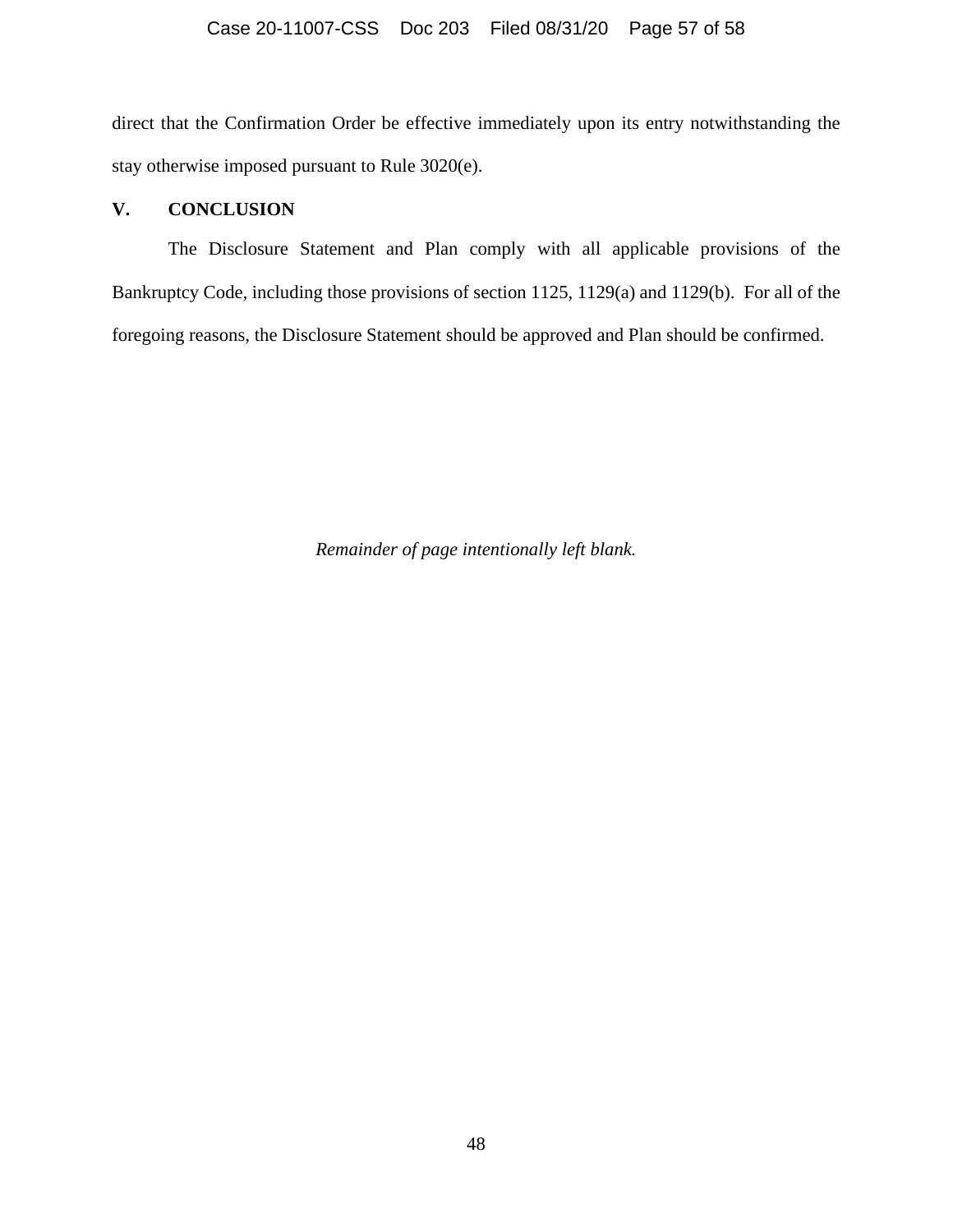direct that the Confirmation Order be effective immediately upon its entry notwithstanding the stay otherwise imposed pursuant to Rule 3020(e).

## V. CONCLUSION

The Disclosure Statement and Plan comply with all applicable provisions of the Bankruptcy Code, including those provisions of section 1125, 1129(a) and 1129(b). For all of the foregoing reasons, the Disclosure Statement should be approved and Plan should be confirmed.

*Remainder of page intentionally left blank.*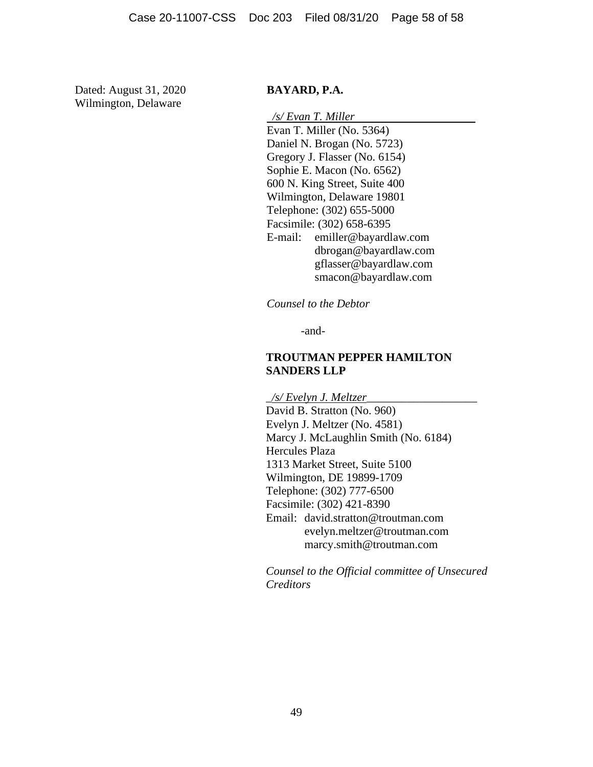Dated: August 31, 2020
Wilmington, Delaware

**BAYARD, P.A.**

*/s/ Evan T. Miller*
Evan T. Miller (No. 5364)
Daniel N. Brogan (No. 5723)
Gregory J. Flasser (No. 6154)
Sophie E. Macon (No. 6562)
600 N. King Street, Suite 400
Wilmington, Delaware 19801
Telephone: (302) 655-5000
Facsimile: (302) 658-6395
E-mail: emiller@bayardlaw.com
dbrogan@bayardlaw.com
gflasser@bayardlaw.com
smacon@bayardlaw.com

*Counsel to the Debtor*

-and-

**TROUTMAN PEPPER HAMILTON SANDERS LLP**

*/s/ Evelyn J. Meltzer*
David B. Stratton (No. 960)
Evelyn J. Meltzer (No. 4581)
Marcy J. McLaughlin Smith (No. 6184)
Hercules Plaza
1313 Market Street, Suite 5100
Wilmington, DE 19899-1709
Telephone: (302) 777-6500
Facsimile: (302) 421-8390
Email: david.stratton@troutman.com
evelyn.meltzer@troutman.com
marcy.smith@troutman.com

*Counsel to the Official committee of Unsecured Creditors*